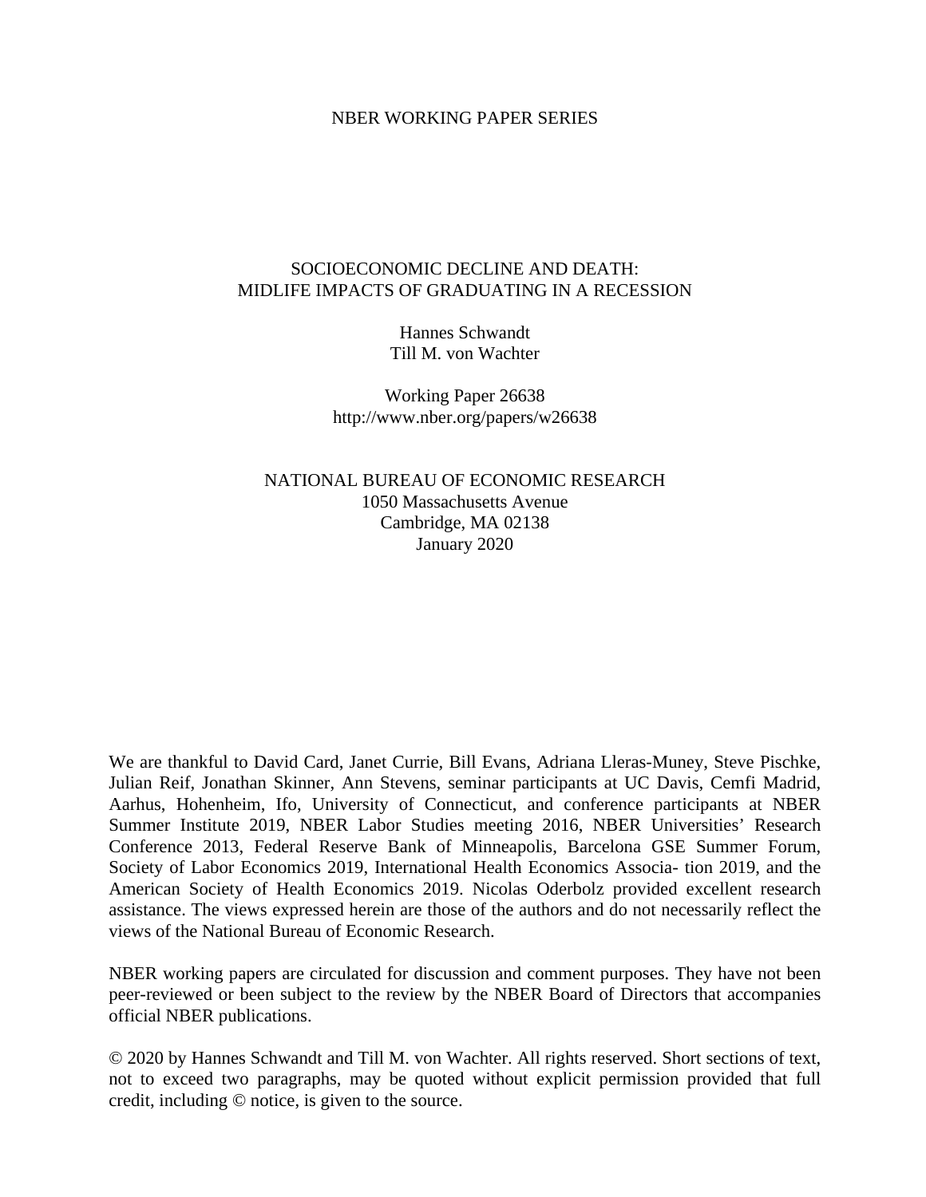NBER WORKING PAPER SERIES

# SOCIOECONOMIC DECLINE AND DEATH: MIDLIFE IMPACTS OF GRADUATING IN A RECESSION

Hannes Schwandt
Till M. von Wachter

Working Paper 26638
http://www.nber.org/papers/w26638

NATIONAL BUREAU OF ECONOMIC RESEARCH
1050 Massachusetts Avenue
Cambridge, MA 02138
January 2020

We are thankful to David Card, Janet Currie, Bill Evans, Adriana Lleras-Muney, Steve Pischke, Julian Reif, Jonathan Skinner, Ann Stevens, seminar participants at UC Davis, Cemfi Madrid, Aarhus, Hohenheim, Ifo, University of Connecticut, and conference participants at NBER Summer Institute 2019, NBER Labor Studies meeting 2016, NBER Universities' Research Conference 2013, Federal Reserve Bank of Minneapolis, Barcelona GSE Summer Forum, Society of Labor Economics 2019, International Health Economics Associa- tion 2019, and the American Society of Health Economics 2019. Nicolas Oderbolz provided excellent research assistance. The views expressed herein are those of the authors and do not necessarily reflect the views of the National Bureau of Economic Research.

NBER working papers are circulated for discussion and comment purposes. They have not been peer-reviewed or been subject to the review by the NBER Board of Directors that accompanies official NBER publications.

© 2020 by Hannes Schwandt and Till M. von Wachter. All rights reserved. Short sections of text, not to exceed two paragraphs, may be quoted without explicit permission provided that full credit, including © notice, is given to the source.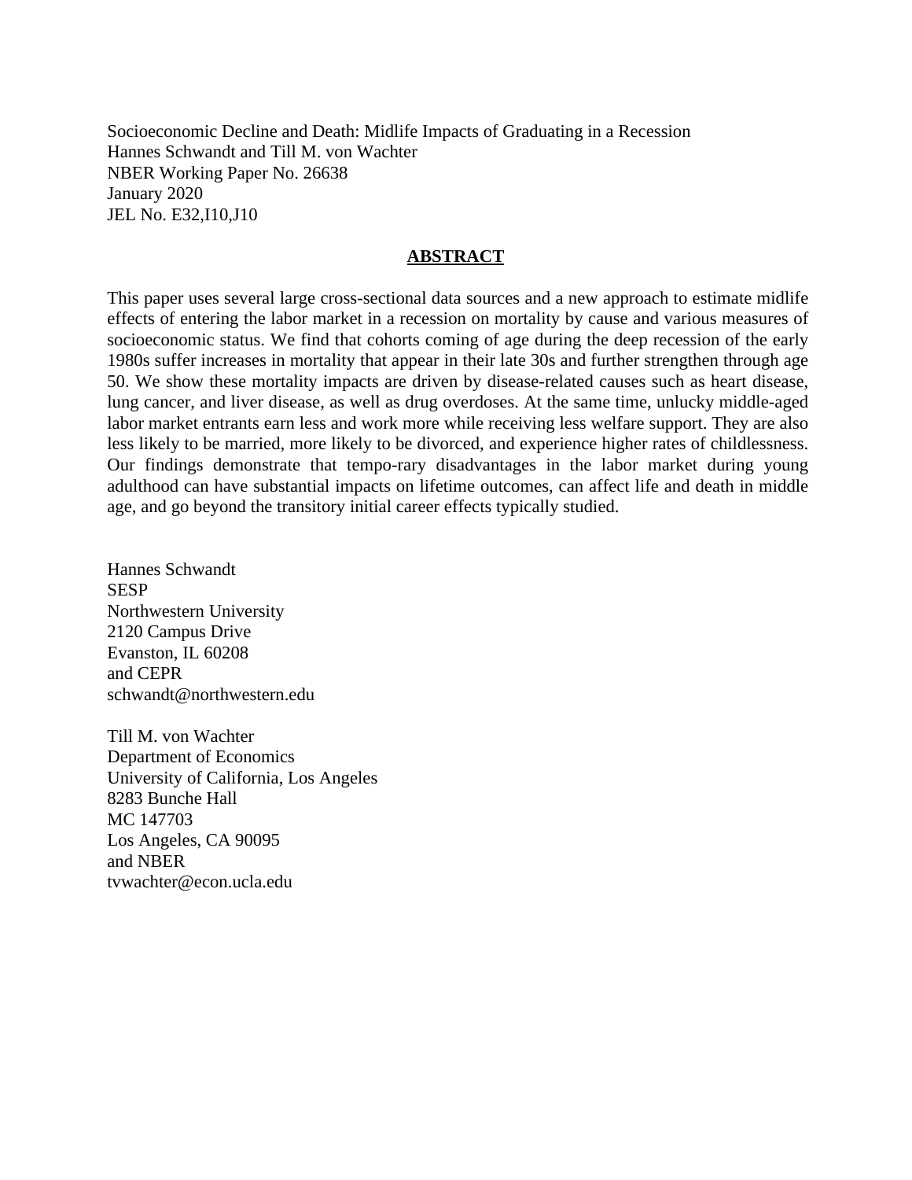Socioeconomic Decline and Death: Midlife Impacts of Graduating in a Recession
Hannes Schwandt and Till M. von Wachter
NBER Working Paper No. 26638
January 2020
JEL No. E32,I10,J10

## ABSTRACT

This paper uses several large cross-sectional data sources and a new approach to estimate midlife effects of entering the labor market in a recession on mortality by cause and various measures of socioeconomic status. We find that cohorts coming of age during the deep recession of the early 1980s suffer increases in mortality that appear in their late 30s and further strengthen through age 50. We show these mortality impacts are driven by disease-related causes such as heart disease, lung cancer, and liver disease, as well as drug overdoses. At the same time, unlucky middle-aged labor market entrants earn less and work more while receiving less welfare support. They are also less likely to be married, more likely to be divorced, and experience higher rates of childlessness. Our findings demonstrate that tempo-rary disadvantages in the labor market during young adulthood can have substantial impacts on lifetime outcomes, can affect life and death in middle age, and go beyond the transitory initial career effects typically studied.

Hannes Schwandt
SESP
Northwestern University
2120 Campus Drive
Evanston, IL 60208
and CEPR
schwandt@northwestern.edu

Till M. von Wachter
Department of Economics
University of California, Los Angeles
8283 Bunche Hall
MC 147703
Los Angeles, CA 90095
and NBER
tvwachter@econ.ucla.edu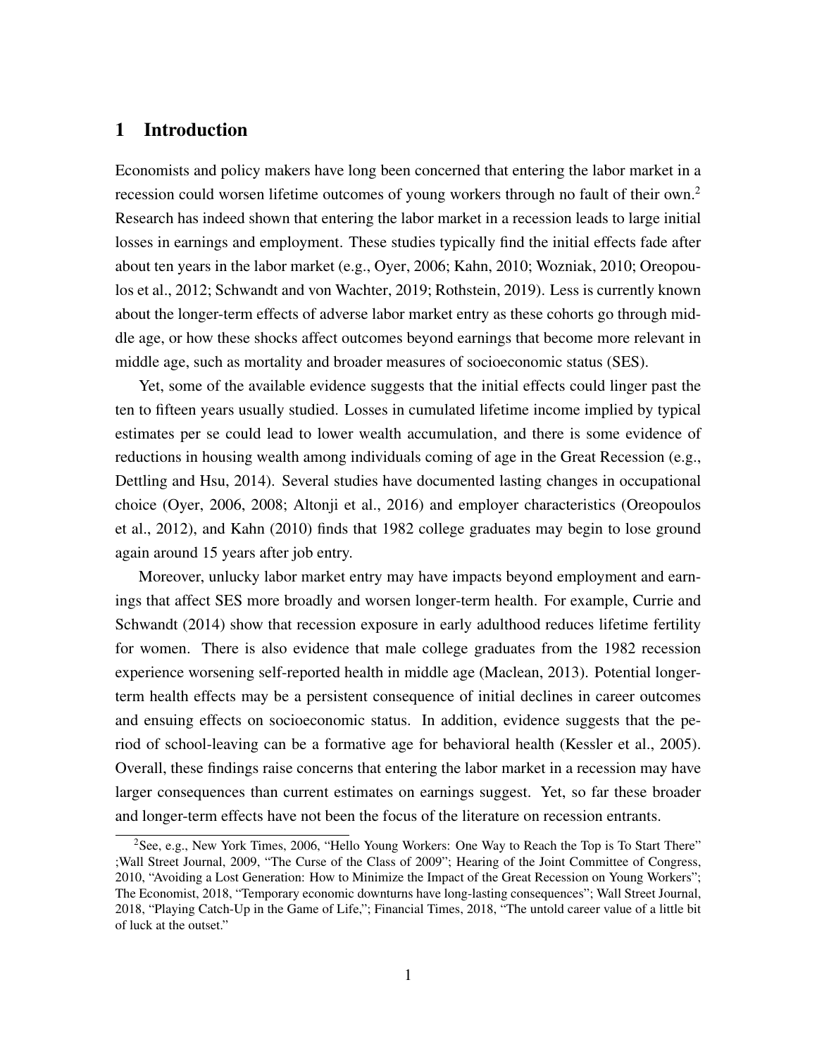# 1 Introduction

Economists and policy makers have long been concerned that entering the labor market in a recession could worsen lifetime outcomes of young workers through no fault of their own.[2] Research has indeed shown that entering the labor market in a recession leads to large initial losses in earnings and employment. These studies typically find the initial effects fade after about ten years in the labor market (e.g., Oyer, 2006; Kahn, 2010; Wozniak, 2010; Oreopoulos et al., 2012; Schwandt and von Wachter, 2019; Rothstein, 2019). Less is currently known about the longer-term effects of adverse labor market entry as these cohorts go through middle age, or how these shocks affect outcomes beyond earnings that become more relevant in middle age, such as mortality and broader measures of socioeconomic status (SES).

Yet, some of the available evidence suggests that the initial effects could linger past the ten to fifteen years usually studied. Losses in cumulated lifetime income implied by typical estimates per se could lead to lower wealth accumulation, and there is some evidence of reductions in housing wealth among individuals coming of age in the Great Recession (e.g., Dettling and Hsu, 2014). Several studies have documented lasting changes in occupational choice (Oyer, 2006, 2008; Altonji et al., 2016) and employer characteristics (Oreopoulos et al., 2012), and Kahn (2010) finds that 1982 college graduates may begin to lose ground again around 15 years after job entry.

Moreover, unlucky labor market entry may have impacts beyond employment and earnings that affect SES more broadly and worsen longer-term health. For example, Currie and Schwandt (2014) show that recession exposure in early adulthood reduces lifetime fertility for women. There is also evidence that male college graduates from the 1982 recession experience worsening self-reported health in middle age (Maclean, 2013). Potential longer-term health effects may be a persistent consequence of initial declines in career outcomes and ensuing effects on socioeconomic status. In addition, evidence suggests that the period of school-leaving can be a formative age for behavioral health (Kessler et al., 2005). Overall, these findings raise concerns that entering the labor market in a recession may have larger consequences than current estimates on earnings suggest. Yet, so far these broader and longer-term effects have not been the focus of the literature on recession entrants.

[2] See, e.g., New York Times, 2006, "Hello Young Workers: One Way to Reach the Top is To Start There" ;Wall Street Journal, 2009, "The Curse of the Class of 2009"; Hearing of the Joint Committee of Congress, 2010, "Avoiding a Lost Generation: How to Minimize the Impact of the Great Recession on Young Workers"; The Economist, 2018, "Temporary economic downturns have long-lasting consequences"; Wall Street Journal, 2018, "Playing Catch-Up in the Game of Life,"; Financial Times, 2018, "The untold career value of a little bit of luck at the outset."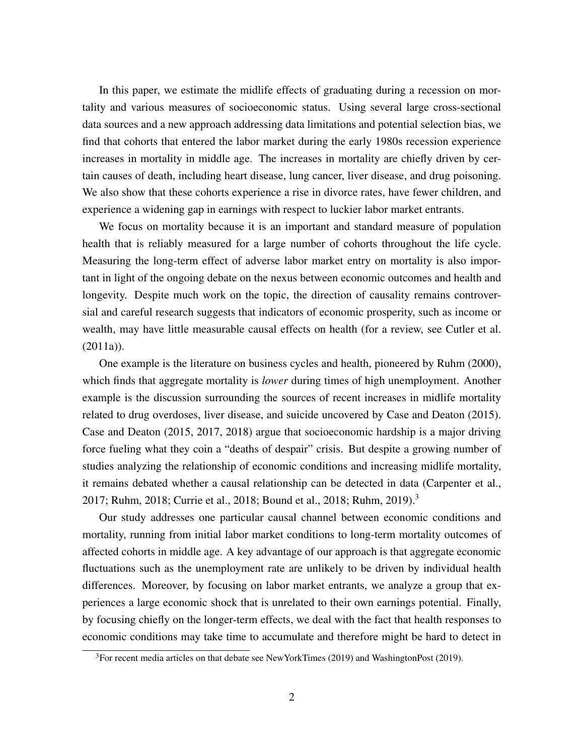In this paper, we estimate the midlife effects of graduating during a recession on mortality and various measures of socioeconomic status. Using several large cross-sectional data sources and a new approach addressing data limitations and potential selection bias, we find that cohorts that entered the labor market during the early 1980s recession experience increases in mortality in middle age. The increases in mortality are chiefly driven by certain causes of death, including heart disease, lung cancer, liver disease, and drug poisoning. We also show that these cohorts experience a rise in divorce rates, have fewer children, and experience a widening gap in earnings with respect to luckier labor market entrants.

We focus on mortality because it is an important and standard measure of population health that is reliably measured for a large number of cohorts throughout the life cycle. Measuring the long-term effect of adverse labor market entry on mortality is also important in light of the ongoing debate on the nexus between economic outcomes and health and longevity. Despite much work on the topic, the direction of causality remains controversial and careful research suggests that indicators of economic prosperity, such as income or wealth, may have little measurable causal effects on health (for a review, see Cutler et al. (2011a)).

One example is the literature on business cycles and health, pioneered by Ruhm (2000), which finds that aggregate mortality is *lower* during times of high unemployment. Another example is the discussion surrounding the sources of recent increases in midlife mortality related to drug overdoses, liver disease, and suicide uncovered by Case and Deaton (2015). Case and Deaton (2015, 2017, 2018) argue that socioeconomic hardship is a major driving force fueling what they coin a "deaths of despair" crisis. But despite a growing number of studies analyzing the relationship of economic conditions and increasing midlife mortality, it remains debated whether a causal relationship can be detected in data (Carpenter et al., 2017; Ruhm, 2018; Currie et al., 2018; Bound et al., 2018; Ruhm, 2019).[3]

Our study addresses one particular causal channel between economic conditions and mortality, running from initial labor market conditions to long-term mortality outcomes of affected cohorts in middle age. A key advantage of our approach is that aggregate economic fluctuations such as the unemployment rate are unlikely to be driven by individual health differences. Moreover, by focusing on labor market entrants, we analyze a group that experiences a large economic shock that is unrelated to their own earnings potential. Finally, by focusing chiefly on the longer-term effects, we deal with the fact that health responses to economic conditions may take time to accumulate and therefore might be hard to detect in

[3]For recent media articles on that debate see NewYorkTimes (2019) and WashingtonPost (2019).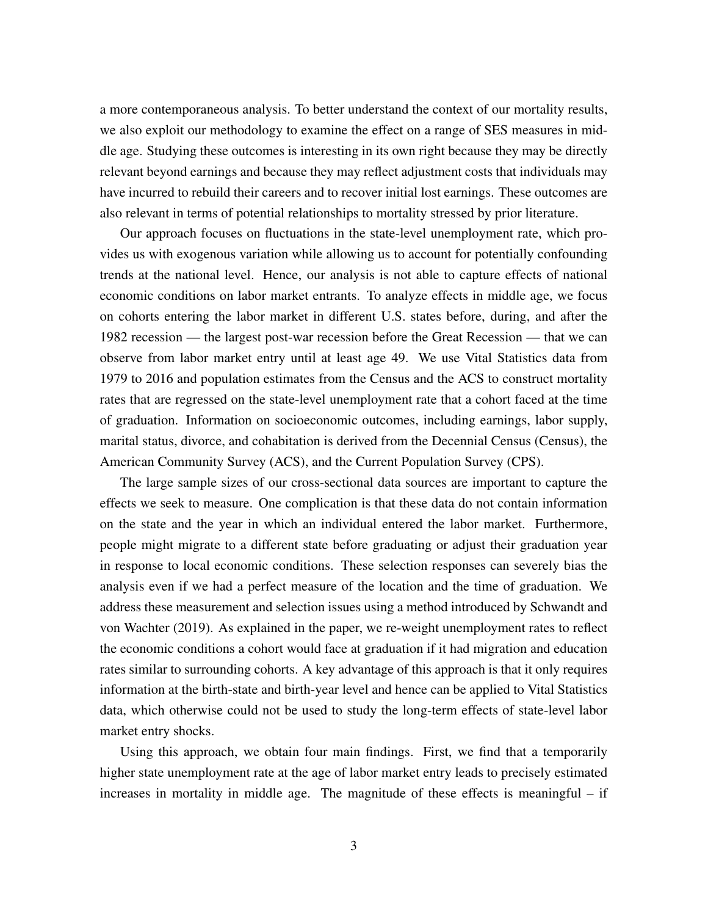a more contemporaneous analysis. To better understand the context of our mortality results, we also exploit our methodology to examine the effect on a range of SES measures in middle age. Studying these outcomes is interesting in its own right because they may be directly relevant beyond earnings and because they may reflect adjustment costs that individuals may have incurred to rebuild their careers and to recover initial lost earnings. These outcomes are also relevant in terms of potential relationships to mortality stressed by prior literature.

Our approach focuses on fluctuations in the state-level unemployment rate, which provides us with exogenous variation while allowing us to account for potentially confounding trends at the national level. Hence, our analysis is not able to capture effects of national economic conditions on labor market entrants. To analyze effects in middle age, we focus on cohorts entering the labor market in different U.S. states before, during, and after the 1982 recession — the largest post-war recession before the Great Recession — that we can observe from labor market entry until at least age 49. We use Vital Statistics data from 1979 to 2016 and population estimates from the Census and the ACS to construct mortality rates that are regressed on the state-level unemployment rate that a cohort faced at the time of graduation. Information on socioeconomic outcomes, including earnings, labor supply, marital status, divorce, and cohabitation is derived from the Decennial Census (Census), the American Community Survey (ACS), and the Current Population Survey (CPS).

The large sample sizes of our cross-sectional data sources are important to capture the effects we seek to measure. One complication is that these data do not contain information on the state and the year in which an individual entered the labor market. Furthermore, people might migrate to a different state before graduating or adjust their graduation year in response to local economic conditions. These selection responses can severely bias the analysis even if we had a perfect measure of the location and the time of graduation. We address these measurement and selection issues using a method introduced by Schwandt and von Wachter (2019). As explained in the paper, we re-weight unemployment rates to reflect the economic conditions a cohort would face at graduation if it had migration and education rates similar to surrounding cohorts. A key advantage of this approach is that it only requires information at the birth-state and birth-year level and hence can be applied to Vital Statistics data, which otherwise could not be used to study the long-term effects of state-level labor market entry shocks.

Using this approach, we obtain four main findings. First, we find that a temporarily higher state unemployment rate at the age of labor market entry leads to precisely estimated increases in mortality in middle age. The magnitude of these effects is meaningful – if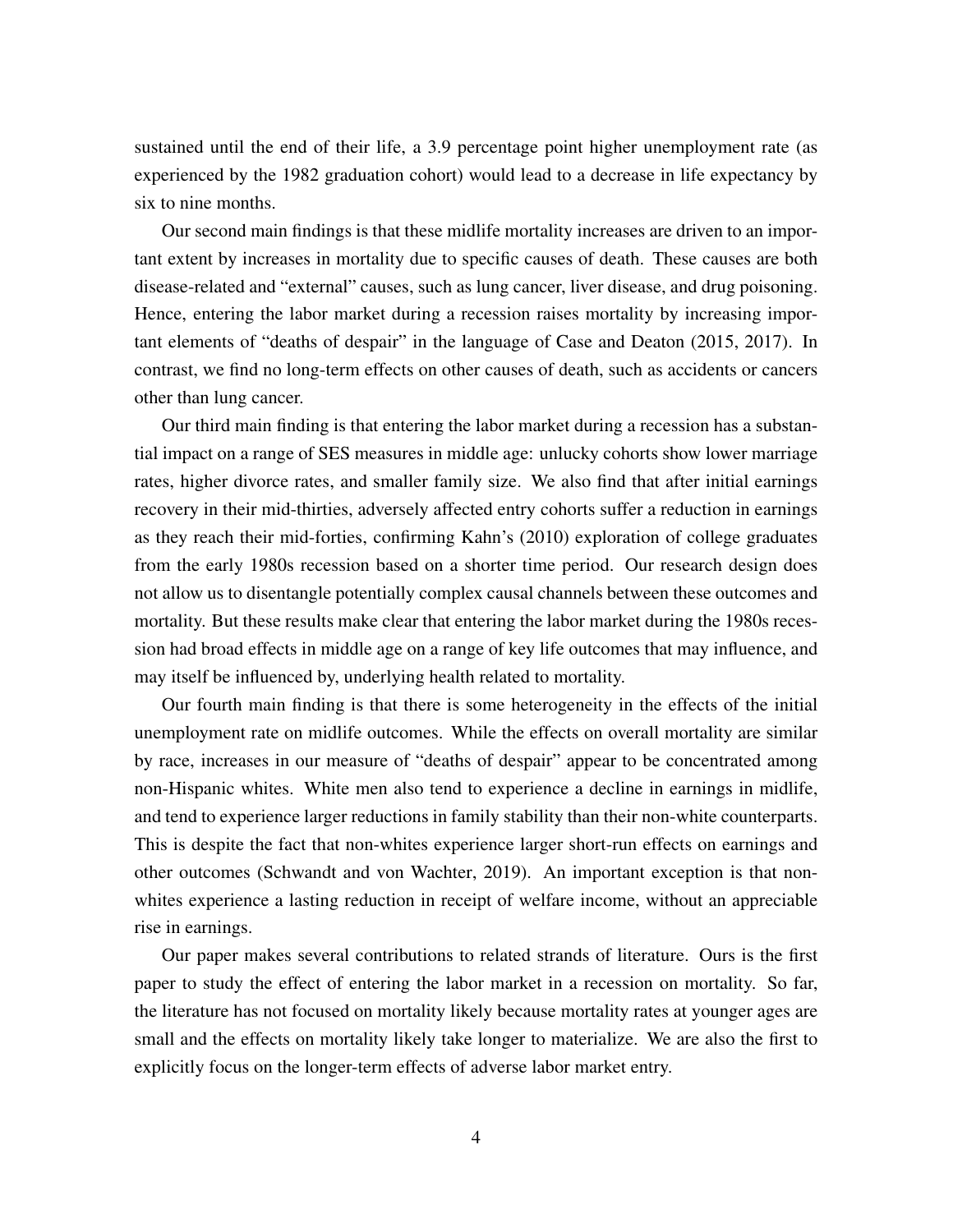sustained until the end of their life, a 3.9 percentage point higher unemployment rate (as experienced by the 1982 graduation cohort) would lead to a decrease in life expectancy by six to nine months.

Our second main findings is that these midlife mortality increases are driven to an important extent by increases in mortality due to specific causes of death. These causes are both disease-related and "external" causes, such as lung cancer, liver disease, and drug poisoning. Hence, entering the labor market during a recession raises mortality by increasing important elements of "deaths of despair" in the language of Case and Deaton (2015, 2017). In contrast, we find no long-term effects on other causes of death, such as accidents or cancers other than lung cancer.

Our third main finding is that entering the labor market during a recession has a substantial impact on a range of SES measures in middle age: unlucky cohorts show lower marriage rates, higher divorce rates, and smaller family size. We also find that after initial earnings recovery in their mid-thirties, adversely affected entry cohorts suffer a reduction in earnings as they reach their mid-forties, confirming Kahn's (2010) exploration of college graduates from the early 1980s recession based on a shorter time period. Our research design does not allow us to disentangle potentially complex causal channels between these outcomes and mortality. But these results make clear that entering the labor market during the 1980s recession had broad effects in middle age on a range of key life outcomes that may influence, and may itself be influenced by, underlying health related to mortality.

Our fourth main finding is that there is some heterogeneity in the effects of the initial unemployment rate on midlife outcomes. While the effects on overall mortality are similar by race, increases in our measure of "deaths of despair" appear to be concentrated among non-Hispanic whites. White men also tend to experience a decline in earnings in midlife, and tend to experience larger reductions in family stability than their non-white counterparts. This is despite the fact that non-whites experience larger short-run effects on earnings and other outcomes (Schwandt and von Wachter, 2019). An important exception is that non-whites experience a lasting reduction in receipt of welfare income, without an appreciable rise in earnings.

Our paper makes several contributions to related strands of literature. Ours is the first paper to study the effect of entering the labor market in a recession on mortality. So far, the literature has not focused on mortality likely because mortality rates at younger ages are small and the effects on mortality likely take longer to materialize. We are also the first to explicitly focus on the longer-term effects of adverse labor market entry.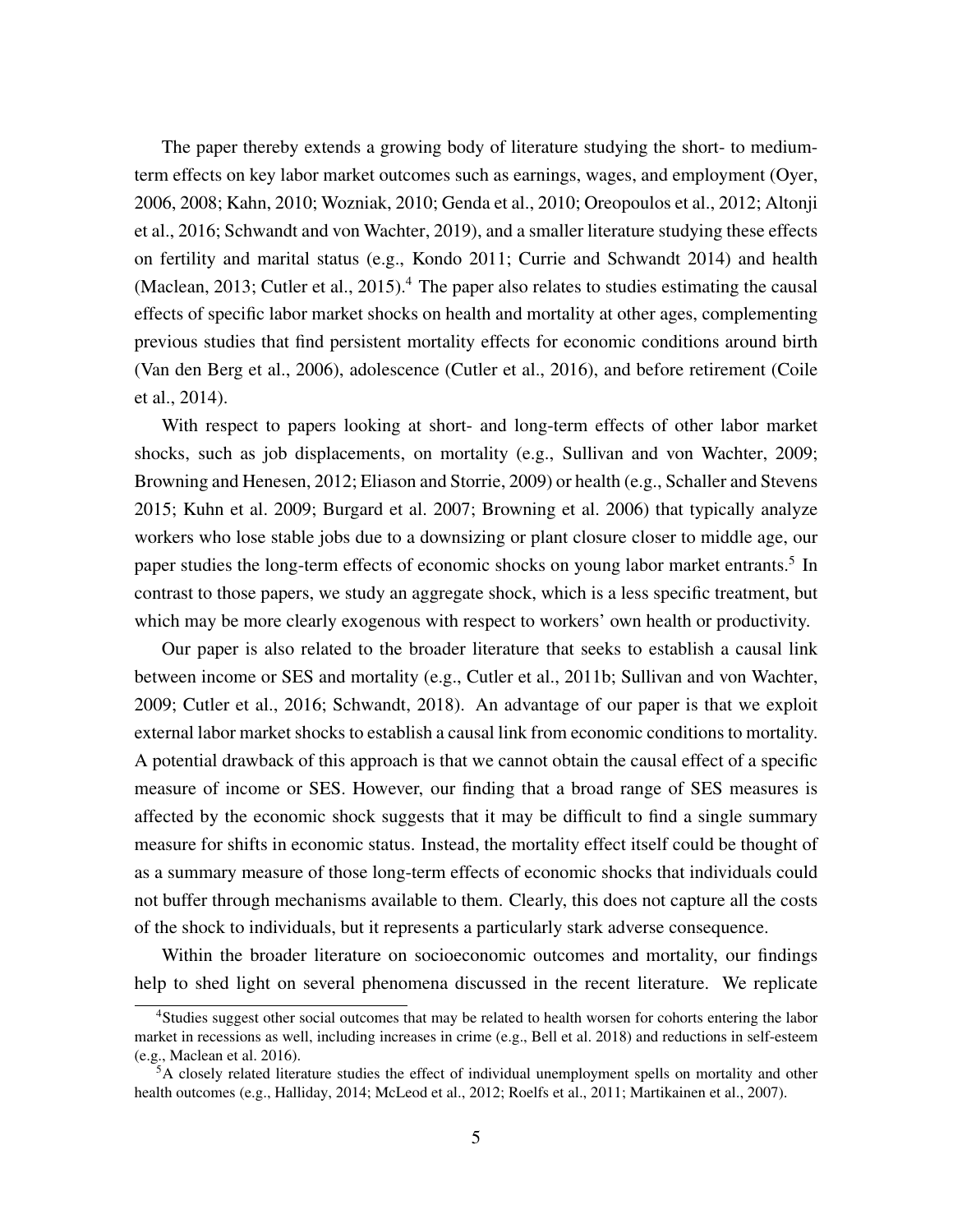The paper thereby extends a growing body of literature studying the short- to medium-term effects on key labor market outcomes such as earnings, wages, and employment (Oyer, 2006, 2008; Kahn, 2010; Wozniak, 2010; Genda et al., 2010; Oreopoulos et al., 2012; Altonji et al., 2016; Schwandt and von Wachter, 2019), and a smaller literature studying these effects on fertility and marital status (e.g., Kondo 2011; Currie and Schwandt 2014) and health (Maclean, 2013; Cutler et al., 2015).[4] The paper also relates to studies estimating the causal effects of specific labor market shocks on health and mortality at other ages, complementing previous studies that find persistent mortality effects for economic conditions around birth (Van den Berg et al., 2006), adolescence (Cutler et al., 2016), and before retirement (Coile et al., 2014).

With respect to papers looking at short- and long-term effects of other labor market shocks, such as job displacements, on mortality (e.g., Sullivan and von Wachter, 2009; Browning and Henesen, 2012; Eliason and Storrie, 2009) or health (e.g., Schaller and Stevens 2015; Kuhn et al. 2009; Burgard et al. 2007; Browning et al. 2006) that typically analyze workers who lose stable jobs due to a downsizing or plant closure closer to middle age, our paper studies the long-term effects of economic shocks on young labor market entrants.[5] In contrast to those papers, we study an aggregate shock, which is a less specific treatment, but which may be more clearly exogenous with respect to workers' own health or productivity.

Our paper is also related to the broader literature that seeks to establish a causal link between income or SES and mortality (e.g., Cutler et al., 2011b; Sullivan and von Wachter, 2009; Cutler et al., 2016; Schwandt, 2018). An advantage of our paper is that we exploit external labor market shocks to establish a causal link from economic conditions to mortality. A potential drawback of this approach is that we cannot obtain the causal effect of a specific measure of income or SES. However, our finding that a broad range of SES measures is affected by the economic shock suggests that it may be difficult to find a single summary measure for shifts in economic status. Instead, the mortality effect itself could be thought of as a summary measure of those long-term effects of economic shocks that individuals could not buffer through mechanisms available to them. Clearly, this does not capture all the costs of the shock to individuals, but it represents a particularly stark adverse consequence.

Within the broader literature on socioeconomic outcomes and mortality, our findings help to shed light on several phenomena discussed in the recent literature. We replicate

[4]Studies suggest other social outcomes that may be related to health worsen for cohorts entering the labor market in recessions as well, including increases in crime (e.g., Bell et al. 2018) and reductions in self-esteem (e.g., Maclean et al. 2016).

[5]A closely related literature studies the effect of individual unemployment spells on mortality and other health outcomes (e.g., Halliday, 2014; McLeod et al., 2012; Roelfs et al., 2011; Martikainen et al., 2007).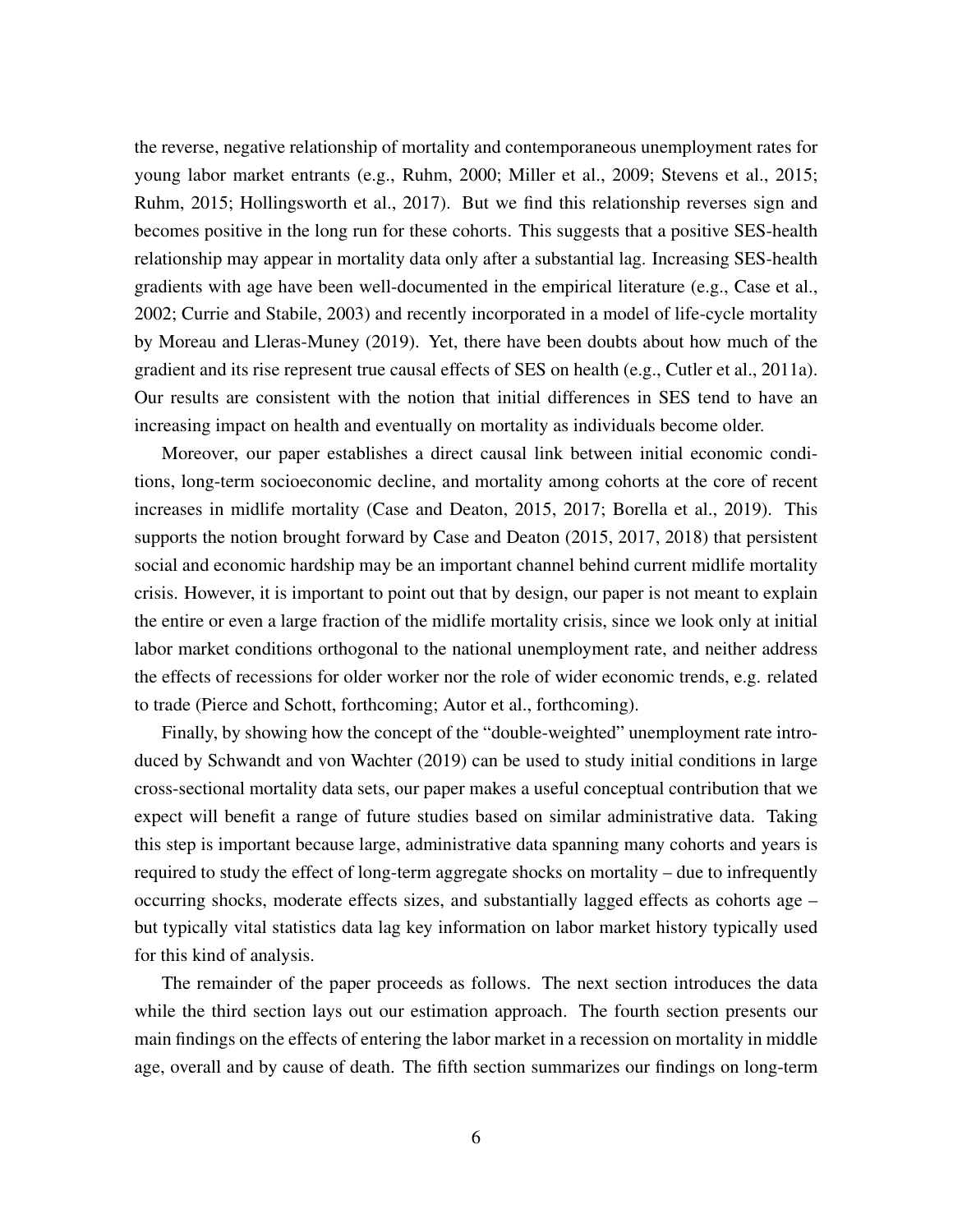the reverse, negative relationship of mortality and contemporaneous unemployment rates for young labor market entrants (e.g., Ruhm, 2000; Miller et al., 2009; Stevens et al., 2015; Ruhm, 2015; Hollingsworth et al., 2017). But we find this relationship reverses sign and becomes positive in the long run for these cohorts. This suggests that a positive SES-health relationship may appear in mortality data only after a substantial lag. Increasing SES-health gradients with age have been well-documented in the empirical literature (e.g., Case et al., 2002; Currie and Stabile, 2003) and recently incorporated in a model of life-cycle mortality by Moreau and Lleras-Muney (2019). Yet, there have been doubts about how much of the gradient and its rise represent true causal effects of SES on health (e.g., Cutler et al., 2011a). Our results are consistent with the notion that initial differences in SES tend to have an increasing impact on health and eventually on mortality as individuals become older.

Moreover, our paper establishes a direct causal link between initial economic conditions, long-term socioeconomic decline, and mortality among cohorts at the core of recent increases in midlife mortality (Case and Deaton, 2015, 2017; Borella et al., 2019). This supports the notion brought forward by Case and Deaton (2015, 2017, 2018) that persistent social and economic hardship may be an important channel behind current midlife mortality crisis. However, it is important to point out that by design, our paper is not meant to explain the entire or even a large fraction of the midlife mortality crisis, since we look only at initial labor market conditions orthogonal to the national unemployment rate, and neither address the effects of recessions for older worker nor the role of wider economic trends, e.g. related to trade (Pierce and Schott, forthcoming; Autor et al., forthcoming).

Finally, by showing how the concept of the "double-weighted" unemployment rate introduced by Schwandt and von Wachter (2019) can be used to study initial conditions in large cross-sectional mortality data sets, our paper makes a useful conceptual contribution that we expect will benefit a range of future studies based on similar administrative data. Taking this step is important because large, administrative data spanning many cohorts and years is required to study the effect of long-term aggregate shocks on mortality – due to infrequently occurring shocks, moderate effects sizes, and substantially lagged effects as cohorts age – but typically vital statistics data lag key information on labor market history typically used for this kind of analysis.

The remainder of the paper proceeds as follows. The next section introduces the data while the third section lays out our estimation approach. The fourth section presents our main findings on the effects of entering the labor market in a recession on mortality in middle age, overall and by cause of death. The fifth section summarizes our findings on long-term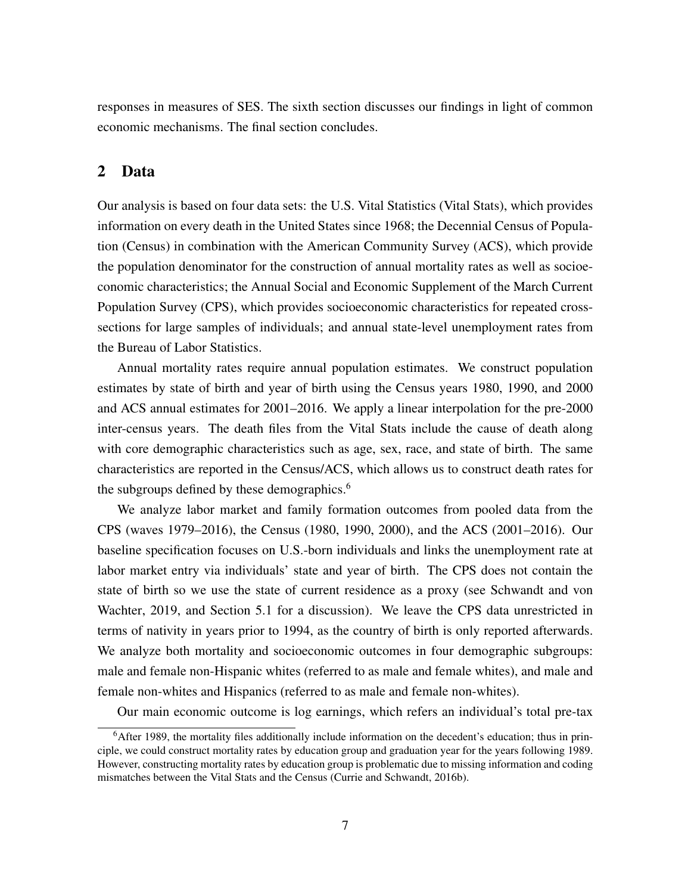responses in measures of SES. The sixth section discusses our findings in light of common economic mechanisms. The final section concludes.

## 2 Data

Our analysis is based on four data sets: the U.S. Vital Statistics (Vital Stats), which provides information on every death in the United States since 1968; the Decennial Census of Population (Census) in combination with the American Community Survey (ACS), which provide the population denominator for the construction of annual mortality rates as well as socioeconomic characteristics; the Annual Social and Economic Supplement of the March Current Population Survey (CPS), which provides socioeconomic characteristics for repeated cross-sections for large samples of individuals; and annual state-level unemployment rates from the Bureau of Labor Statistics.

Annual mortality rates require annual population estimates. We construct population estimates by state of birth and year of birth using the Census years 1980, 1990, and 2000 and ACS annual estimates for 2001–2016. We apply a linear interpolation for the pre-2000 inter-census years. The death files from the Vital Stats include the cause of death along with core demographic characteristics such as age, sex, race, and state of birth. The same characteristics are reported in the Census/ACS, which allows us to construct death rates for the subgroups defined by these demographics.[6]

We analyze labor market and family formation outcomes from pooled data from the CPS (waves 1979–2016), the Census (1980, 1990, 2000), and the ACS (2001–2016). Our baseline specification focuses on U.S.-born individuals and links the unemployment rate at labor market entry via individuals' state and year of birth. The CPS does not contain the state of birth so we use the state of current residence as a proxy (see Schwandt and von Wachter, 2019, and Section 5.1 for a discussion). We leave the CPS data unrestricted in terms of nativity in years prior to 1994, as the country of birth is only reported afterwards. We analyze both mortality and socioeconomic outcomes in four demographic subgroups: male and female non-Hispanic whites (referred to as male and female whites), and male and female non-whites and Hispanics (referred to as male and female non-whites).

Our main economic outcome is log earnings, which refers an individual's total pre-tax

[6] After 1989, the mortality files additionally include information on the decedent's education; thus in principle, we could construct mortality rates by education group and graduation year for the years following 1989. However, constructing mortality rates by education group is problematic due to missing information and coding mismatches between the Vital Stats and the Census (Currie and Schwandt, 2016b).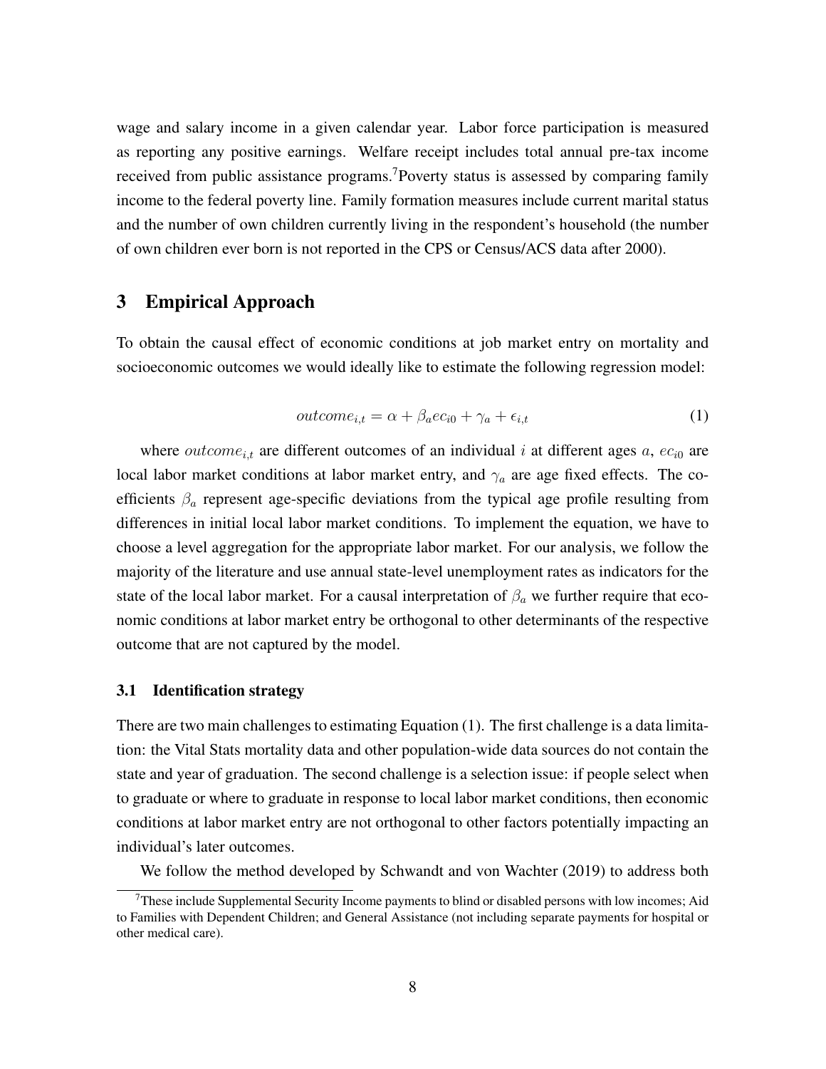wage and salary income in a given calendar year. Labor force participation is measured as reporting any positive earnings. Welfare receipt includes total annual pre-tax income received from public assistance programs.[7] Poverty status is assessed by comparing family income to the federal poverty line. Family formation measures include current marital status and the number of own children currently living in the respondent's household (the number of own children ever born is not reported in the CPS or Census/ACS data after 2000).

## 3 Empirical Approach

To obtain the causal effect of economic conditions at job market entry on mortality and socioeconomic outcomes we would ideally like to estimate the following regression model:

$$outcome_{i,t} = \alpha + \beta_a ec_{i0} + \gamma_a + \epsilon_{i,t} \tag{1}$$

where $outcome_{i,t}$ are different outcomes of an individual $i$ at different ages $a$, $ec_{i0}$ are local labor market conditions at labor market entry, and $\gamma_a$ are age fixed effects. The coefficients $\beta_a$ represent age-specific deviations from the typical age profile resulting from differences in initial local labor market conditions. To implement the equation, we have to choose a level aggregation for the appropriate labor market. For our analysis, we follow the majority of the literature and use annual state-level unemployment rates as indicators for the state of the local labor market. For a causal interpretation of $\beta_a$ we further require that economic conditions at labor market entry be orthogonal to other determinants of the respective outcome that are not captured by the model.

### 3.1 Identification strategy

There are two main challenges to estimating Equation (1). The first challenge is a data limitation: the Vital Stats mortality data and other population-wide data sources do not contain the state and year of graduation. The second challenge is a selection issue: if people select when to graduate or where to graduate in response to local labor market conditions, then economic conditions at labor market entry are not orthogonal to other factors potentially impacting an individual's later outcomes.

We follow the method developed by Schwandt and von Wachter (2019) to address both

[7] These include Supplemental Security Income payments to blind or disabled persons with low incomes; Aid to Families with Dependent Children; and General Assistance (not including separate payments for hospital or other medical care).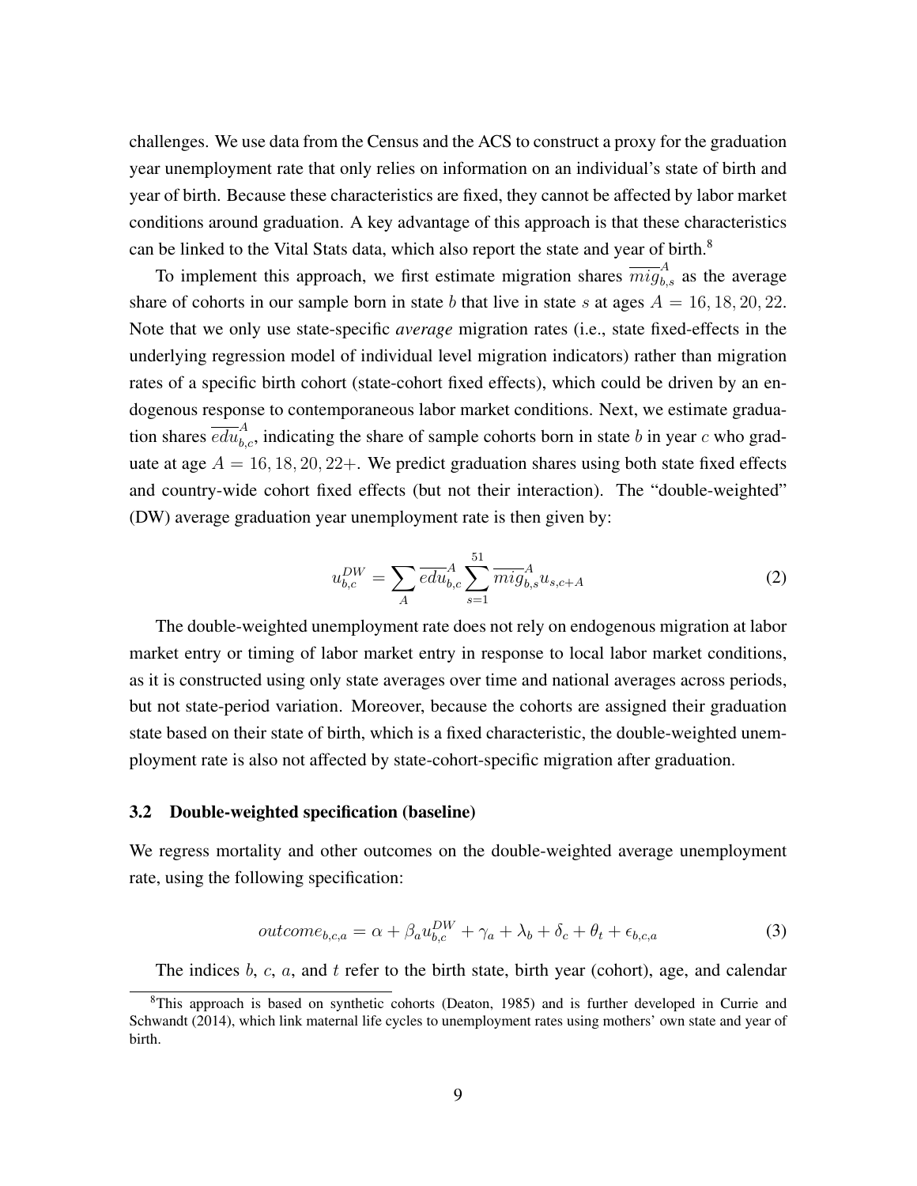challenges. We use data from the Census and the ACS to construct a proxy for the graduation year unemployment rate that only relies on information on an individual's state of birth and year of birth. Because these characteristics are fixed, they cannot be affected by labor market conditions around graduation. A key advantage of this approach is that these characteristics can be linked to the Vital Stats data, which also report the state and year of birth.[8]

To implement this approach, we first estimate migration shares $\overline{mig}_{b,s}^{A}$ as the average share of cohorts in our sample born in state $b$ that live in state $s$ at ages $A = 16, 18, 20, 22$. Note that we only use state-specific *average* migration rates (i.e., state fixed-effects in the underlying regression model of individual level migration indicators) rather than migration rates of a specific birth cohort (state-cohort fixed effects), which could be driven by an endogenous response to contemporaneous labor market conditions. Next, we estimate graduation shares $\overline{edu}_{b,c}^{A}$, indicating the share of sample cohorts born in state $b$ in year $c$ who graduate at age $A = 16, 18, 20, 22+$. We predict graduation shares using both state fixed effects and country-wide cohort fixed effects (but not their interaction). The "double-weighted" (DW) average graduation year unemployment rate is then given by:

$$u_{b,c}^{DW} = \sum_{A} \overline{edu}_{b,c}^{A} \sum_{s=1}^{51} \overline{mig}_{b,s}^{A} u_{s,c+A} \tag{2}$$

The double-weighted unemployment rate does not rely on endogenous migration at labor market entry or timing of labor market entry in response to local labor market conditions, as it is constructed using only state averages over time and national averages across periods, but not state-period variation. Moreover, because the cohorts are assigned their graduation state based on their state of birth, which is a fixed characteristic, the double-weighted unemployment rate is also not affected by state-cohort-specific migration after graduation.

### 3.2 Double-weighted specification (baseline)

We regress mortality and other outcomes on the double-weighted average unemployment rate, using the following specification:

$$outcome_{b,c,a} = \alpha + \beta_a u_{b,c}^{DW} + \gamma_a + \lambda_b + \delta_c + \theta_t + \epsilon_{b,c,a} \tag{3}$$

The indices $b$, $c$, $a$, and $t$ refer to the birth state, birth year (cohort), age, and calendar

[8]This approach is based on synthetic cohorts (Deaton, 1985) and is further developed in Currie and Schwandt (2014), which link maternal life cycles to unemployment rates using mothers' own state and year of birth.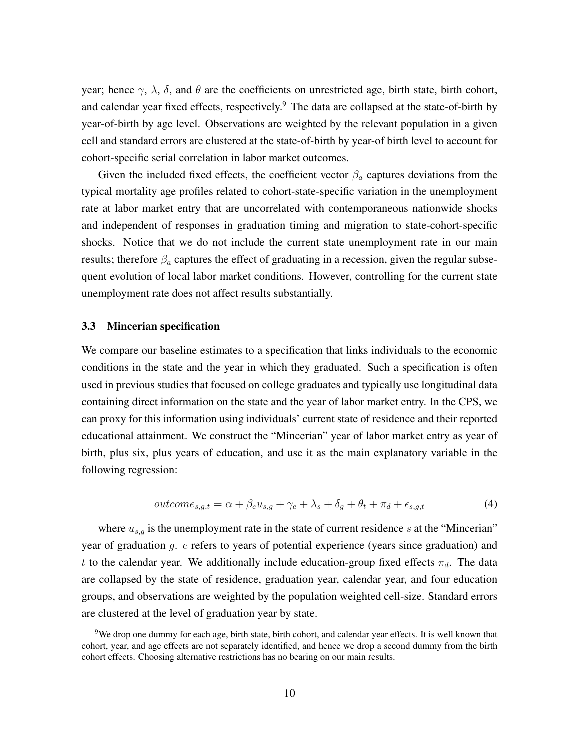year; hence $\gamma$, $\lambda$, $\delta$, and $\theta$ are the coefficients on unrestricted age, birth state, birth cohort, and calendar year fixed effects, respectively.[9] The data are collapsed at the state-of-birth by year-of-birth by age level. Observations are weighted by the relevant population in a given cell and standard errors are clustered at the state-of-birth by year-of birth level to account for cohort-specific serial correlation in labor market outcomes.

Given the included fixed effects, the coefficient vector $\beta_a$ captures deviations from the typical mortality age profiles related to cohort-state-specific variation in the unemployment rate at labor market entry that are uncorrelated with contemporaneous nationwide shocks and independent of responses in graduation timing and migration to state-cohort-specific shocks. Notice that we do not include the current state unemployment rate in our main results; therefore $\beta_a$ captures the effect of graduating in a recession, given the regular subsequent evolution of local labor market conditions. However, controlling for the current state unemployment rate does not affect results substantially.

### 3.3 Mincerian specification

We compare our baseline estimates to a specification that links individuals to the economic conditions in the state and the year in which they graduated. Such a specification is often used in previous studies that focused on college graduates and typically use longitudinal data containing direct information on the state and the year of labor market entry. In the CPS, we can proxy for this information using individuals' current state of residence and their reported educational attainment. We construct the "Mincerian" year of labor market entry as year of birth, plus six, plus years of education, and use it as the main explanatory variable in the following regression:

$$outcome_{s,g,t} = \alpha + \beta_e u_{s,g} + \gamma_e + \lambda_s + \delta_g + \theta_t + \pi_d + \epsilon_{s,g,t} \tag{4}$$

where $u_{s,g}$ is the unemployment rate in the state of current residence $s$ at the "Mincerian" year of graduation $g$. $e$ refers to years of potential experience (years since graduation) and $t$ to the calendar year. We additionally include education-group fixed effects $\pi_d$. The data are collapsed by the state of residence, graduation year, calendar year, and four education groups, and observations are weighted by the population weighted cell-size. Standard errors are clustered at the level of graduation year by state.

[9] We drop one dummy for each age, birth state, birth cohort, and calendar year effects. It is well known that cohort, year, and age effects are not separately identified, and hence we drop a second dummy from the birth cohort effects. Choosing alternative restrictions has no bearing on our main results.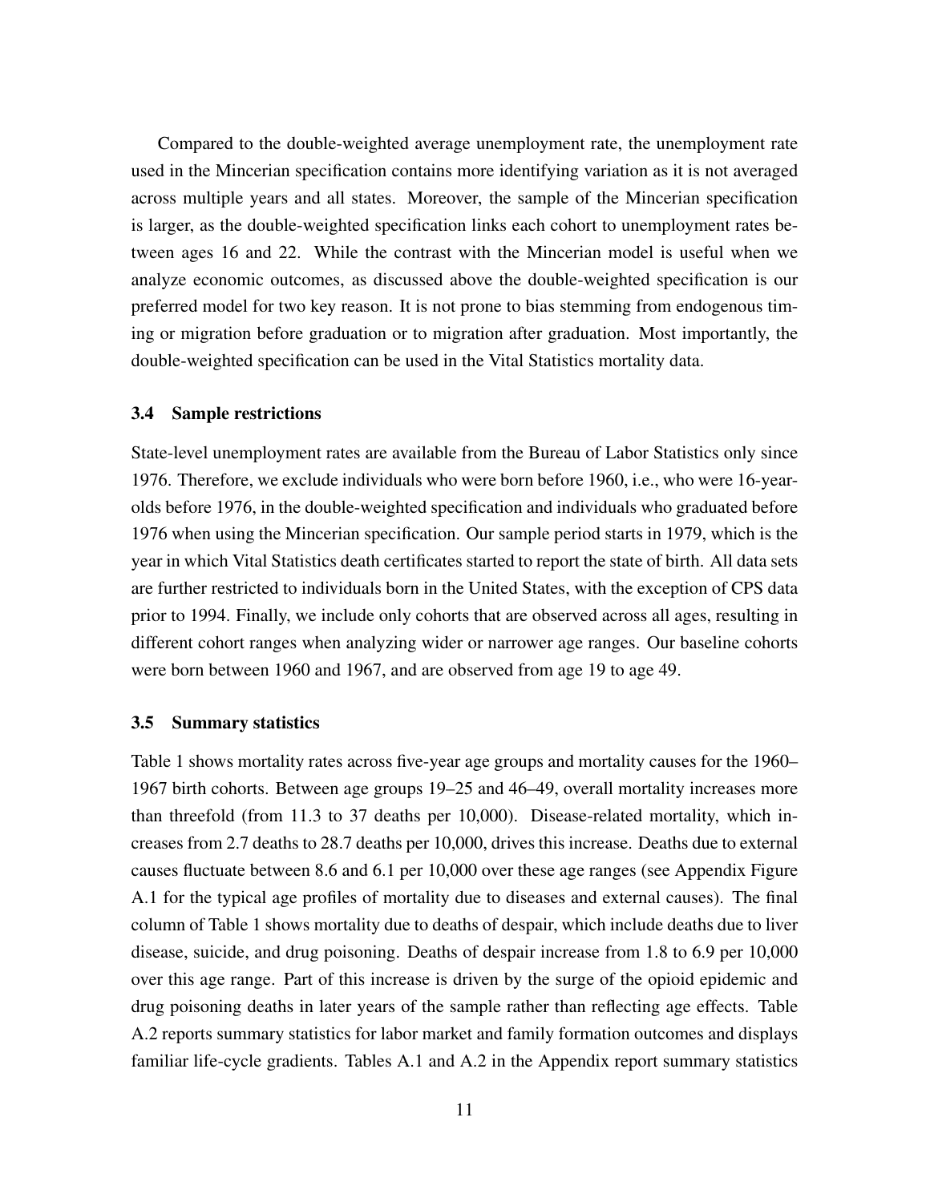Compared to the double-weighted average unemployment rate, the unemployment rate used in the Mincerian specification contains more identifying variation as it is not averaged across multiple years and all states. Moreover, the sample of the Mincerian specification is larger, as the double-weighted specification links each cohort to unemployment rates between ages 16 and 22. While the contrast with the Mincerian model is useful when we analyze economic outcomes, as discussed above the double-weighted specification is our preferred model for two key reason. It is not prone to bias stemming from endogenous timing or migration before graduation or to migration after graduation. Most importantly, the double-weighted specification can be used in the Vital Statistics mortality data.

### 3.4 Sample restrictions

State-level unemployment rates are available from the Bureau of Labor Statistics only since 1976. Therefore, we exclude individuals who were born before 1960, i.e., who were 16-year-olds before 1976, in the double-weighted specification and individuals who graduated before 1976 when using the Mincerian specification. Our sample period starts in 1979, which is the year in which Vital Statistics death certificates started to report the state of birth. All data sets are further restricted to individuals born in the United States, with the exception of CPS data prior to 1994. Finally, we include only cohorts that are observed across all ages, resulting in different cohort ranges when analyzing wider or narrower age ranges. Our baseline cohorts were born between 1960 and 1967, and are observed from age 19 to age 49.

### 3.5 Summary statistics

Table 1 shows mortality rates across five-year age groups and mortality causes for the 1960–1967 birth cohorts. Between age groups 19–25 and 46–49, overall mortality increases more than threefold (from 11.3 to 37 deaths per 10,000). Disease-related mortality, which increases from 2.7 deaths to 28.7 deaths per 10,000, drives this increase. Deaths due to external causes fluctuate between 8.6 and 6.1 per 10,000 over these age ranges (see Appendix Figure A.1 for the typical age profiles of mortality due to diseases and external causes). The final column of Table 1 shows mortality due to deaths of despair, which include deaths due to liver disease, suicide, and drug poisoning. Deaths of despair increase from 1.8 to 6.9 per 10,000 over this age range. Part of this increase is driven by the surge of the opioid epidemic and drug poisoning deaths in later years of the sample rather than reflecting age effects. Table A.2 reports summary statistics for labor market and family formation outcomes and displays familiar life-cycle gradients. Tables A.1 and A.2 in the Appendix report summary statistics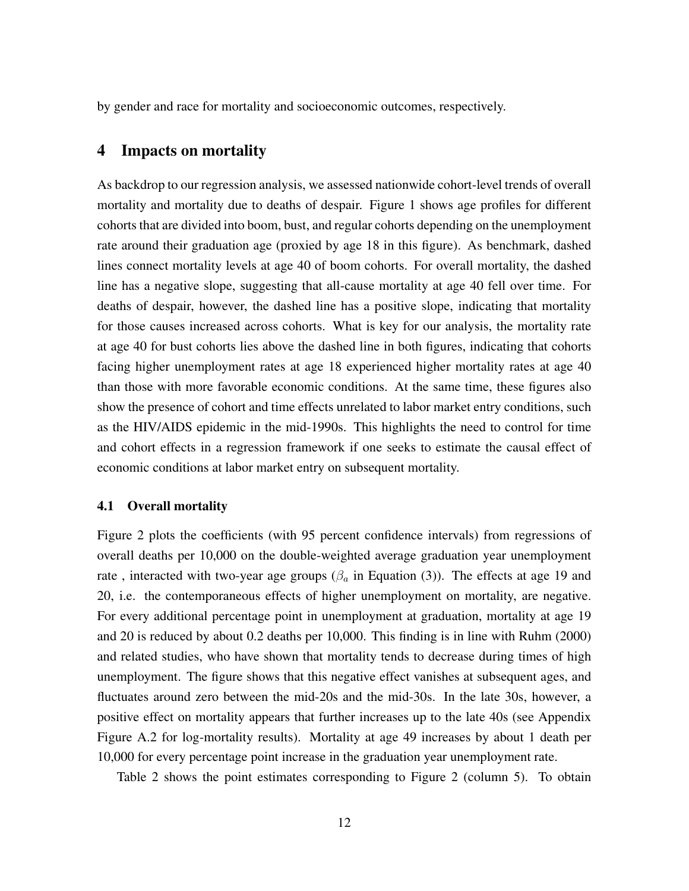by gender and race for mortality and socioeconomic outcomes, respectively.

## 4 Impacts on mortality

As backdrop to our regression analysis, we assessed nationwide cohort-level trends of overall mortality and mortality due to deaths of despair. Figure 1 shows age profiles for different cohorts that are divided into boom, bust, and regular cohorts depending on the unemployment rate around their graduation age (proxied by age 18 in this figure). As benchmark, dashed lines connect mortality levels at age 40 of boom cohorts. For overall mortality, the dashed line has a negative slope, suggesting that all-cause mortality at age 40 fell over time. For deaths of despair, however, the dashed line has a positive slope, indicating that mortality for those causes increased across cohorts. What is key for our analysis, the mortality rate at age 40 for bust cohorts lies above the dashed line in both figures, indicating that cohorts facing higher unemployment rates at age 18 experienced higher mortality rates at age 40 than those with more favorable economic conditions. At the same time, these figures also show the presence of cohort and time effects unrelated to labor market entry conditions, such as the HIV/AIDS epidemic in the mid-1990s. This highlights the need to control for time and cohort effects in a regression framework if one seeks to estimate the causal effect of economic conditions at labor market entry on subsequent mortality.

### 4.1 Overall mortality

Figure 2 plots the coefficients (with 95 percent confidence intervals) from regressions of overall deaths per 10,000 on the double-weighted average graduation year unemployment rate , interacted with two-year age groups ($\beta_a$ in Equation (3)). The effects at age 19 and 20, i.e. the contemporaneous effects of higher unemployment on mortality, are negative. For every additional percentage point in unemployment at graduation, mortality at age 19 and 20 is reduced by about 0.2 deaths per 10,000. This finding is in line with Ruhm (2000) and related studies, who have shown that mortality tends to decrease during times of high unemployment. The figure shows that this negative effect vanishes at subsequent ages, and fluctuates around zero between the mid-20s and the mid-30s. In the late 30s, however, a positive effect on mortality appears that further increases up to the late 40s (see Appendix Figure A.2 for log-mortality results). Mortality at age 49 increases by about 1 death per 10,000 for every percentage point increase in the graduation year unemployment rate.

Table 2 shows the point estimates corresponding to Figure 2 (column 5). To obtain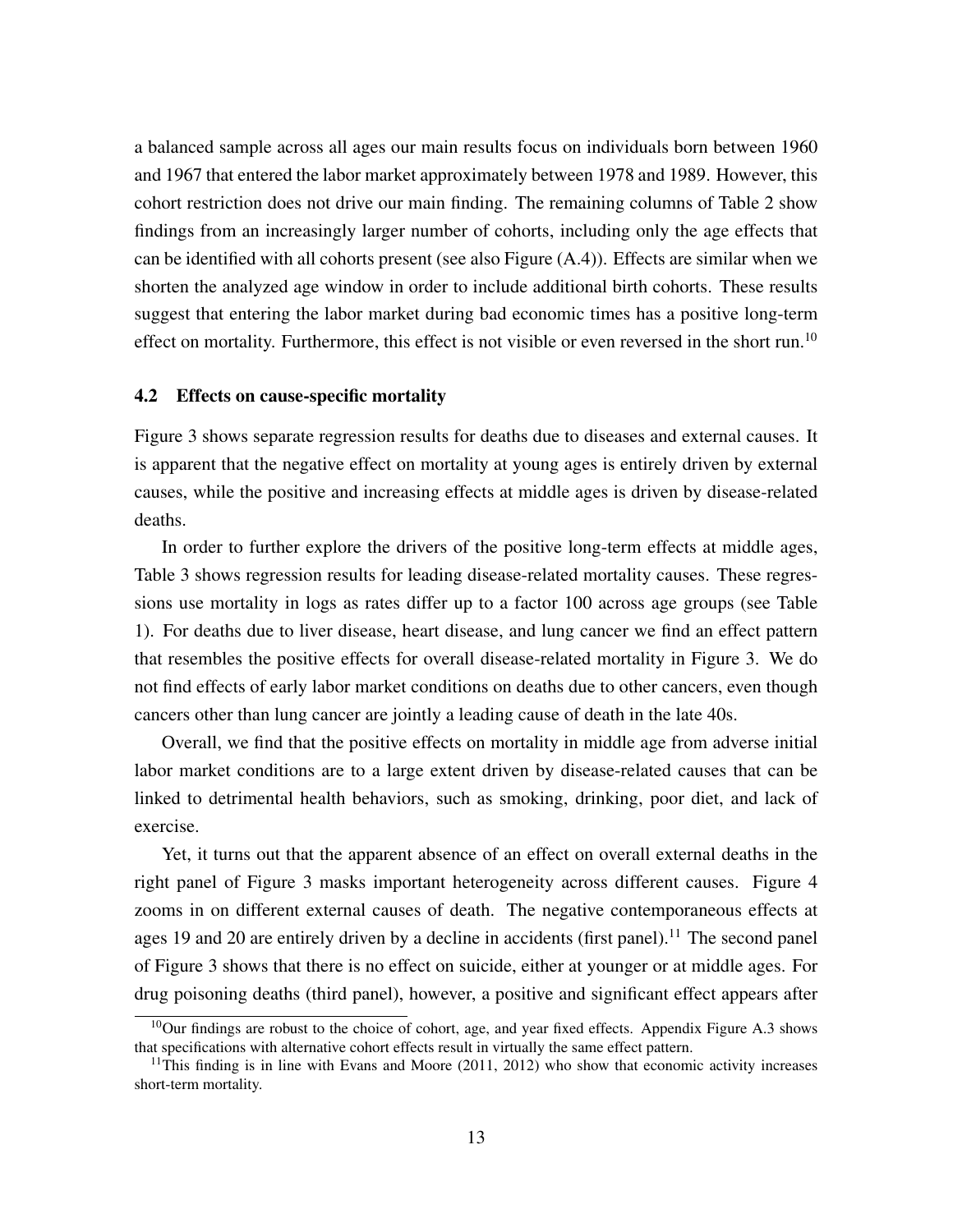a balanced sample across all ages our main results focus on individuals born between 1960 and 1967 that entered the labor market approximately between 1978 and 1989. However, this cohort restriction does not drive our main finding. The remaining columns of Table 2 show findings from an increasingly larger number of cohorts, including only the age effects that can be identified with all cohorts present (see also Figure (A.4)). Effects are similar when we shorten the analyzed age window in order to include additional birth cohorts. These results suggest that entering the labor market during bad economic times has a positive long-term effect on mortality. Furthermore, this effect is not visible or even reversed in the short run.[10]

### 4.2 Effects on cause-specific mortality

Figure 3 shows separate regression results for deaths due to diseases and external causes. It is apparent that the negative effect on mortality at young ages is entirely driven by external causes, while the positive and increasing effects at middle ages is driven by disease-related deaths.

In order to further explore the drivers of the positive long-term effects at middle ages, Table 3 shows regression results for leading disease-related mortality causes. These regressions use mortality in logs as rates differ up to a factor 100 across age groups (see Table 1). For deaths due to liver disease, heart disease, and lung cancer we find an effect pattern that resembles the positive effects for overall disease-related mortality in Figure 3. We do not find effects of early labor market conditions on deaths due to other cancers, even though cancers other than lung cancer are jointly a leading cause of death in the late 40s.

Overall, we find that the positive effects on mortality in middle age from adverse initial labor market conditions are to a large extent driven by disease-related causes that can be linked to detrimental health behaviors, such as smoking, drinking, poor diet, and lack of exercise.

Yet, it turns out that the apparent absence of an effect on overall external deaths in the right panel of Figure 3 masks important heterogeneity across different causes. Figure 4 zooms in on different external causes of death. The negative contemporaneous effects at ages 19 and 20 are entirely driven by a decline in accidents (first panel).[11] The second panel of Figure 3 shows that there is no effect on suicide, either at younger or at middle ages. For drug poisoning deaths (third panel), however, a positive and significant effect appears after

[10] Our findings are robust to the choice of cohort, age, and year fixed effects. Appendix Figure A.3 shows that specifications with alternative cohort effects result in virtually the same effect pattern.

[11] This finding is in line with Evans and Moore (2011, 2012) who show that economic activity increases short-term mortality.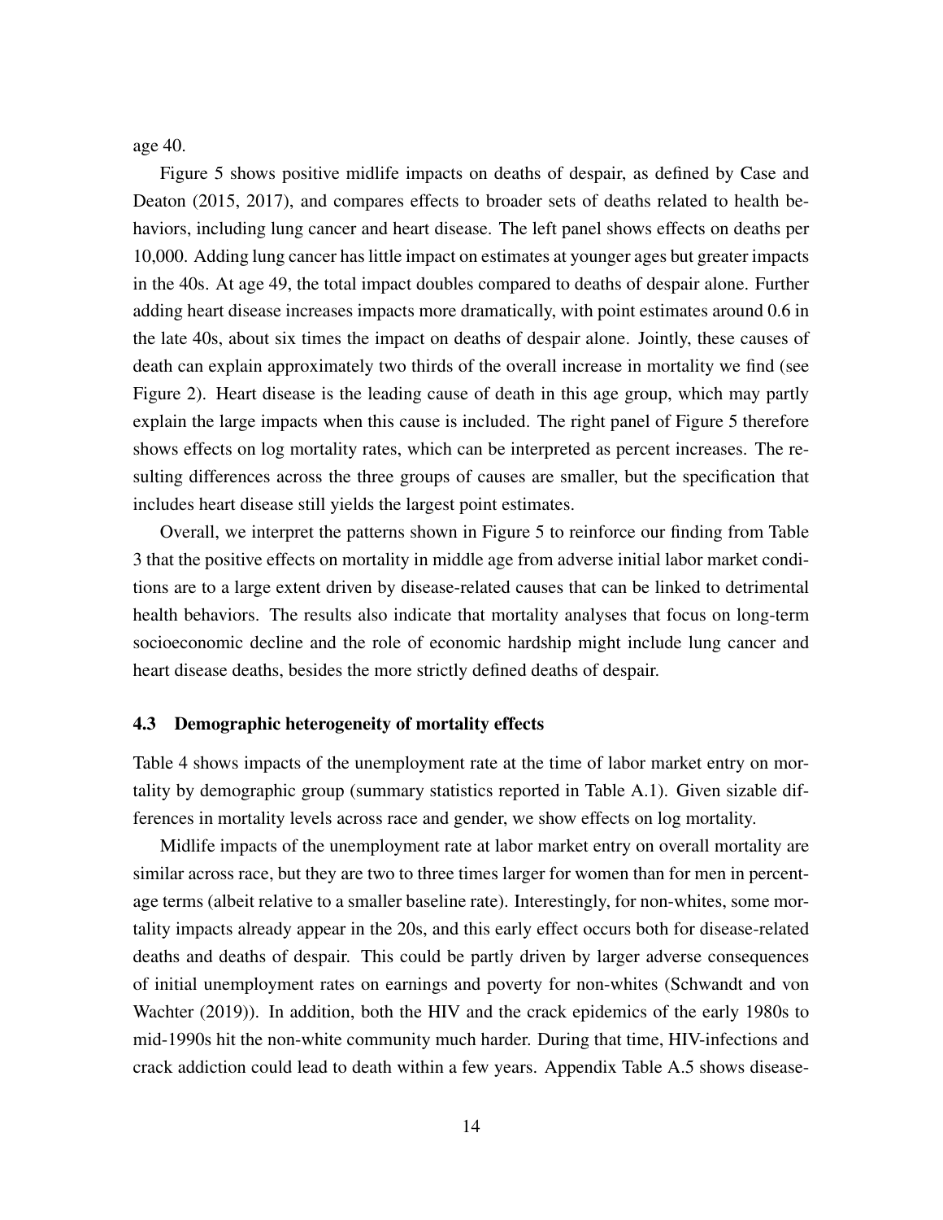age 40.

Figure 5 shows positive midlife impacts on deaths of despair, as defined by Case and Deaton (2015, 2017), and compares effects to broader sets of deaths related to health behaviors, including lung cancer and heart disease. The left panel shows effects on deaths per 10,000. Adding lung cancer has little impact on estimates at younger ages but greater impacts in the 40s. At age 49, the total impact doubles compared to deaths of despair alone. Further adding heart disease increases impacts more dramatically, with point estimates around 0.6 in the late 40s, about six times the impact on deaths of despair alone. Jointly, these causes of death can explain approximately two thirds of the overall increase in mortality we find (see Figure 2). Heart disease is the leading cause of death in this age group, which may partly explain the large impacts when this cause is included. The right panel of Figure 5 therefore shows effects on log mortality rates, which can be interpreted as percent increases. The resulting differences across the three groups of causes are smaller, but the specification that includes heart disease still yields the largest point estimates.

Overall, we interpret the patterns shown in Figure 5 to reinforce our finding from Table 3 that the positive effects on mortality in middle age from adverse initial labor market conditions are to a large extent driven by disease-related causes that can be linked to detrimental health behaviors. The results also indicate that mortality analyses that focus on long-term socioeconomic decline and the role of economic hardship might include lung cancer and heart disease deaths, besides the more strictly defined deaths of despair.

### 4.3 Demographic heterogeneity of mortality effects

Table 4 shows impacts of the unemployment rate at the time of labor market entry on mortality by demographic group (summary statistics reported in Table A.1). Given sizable differences in mortality levels across race and gender, we show effects on log mortality.

Midlife impacts of the unemployment rate at labor market entry on overall mortality are similar across race, but they are two to three times larger for women than for men in percentage terms (albeit relative to a smaller baseline rate). Interestingly, for non-whites, some mortality impacts already appear in the 20s, and this early effect occurs both for disease-related deaths and deaths of despair. This could be partly driven by larger adverse consequences of initial unemployment rates on earnings and poverty for non-whites (Schwandt and von Wachter (2019)). In addition, both the HIV and the crack epidemics of the early 1980s to mid-1990s hit the non-white community much harder. During that time, HIV-infections and crack addiction could lead to death within a few years. Appendix Table A.5 shows disease-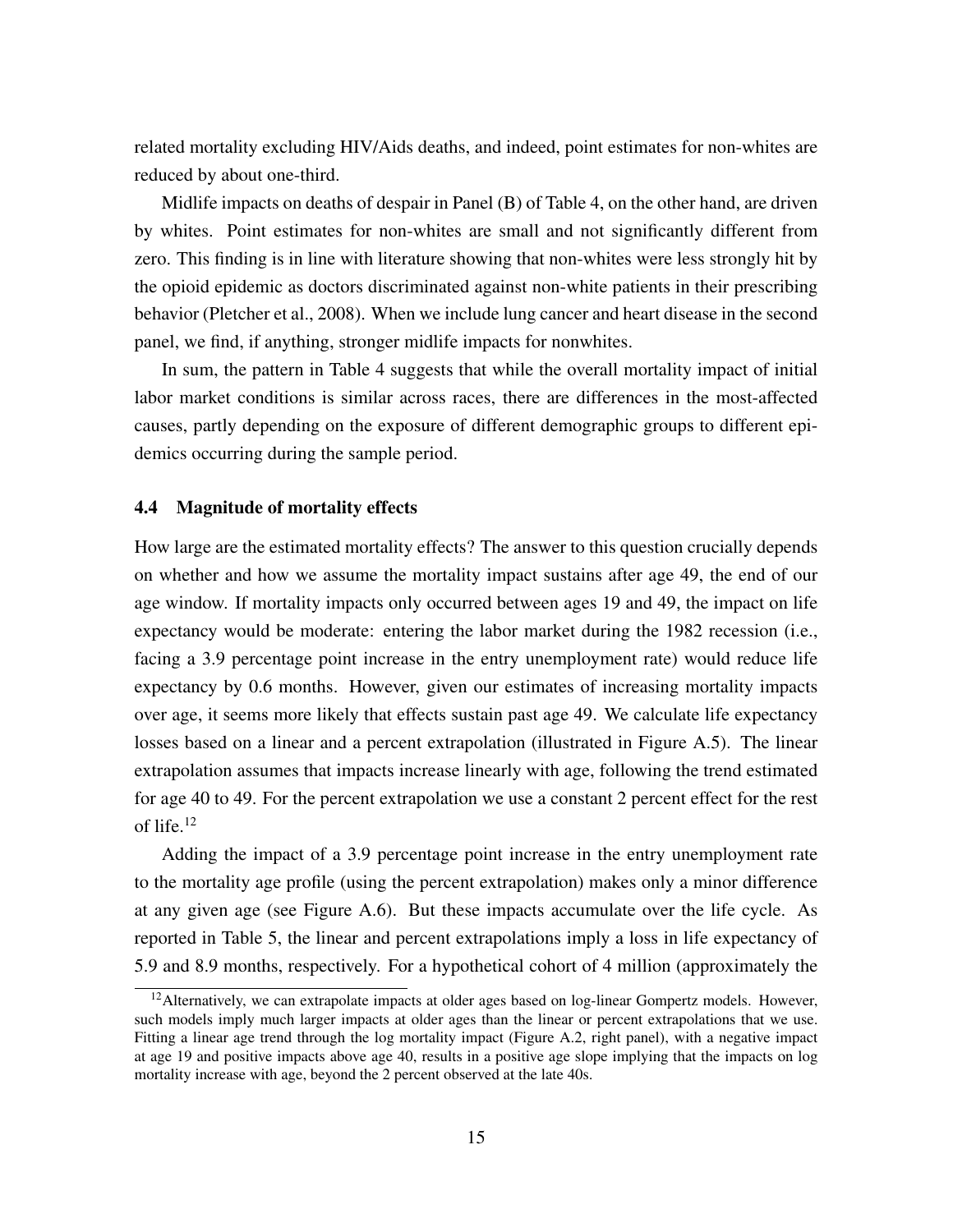related mortality excluding HIV/Aids deaths, and indeed, point estimates for non-whites are reduced by about one-third.

Midlife impacts on deaths of despair in Panel (B) of Table 4, on the other hand, are driven by whites. Point estimates for non-whites are small and not significantly different from zero. This finding is in line with literature showing that non-whites were less strongly hit by the opioid epidemic as doctors discriminated against non-white patients in their prescribing behavior (Pletcher et al., 2008). When we include lung cancer and heart disease in the second panel, we find, if anything, stronger midlife impacts for nonwhites.

In sum, the pattern in Table 4 suggests that while the overall mortality impact of initial labor market conditions is similar across races, there are differences in the most-affected causes, partly depending on the exposure of different demographic groups to different epidemics occurring during the sample period.

### 4.4 Magnitude of mortality effects

How large are the estimated mortality effects? The answer to this question crucially depends on whether and how we assume the mortality impact sustains after age 49, the end of our age window. If mortality impacts only occurred between ages 19 and 49, the impact on life expectancy would be moderate: entering the labor market during the 1982 recession (i.e., facing a 3.9 percentage point increase in the entry unemployment rate) would reduce life expectancy by 0.6 months. However, given our estimates of increasing mortality impacts over age, it seems more likely that effects sustain past age 49. We calculate life expectancy losses based on a linear and a percent extrapolation (illustrated in Figure A.5). The linear extrapolation assumes that impacts increase linearly with age, following the trend estimated for age 40 to 49. For the percent extrapolation we use a constant 2 percent effect for the rest of life.[12]

Adding the impact of a 3.9 percentage point increase in the entry unemployment rate to the mortality age profile (using the percent extrapolation) makes only a minor difference at any given age (see Figure A.6). But these impacts accumulate over the life cycle. As reported in Table 5, the linear and percent extrapolations imply a loss in life expectancy of 5.9 and 8.9 months, respectively. For a hypothetical cohort of 4 million (approximately the

[12] Alternatively, we can extrapolate impacts at older ages based on log-linear Gompertz models. However, such models imply much larger impacts at older ages than the linear or percent extrapolations that we use. Fitting a linear age trend through the log mortality impact (Figure A.2, right panel), with a negative impact at age 19 and positive impacts above age 40, results in a positive age slope implying that the impacts on log mortality increase with age, beyond the 2 percent observed at the late 40s.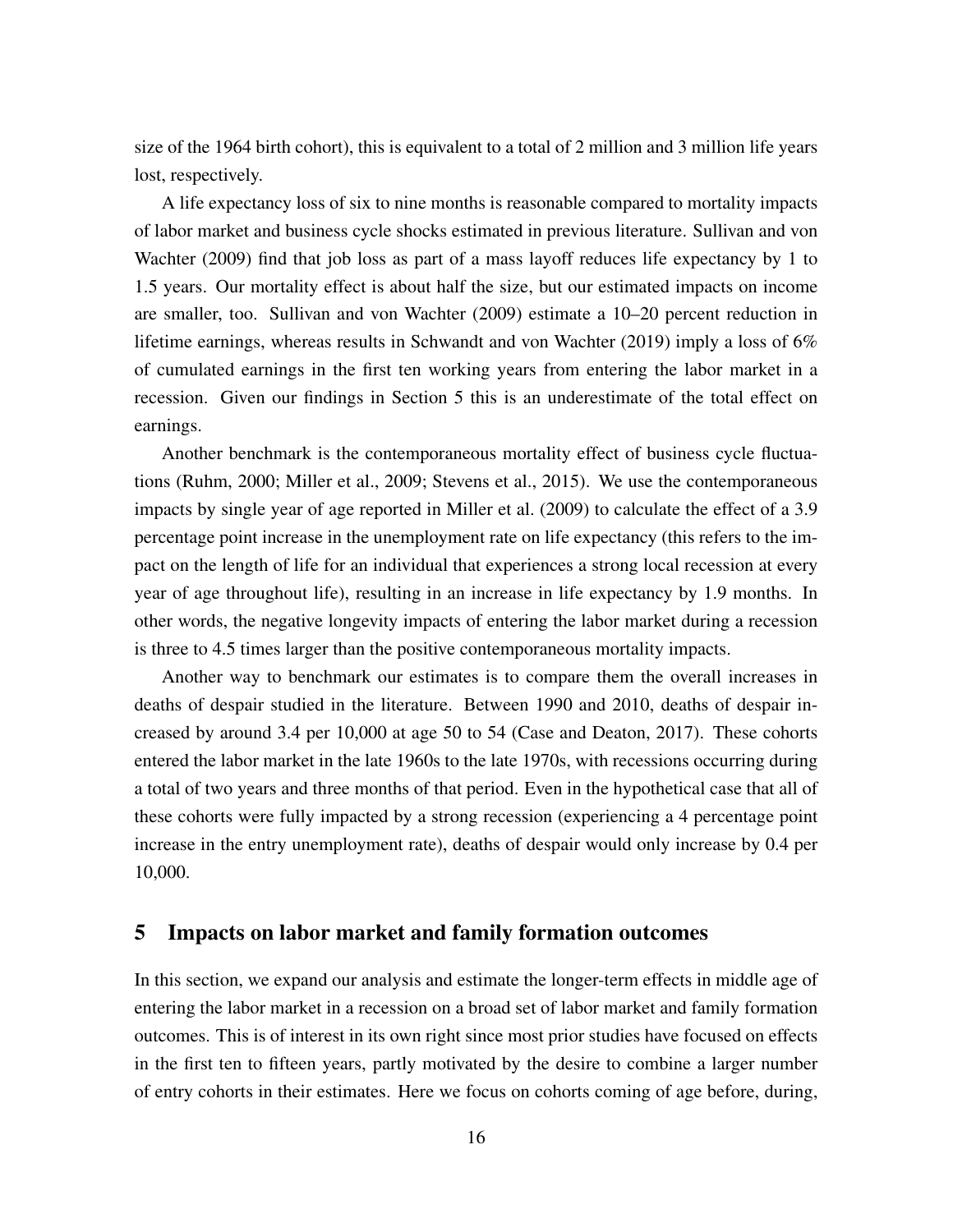size of the 1964 birth cohort), this is equivalent to a total of 2 million and 3 million life years lost, respectively.

A life expectancy loss of six to nine months is reasonable compared to mortality impacts of labor market and business cycle shocks estimated in previous literature. Sullivan and von Wachter (2009) find that job loss as part of a mass layoff reduces life expectancy by 1 to 1.5 years. Our mortality effect is about half the size, but our estimated impacts on income are smaller, too. Sullivan and von Wachter (2009) estimate a 10–20 percent reduction in lifetime earnings, whereas results in Schwandt and von Wachter (2019) imply a loss of 6% of cumulated earnings in the first ten working years from entering the labor market in a recession. Given our findings in Section 5 this is an underestimate of the total effect on earnings.

Another benchmark is the contemporaneous mortality effect of business cycle fluctuations (Ruhm, 2000; Miller et al., 2009; Stevens et al., 2015). We use the contemporaneous impacts by single year of age reported in Miller et al. (2009) to calculate the effect of a 3.9 percentage point increase in the unemployment rate on life expectancy (this refers to the impact on the length of life for an individual that experiences a strong local recession at every year of age throughout life), resulting in an increase in life expectancy by 1.9 months. In other words, the negative longevity impacts of entering the labor market during a recession is three to 4.5 times larger than the positive contemporaneous mortality impacts.

Another way to benchmark our estimates is to compare them the overall increases in deaths of despair studied in the literature. Between 1990 and 2010, deaths of despair increased by around 3.4 per 10,000 at age 50 to 54 (Case and Deaton, 2017). These cohorts entered the labor market in the late 1960s to the late 1970s, with recessions occurring during a total of two years and three months of that period. Even in the hypothetical case that all of these cohorts were fully impacted by a strong recession (experiencing a 4 percentage point increase in the entry unemployment rate), deaths of despair would only increase by 0.4 per 10,000.

## 5 Impacts on labor market and family formation outcomes

In this section, we expand our analysis and estimate the longer-term effects in middle age of entering the labor market in a recession on a broad set of labor market and family formation outcomes. This is of interest in its own right since most prior studies have focused on effects in the first ten to fifteen years, partly motivated by the desire to combine a larger number of entry cohorts in their estimates. Here we focus on cohorts coming of age before, during,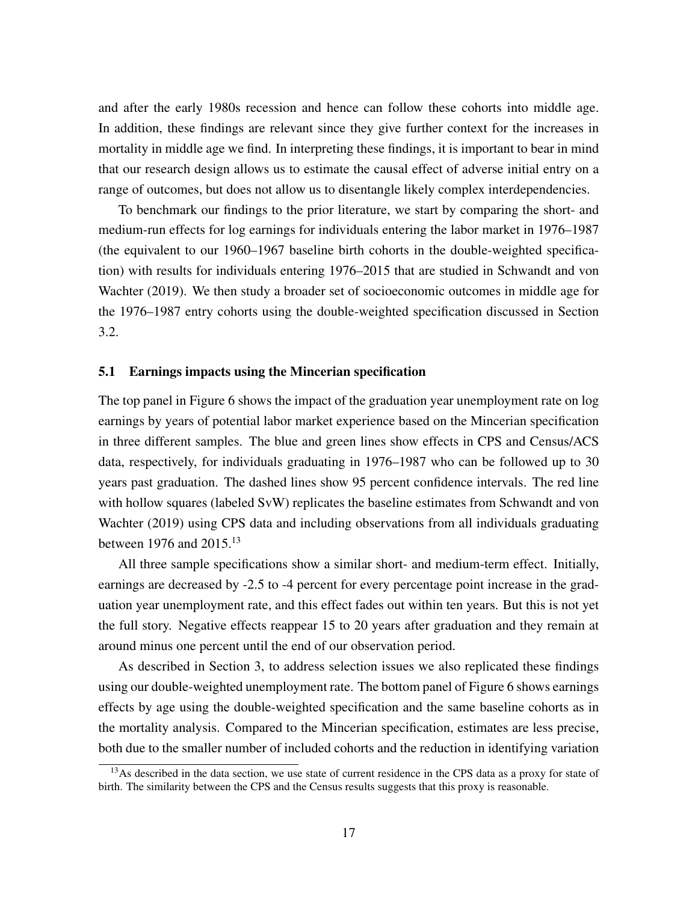and after the early 1980s recession and hence can follow these cohorts into middle age. In addition, these findings are relevant since they give further context for the increases in mortality in middle age we find. In interpreting these findings, it is important to bear in mind that our research design allows us to estimate the causal effect of adverse initial entry on a range of outcomes, but does not allow us to disentangle likely complex interdependencies.

To benchmark our findings to the prior literature, we start by comparing the short- and medium-run effects for log earnings for individuals entering the labor market in 1976–1987 (the equivalent to our 1960–1967 baseline birth cohorts in the double-weighted specification) with results for individuals entering 1976–2015 that are studied in Schwandt and von Wachter (2019). We then study a broader set of socioeconomic outcomes in middle age for the 1976–1987 entry cohorts using the double-weighted specification discussed in Section 3.2.

### 5.1 Earnings impacts using the Mincerian specification

The top panel in Figure 6 shows the impact of the graduation year unemployment rate on log earnings by years of potential labor market experience based on the Mincerian specification in three different samples. The blue and green lines show effects in CPS and Census/ACS data, respectively, for individuals graduating in 1976–1987 who can be followed up to 30 years past graduation. The dashed lines show 95 percent confidence intervals. The red line with hollow squares (labeled SvW) replicates the baseline estimates from Schwandt and von Wachter (2019) using CPS data and including observations from all individuals graduating between 1976 and 2015.[13]

All three sample specifications show a similar short- and medium-term effect. Initially, earnings are decreased by -2.5 to -4 percent for every percentage point increase in the graduation year unemployment rate, and this effect fades out within ten years. But this is not yet the full story. Negative effects reappear 15 to 20 years after graduation and they remain at around minus one percent until the end of our observation period.

As described in Section 3, to address selection issues we also replicated these findings using our double-weighted unemployment rate. The bottom panel of Figure 6 shows earnings effects by age using the double-weighted specification and the same baseline cohorts as in the mortality analysis. Compared to the Mincerian specification, estimates are less precise, both due to the smaller number of included cohorts and the reduction in identifying variation

[13] As described in the data section, we use state of current residence in the CPS data as a proxy for state of birth. The similarity between the CPS and the Census results suggests that this proxy is reasonable.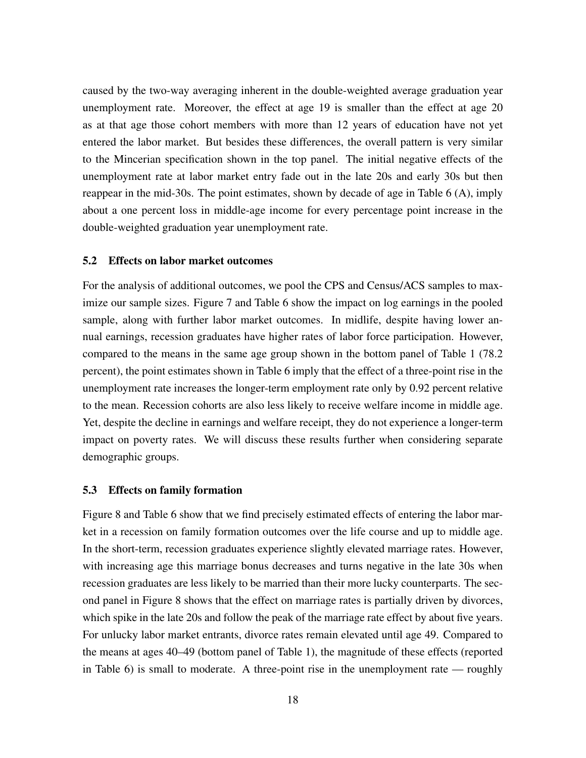caused by the two-way averaging inherent in the double-weighted average graduation year unemployment rate. Moreover, the effect at age 19 is smaller than the effect at age 20 as at that age those cohort members with more than 12 years of education have not yet entered the labor market. But besides these differences, the overall pattern is very similar to the Mincerian specification shown in the top panel. The initial negative effects of the unemployment rate at labor market entry fade out in the late 20s and early 30s but then reappear in the mid-30s. The point estimates, shown by decade of age in Table 6 (A), imply about a one percent loss in middle-age income for every percentage point increase in the double-weighted graduation year unemployment rate.

### 5.2 Effects on labor market outcomes

For the analysis of additional outcomes, we pool the CPS and Census/ACS samples to maximize our sample sizes. Figure 7 and Table 6 show the impact on log earnings in the pooled sample, along with further labor market outcomes. In midlife, despite having lower annual earnings, recession graduates have higher rates of labor force participation. However, compared to the means in the same age group shown in the bottom panel of Table 1 (78.2 percent), the point estimates shown in Table 6 imply that the effect of a three-point rise in the unemployment rate increases the longer-term employment rate only by 0.92 percent relative to the mean. Recession cohorts are also less likely to receive welfare income in middle age. Yet, despite the decline in earnings and welfare receipt, they do not experience a longer-term impact on poverty rates. We will discuss these results further when considering separate demographic groups.

### 5.3 Effects on family formation

Figure 8 and Table 6 show that we find precisely estimated effects of entering the labor market in a recession on family formation outcomes over the life course and up to middle age. In the short-term, recession graduates experience slightly elevated marriage rates. However, with increasing age this marriage bonus decreases and turns negative in the late 30s when recession graduates are less likely to be married than their more lucky counterparts. The second panel in Figure 8 shows that the effect on marriage rates is partially driven by divorces, which spike in the late 20s and follow the peak of the marriage rate effect by about five years. For unlucky labor market entrants, divorce rates remain elevated until age 49. Compared to the means at ages 40–49 (bottom panel of Table 1), the magnitude of these effects (reported in Table 6) is small to moderate. A three-point rise in the unemployment rate — roughly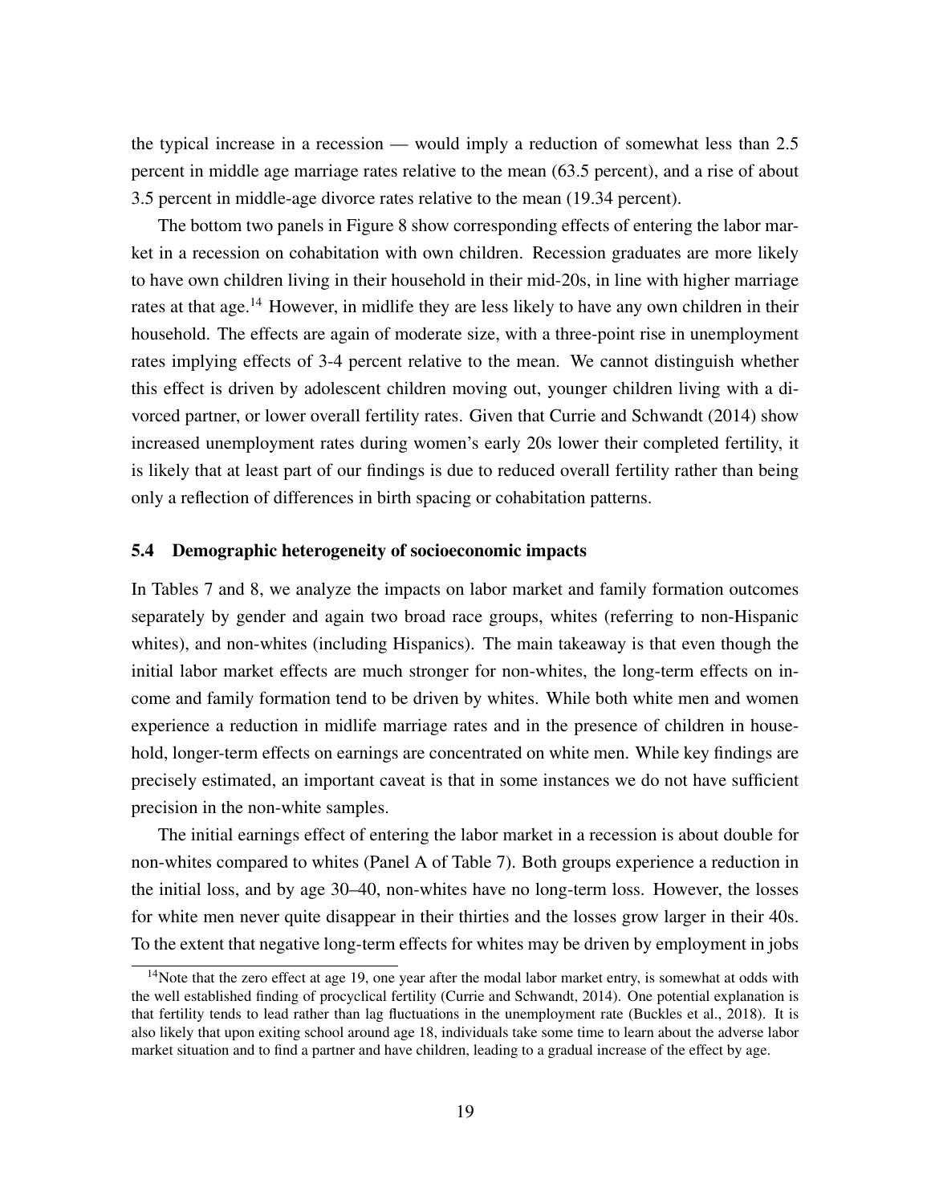the typical increase in a recession — would imply a reduction of somewhat less than 2.5 percent in middle age marriage rates relative to the mean (63.5 percent), and a rise of about 3.5 percent in middle-age divorce rates relative to the mean (19.34 percent).

The bottom two panels in Figure 8 show corresponding effects of entering the labor market in a recession on cohabitation with own children. Recession graduates are more likely to have own children living in their household in their mid-20s, in line with higher marriage rates at that age.[14] However, in midlife they are less likely to have any own children in their household. The effects are again of moderate size, with a three-point rise in unemployment rates implying effects of 3-4 percent relative to the mean. We cannot distinguish whether this effect is driven by adolescent children moving out, younger children living with a divorced partner, or lower overall fertility rates. Given that Currie and Schwandt (2014) show increased unemployment rates during women's early 20s lower their completed fertility, it is likely that at least part of our findings is due to reduced overall fertility rather than being only a reflection of differences in birth spacing or cohabitation patterns.

### 5.4 Demographic heterogeneity of socioeconomic impacts

In Tables 7 and 8, we analyze the impacts on labor market and family formation outcomes separately by gender and again two broad race groups, whites (referring to non-Hispanic whites), and non-whites (including Hispanics). The main takeaway is that even though the initial labor market effects are much stronger for non-whites, the long-term effects on income and family formation tend to be driven by whites. While both white men and women experience a reduction in midlife marriage rates and in the presence of children in household, longer-term effects on earnings are concentrated on white men. While key findings are precisely estimated, an important caveat is that in some instances we do not have sufficient precision in the non-white samples.

The initial earnings effect of entering the labor market in a recession is about double for non-whites compared to whites (Panel A of Table 7). Both groups experience a reduction in the initial loss, and by age 30–40, non-whites have no long-term loss. However, the losses for white men never quite disappear in their thirties and the losses grow larger in their 40s. To the extent that negative long-term effects for whites may be driven by employment in jobs

[14] Note that the zero effect at age 19, one year after the modal labor market entry, is somewhat at odds with the well established finding of procyclical fertility (Currie and Schwandt, 2014). One potential explanation is that fertility tends to lead rather than lag fluctuations in the unemployment rate (Buckles et al., 2018). It is also likely that upon exiting school around age 18, individuals take some time to learn about the adverse labor market situation and to find a partner and have children, leading to a gradual increase of the effect by age.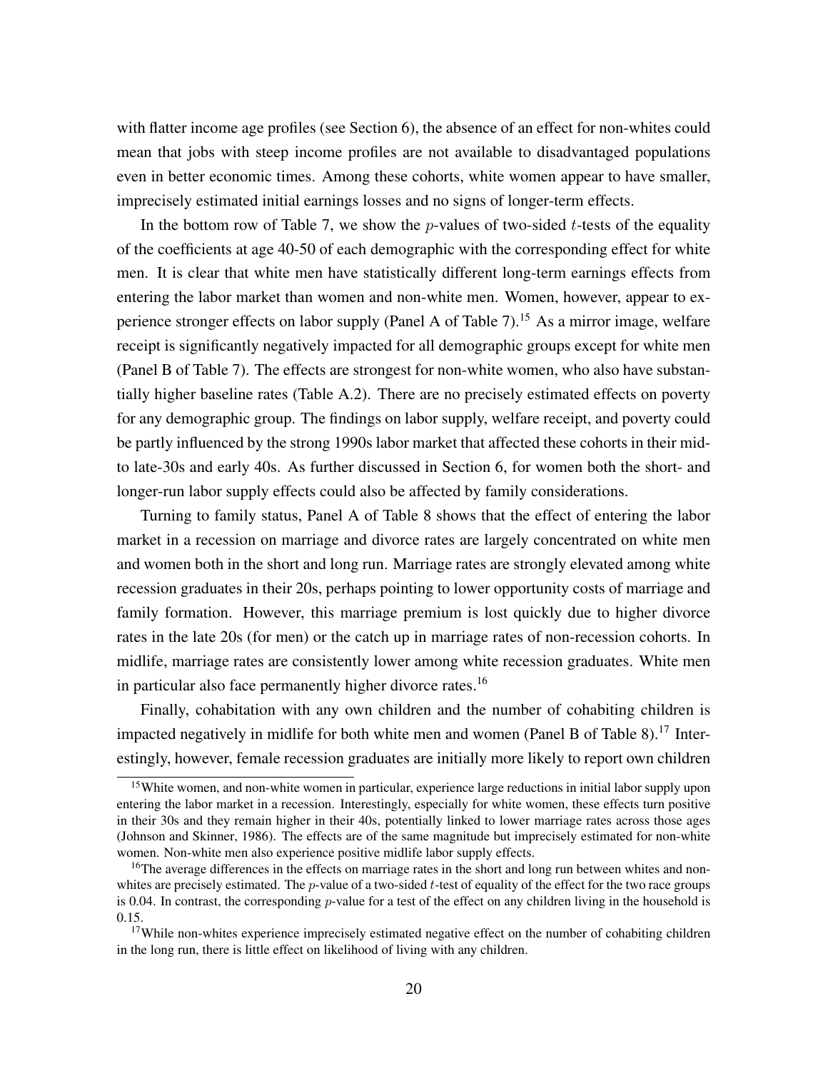with flatter income age profiles (see Section 6), the absence of an effect for non-whites could mean that jobs with steep income profiles are not available to disadvantaged populations even in better economic times. Among these cohorts, white women appear to have smaller, imprecisely estimated initial earnings losses and no signs of longer-term effects.

In the bottom row of Table 7, we show the $p$-values of two-sided $t$-tests of the equality of the coefficients at age 40-50 of each demographic with the corresponding effect for white men. It is clear that white men have statistically different long-term earnings effects from entering the labor market than women and non-white men. Women, however, appear to experience stronger effects on labor supply (Panel A of Table 7).[15] As a mirror image, welfare receipt is significantly negatively impacted for all demographic groups except for white men (Panel B of Table 7). The effects are strongest for non-white women, who also have substantially higher baseline rates (Table A.2). There are no precisely estimated effects on poverty for any demographic group. The findings on labor supply, welfare receipt, and poverty could be partly influenced by the strong 1990s labor market that affected these cohorts in their mid- to late-30s and early 40s. As further discussed in Section 6, for women both the short- and longer-run labor supply effects could also be affected by family considerations.

Turning to family status, Panel A of Table 8 shows that the effect of entering the labor market in a recession on marriage and divorce rates are largely concentrated on white men and women both in the short and long run. Marriage rates are strongly elevated among white recession graduates in their 20s, perhaps pointing to lower opportunity costs of marriage and family formation. However, this marriage premium is lost quickly due to higher divorce rates in the late 20s (for men) or the catch up in marriage rates of non-recession cohorts. In midlife, marriage rates are consistently lower among white recession graduates. White men in particular also face permanently higher divorce rates.[16]

Finally, cohabitation with any own children and the number of cohabiting children is impacted negatively in midlife for both white men and women (Panel B of Table 8).[17] Interestingly, however, female recession graduates are initially more likely to report own children

[15] White women, and non-white women in particular, experience large reductions in initial labor supply upon entering the labor market in a recession. Interestingly, especially for white women, these effects turn positive in their 30s and they remain higher in their 40s, potentially linked to lower marriage rates across those ages (Johnson and Skinner, 1986). The effects are of the same magnitude but imprecisely estimated for non-white women. Non-white men also experience positive midlife labor supply effects.

[16] The average differences in the effects on marriage rates in the short and long run between whites and non-whites are precisely estimated. The $p$-value of a two-sided $t$-test of equality of the effect for the two race groups is 0.04. In contrast, the corresponding $p$-value for a test of the effect on any children living in the household is 0.15.

[17] While non-whites experience imprecisely estimated negative effect on the number of cohabiting children in the long run, there is little effect on likelihood of living with any children.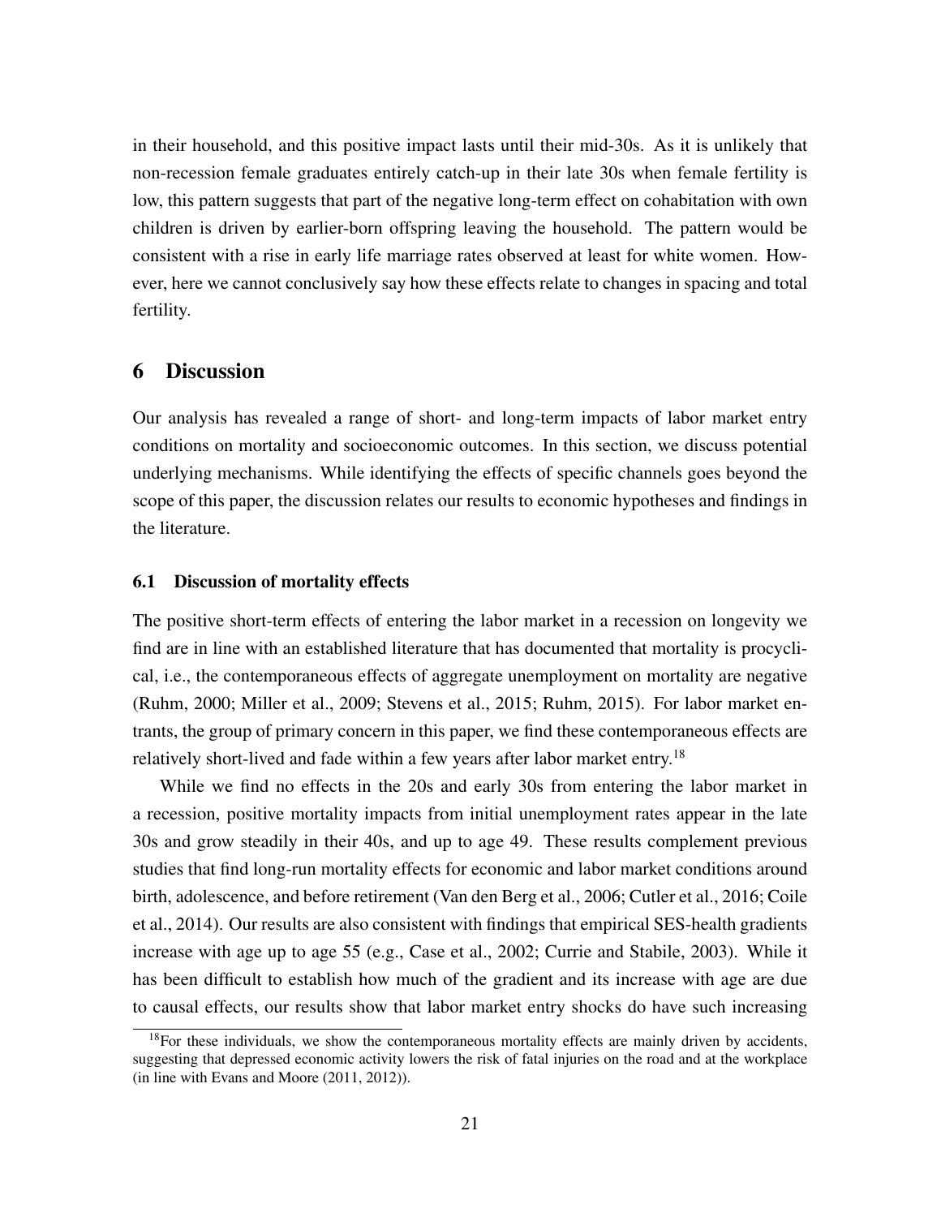in their household, and this positive impact lasts until their mid-30s. As it is unlikely that non-recession female graduates entirely catch-up in their late 30s when female fertility is low, this pattern suggests that part of the negative long-term effect on cohabitation with own children is driven by earlier-born offspring leaving the household. The pattern would be consistent with a rise in early life marriage rates observed at least for white women. However, here we cannot conclusively say how these effects relate to changes in spacing and total fertility.

## 6 Discussion

Our analysis has revealed a range of short- and long-term impacts of labor market entry conditions on mortality and socioeconomic outcomes. In this section, we discuss potential underlying mechanisms. While identifying the effects of specific channels goes beyond the scope of this paper, the discussion relates our results to economic hypotheses and findings in the literature.

### 6.1 Discussion of mortality effects

The positive short-term effects of entering the labor market in a recession on longevity we find are in line with an established literature that has documented that mortality is procyclical, i.e., the contemporaneous effects of aggregate unemployment on mortality are negative (Ruhm, 2000; Miller et al., 2009; Stevens et al., 2015; Ruhm, 2015). For labor market entrants, the group of primary concern in this paper, we find these contemporaneous effects are relatively short-lived and fade within a few years after labor market entry.[18]

While we find no effects in the 20s and early 30s from entering the labor market in a recession, positive mortality impacts from initial unemployment rates appear in the late 30s and grow steadily in their 40s, and up to age 49. These results complement previous studies that find long-run mortality effects for economic and labor market conditions around birth, adolescence, and before retirement (Van den Berg et al., 2006; Cutler et al., 2016; Coile et al., 2014). Our results are also consistent with findings that empirical SES-health gradients increase with age up to age 55 (e.g., Case et al., 2002; Currie and Stabile, 2003). While it has been difficult to establish how much of the gradient and its increase with age are due to causal effects, our results show that labor market entry shocks do have such increasing

[18] For these individuals, we show the contemporaneous mortality effects are mainly driven by accidents, suggesting that depressed economic activity lowers the risk of fatal injuries on the road and at the workplace (in line with Evans and Moore (2011, 2012)).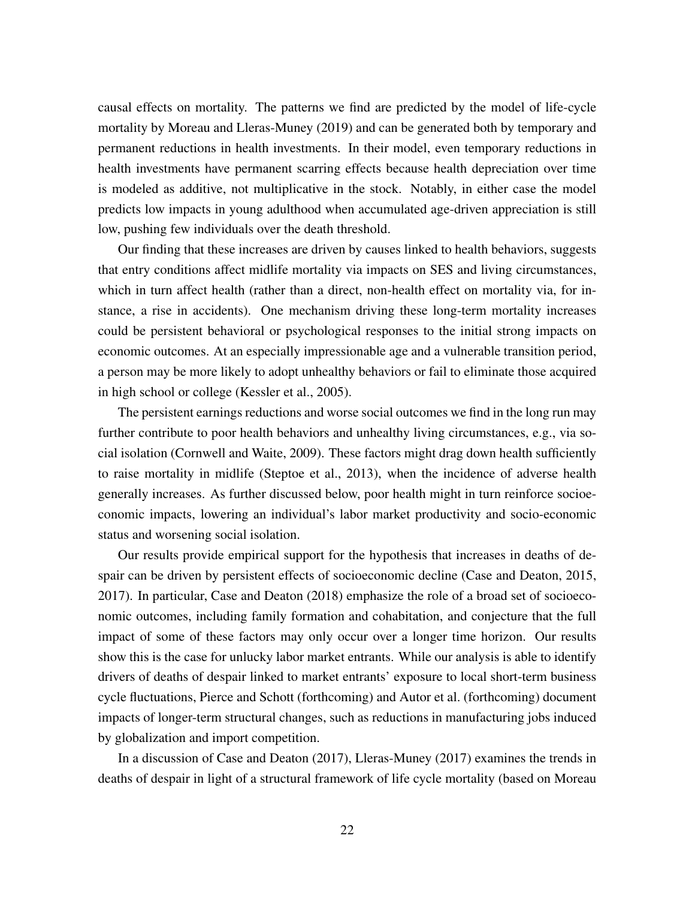causal effects on mortality. The patterns we find are predicted by the model of life-cycle mortality by Moreau and Lleras-Muney (2019) and can be generated both by temporary and permanent reductions in health investments. In their model, even temporary reductions in health investments have permanent scarring effects because health depreciation over time is modeled as additive, not multiplicative in the stock. Notably, in either case the model predicts low impacts in young adulthood when accumulated age-driven appreciation is still low, pushing few individuals over the death threshold.

Our finding that these increases are driven by causes linked to health behaviors, suggests that entry conditions affect midlife mortality via impacts on SES and living circumstances, which in turn affect health (rather than a direct, non-health effect on mortality via, for instance, a rise in accidents). One mechanism driving these long-term mortality increases could be persistent behavioral or psychological responses to the initial strong impacts on economic outcomes. At an especially impressionable age and a vulnerable transition period, a person may be more likely to adopt unhealthy behaviors or fail to eliminate those acquired in high school or college (Kessler et al., 2005).

The persistent earnings reductions and worse social outcomes we find in the long run may further contribute to poor health behaviors and unhealthy living circumstances, e.g., via social isolation (Cornwell and Waite, 2009). These factors might drag down health sufficiently to raise mortality in midlife (Steptoe et al., 2013), when the incidence of adverse health generally increases. As further discussed below, poor health might in turn reinforce socioeconomic impacts, lowering an individual's labor market productivity and socio-economic status and worsening social isolation.

Our results provide empirical support for the hypothesis that increases in deaths of despair can be driven by persistent effects of socioeconomic decline (Case and Deaton, 2015, 2017). In particular, Case and Deaton (2018) emphasize the role of a broad set of socioeconomic outcomes, including family formation and cohabitation, and conjecture that the full impact of some of these factors may only occur over a longer time horizon. Our results show this is the case for unlucky labor market entrants. While our analysis is able to identify drivers of deaths of despair linked to market entrants' exposure to local short-term business cycle fluctuations, Pierce and Schott (forthcoming) and Autor et al. (forthcoming) document impacts of longer-term structural changes, such as reductions in manufacturing jobs induced by globalization and import competition.

In a discussion of Case and Deaton (2017), Lleras-Muney (2017) examines the trends in deaths of despair in light of a structural framework of life cycle mortality (based on Moreau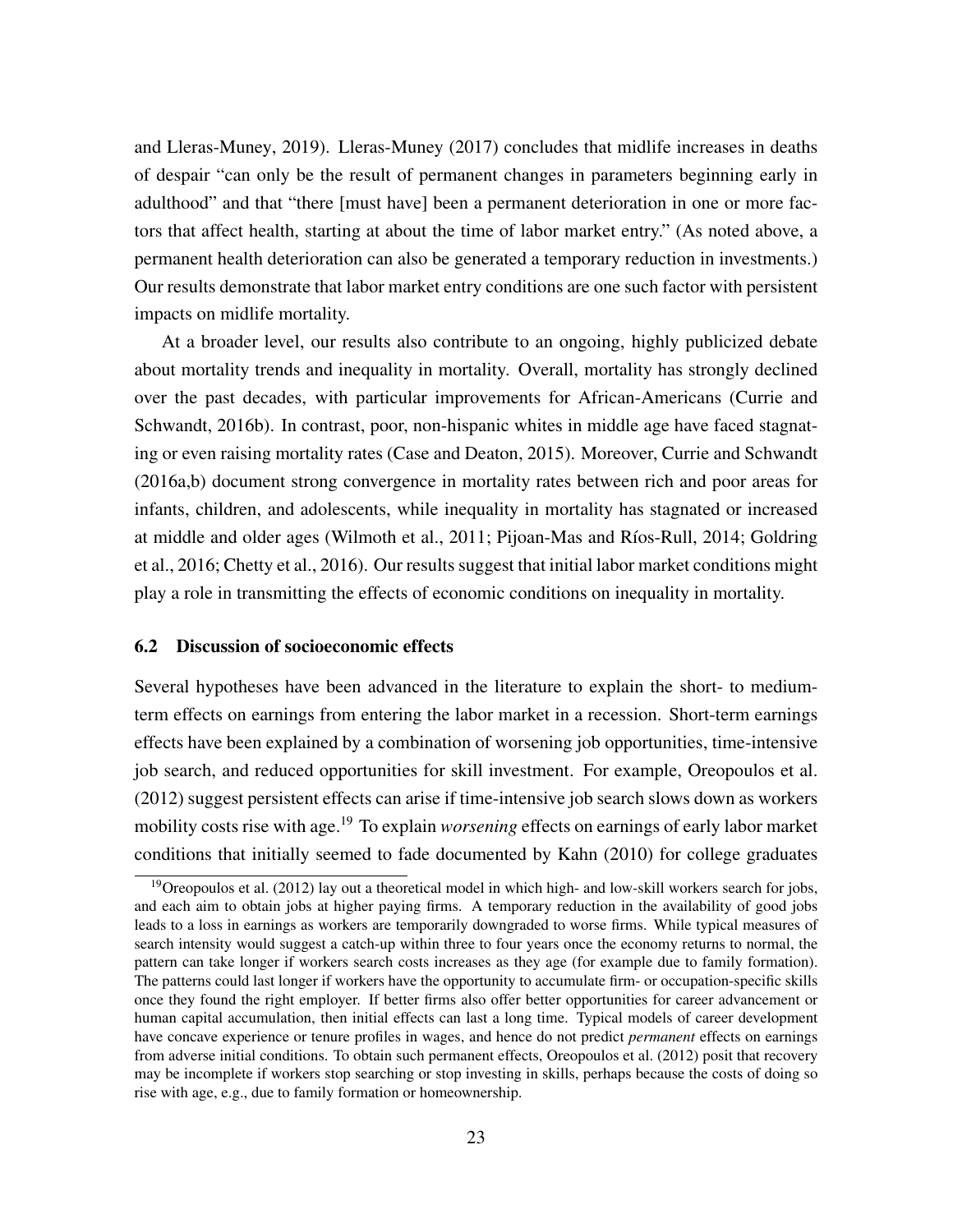and Lleras-Muney, 2019). Lleras-Muney (2017) concludes that midlife increases in deaths of despair "can only be the result of permanent changes in parameters beginning early in adulthood" and that "there [must have] been a permanent deterioration in one or more factors that affect health, starting at about the time of labor market entry." (As noted above, a permanent health deterioration can also be generated a temporary reduction in investments.) Our results demonstrate that labor market entry conditions are one such factor with persistent impacts on midlife mortality.

At a broader level, our results also contribute to an ongoing, highly publicized debate about mortality trends and inequality in mortality. Overall, mortality has strongly declined over the past decades, with particular improvements for African-Americans (Currie and Schwandt, 2016b). In contrast, poor, non-hispanic whites in middle age have faced stagnating or even raising mortality rates (Case and Deaton, 2015). Moreover, Currie and Schwandt (2016a,b) document strong convergence in mortality rates between rich and poor areas for infants, children, and adolescents, while inequality in mortality has stagnated or increased at middle and older ages (Wilmoth et al., 2011; Pijoan-Mas and Ríos-Rull, 2014; Goldring et al., 2016; Chetty et al., 2016). Our results suggest that initial labor market conditions might play a role in transmitting the effects of economic conditions on inequality in mortality.

### 6.2 Discussion of socioeconomic effects

Several hypotheses have been advanced in the literature to explain the short- to medium-term effects on earnings from entering the labor market in a recession. Short-term earnings effects have been explained by a combination of worsening job opportunities, time-intensive job search, and reduced opportunities for skill investment. For example, Oreopoulos et al. (2012) suggest persistent effects can arise if time-intensive job search slows down as workers mobility costs rise with age.[19] To explain *worsening* effects on earnings of early labor market conditions that initially seemed to fade documented by Kahn (2010) for college graduates

[19] Oreopoulos et al. (2012) lay out a theoretical model in which high- and low-skill workers search for jobs, and each aim to obtain jobs at higher paying firms. A temporary reduction in the availability of good jobs leads to a loss in earnings as workers are temporarily downgraded to worse firms. While typical measures of search intensity would suggest a catch-up within three to four years once the economy returns to normal, the pattern can take longer if workers search costs increases as they age (for example due to family formation). The patterns could last longer if workers have the opportunity to accumulate firm- or occupation-specific skills once they found the right employer. If better firms also offer better opportunities for career advancement or human capital accumulation, then initial effects can last a long time. Typical models of career development have concave experience or tenure profiles in wages, and hence do not predict *permanent* effects on earnings from adverse initial conditions. To obtain such permanent effects, Oreopoulos et al. (2012) posit that recovery may be incomplete if workers stop searching or stop investing in skills, perhaps because the costs of doing so rise with age, e.g., due to family formation or homeownership.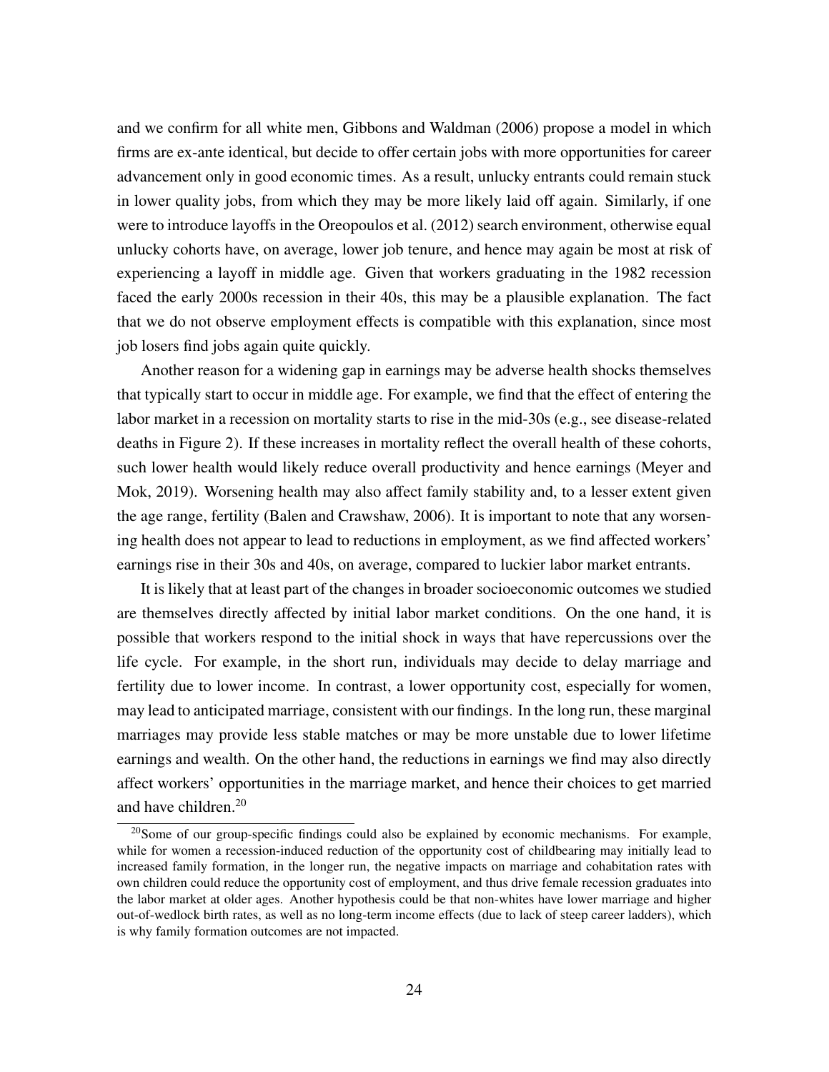and we confirm for all white men, Gibbons and Waldman (2006) propose a model in which firms are ex-ante identical, but decide to offer certain jobs with more opportunities for career advancement only in good economic times. As a result, unlucky entrants could remain stuck in lower quality jobs, from which they may be more likely laid off again. Similarly, if one were to introduce layoffs in the Oreopoulos et al. (2012) search environment, otherwise equal unlucky cohorts have, on average, lower job tenure, and hence may again be most at risk of experiencing a layoff in middle age. Given that workers graduating in the 1982 recession faced the early 2000s recession in their 40s, this may be a plausible explanation. The fact that we do not observe employment effects is compatible with this explanation, since most job losers find jobs again quite quickly.

Another reason for a widening gap in earnings may be adverse health shocks themselves that typically start to occur in middle age. For example, we find that the effect of entering the labor market in a recession on mortality starts to rise in the mid-30s (e.g., see disease-related deaths in Figure 2). If these increases in mortality reflect the overall health of these cohorts, such lower health would likely reduce overall productivity and hence earnings (Meyer and Mok, 2019). Worsening health may also affect family stability and, to a lesser extent given the age range, fertility (Balen and Crawshaw, 2006). It is important to note that any worsening health does not appear to lead to reductions in employment, as we find affected workers' earnings rise in their 30s and 40s, on average, compared to luckier labor market entrants.

It is likely that at least part of the changes in broader socioeconomic outcomes we studied are themselves directly affected by initial labor market conditions. On the one hand, it is possible that workers respond to the initial shock in ways that have repercussions over the life cycle. For example, in the short run, individuals may decide to delay marriage and fertility due to lower income. In contrast, a lower opportunity cost, especially for women, may lead to anticipated marriage, consistent with our findings. In the long run, these marginal marriages may provide less stable matches or may be more unstable due to lower lifetime earnings and wealth. On the other hand, the reductions in earnings we find may also directly affect workers' opportunities in the marriage market, and hence their choices to get married and have children.[20]

[20] Some of our group-specific findings could also be explained by economic mechanisms. For example, while for women a recession-induced reduction of the opportunity cost of childbearing may initially lead to increased family formation, in the longer run, the negative impacts on marriage and cohabitation rates with own children could reduce the opportunity cost of employment, and thus drive female recession graduates into the labor market at older ages. Another hypothesis could be that non-whites have lower marriage and higher out-of-wedlock birth rates, as well as no long-term income effects (due to lack of steep career ladders), which is why family formation outcomes are not impacted.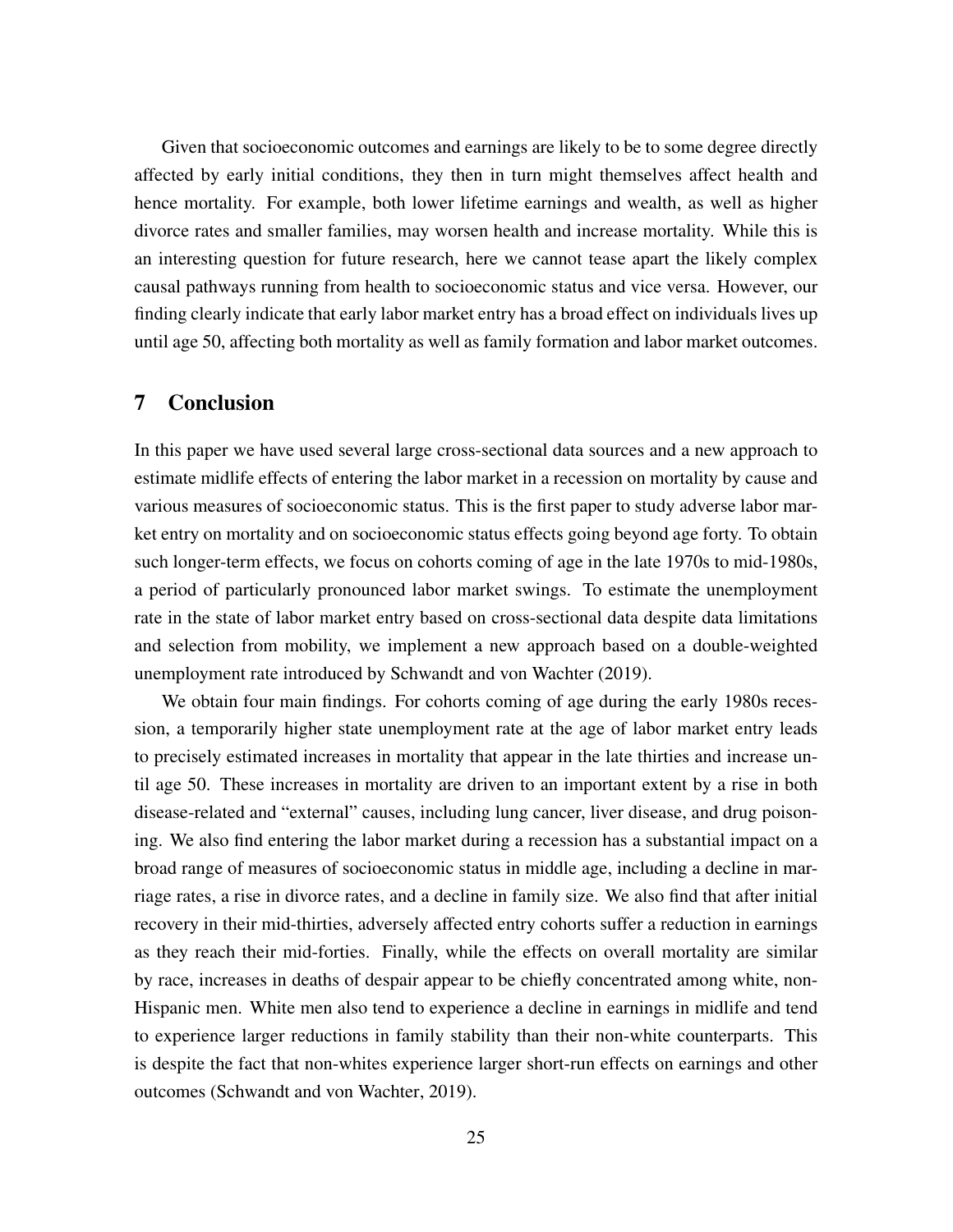Given that socioeconomic outcomes and earnings are likely to be to some degree directly affected by early initial conditions, they then in turn might themselves affect health and hence mortality. For example, both lower lifetime earnings and wealth, as well as higher divorce rates and smaller families, may worsen health and increase mortality. While this is an interesting question for future research, here we cannot tease apart the likely complex causal pathways running from health to socioeconomic status and vice versa. However, our finding clearly indicate that early labor market entry has a broad effect on individuals lives up until age 50, affecting both mortality as well as family formation and labor market outcomes.

## 7 Conclusion

In this paper we have used several large cross-sectional data sources and a new approach to estimate midlife effects of entering the labor market in a recession on mortality by cause and various measures of socioeconomic status. This is the first paper to study adverse labor market entry on mortality and on socioeconomic status effects going beyond age forty. To obtain such longer-term effects, we focus on cohorts coming of age in the late 1970s to mid-1980s, a period of particularly pronounced labor market swings. To estimate the unemployment rate in the state of labor market entry based on cross-sectional data despite data limitations and selection from mobility, we implement a new approach based on a double-weighted unemployment rate introduced by Schwandt and von Wachter (2019).

We obtain four main findings. For cohorts coming of age during the early 1980s recession, a temporarily higher state unemployment rate at the age of labor market entry leads to precisely estimated increases in mortality that appear in the late thirties and increase until age 50. These increases in mortality are driven to an important extent by a rise in both disease-related and "external" causes, including lung cancer, liver disease, and drug poisoning. We also find entering the labor market during a recession has a substantial impact on a broad range of measures of socioeconomic status in middle age, including a decline in marriage rates, a rise in divorce rates, and a decline in family size. We also find that after initial recovery in their mid-thirties, adversely affected entry cohorts suffer a reduction in earnings as they reach their mid-forties. Finally, while the effects on overall mortality are similar by race, increases in deaths of despair appear to be chiefly concentrated among white, non-Hispanic men. White men also tend to experience a decline in earnings in midlife and tend to experience larger reductions in family stability than their non-white counterparts. This is despite the fact that non-whites experience larger short-run effects on earnings and other outcomes (Schwandt and von Wachter, 2019).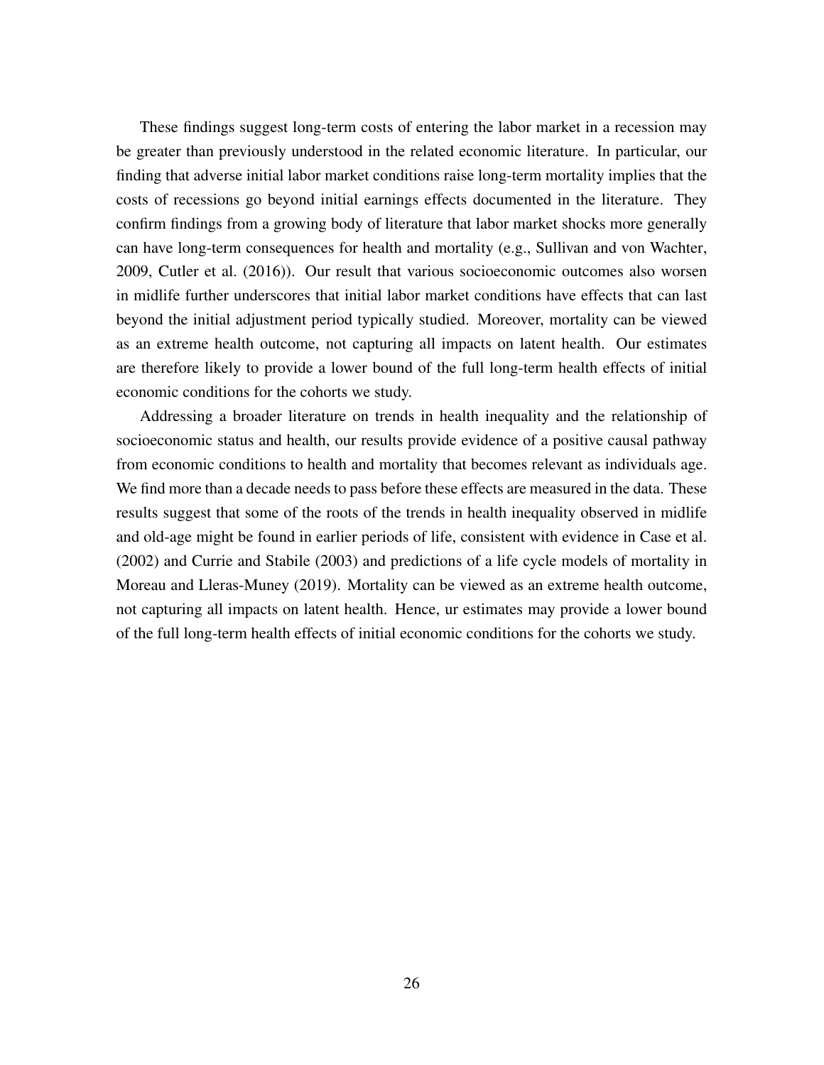These findings suggest long-term costs of entering the labor market in a recession may be greater than previously understood in the related economic literature. In particular, our finding that adverse initial labor market conditions raise long-term mortality implies that the costs of recessions go beyond initial earnings effects documented in the literature. They confirm findings from a growing body of literature that labor market shocks more generally can have long-term consequences for health and mortality (e.g., Sullivan and von Wachter, 2009, Cutler et al. (2016)). Our result that various socioeconomic outcomes also worsen in midlife further underscores that initial labor market conditions have effects that can last beyond the initial adjustment period typically studied. Moreover, mortality can be viewed as an extreme health outcome, not capturing all impacts on latent health. Our estimates are therefore likely to provide a lower bound of the full long-term health effects of initial economic conditions for the cohorts we study.

Addressing a broader literature on trends in health inequality and the relationship of socioeconomic status and health, our results provide evidence of a positive causal pathway from economic conditions to health and mortality that becomes relevant as individuals age. We find more than a decade needs to pass before these effects are measured in the data. These results suggest that some of the roots of the trends in health inequality observed in midlife and old-age might be found in earlier periods of life, consistent with evidence in Case et al. (2002) and Currie and Stabile (2003) and predictions of a life cycle models of mortality in Moreau and Lleras-Muney (2019). Mortality can be viewed as an extreme health outcome, not capturing all impacts on latent health. Hence, ur estimates may provide a lower bound of the full long-term health effects of initial economic conditions for the cohorts we study.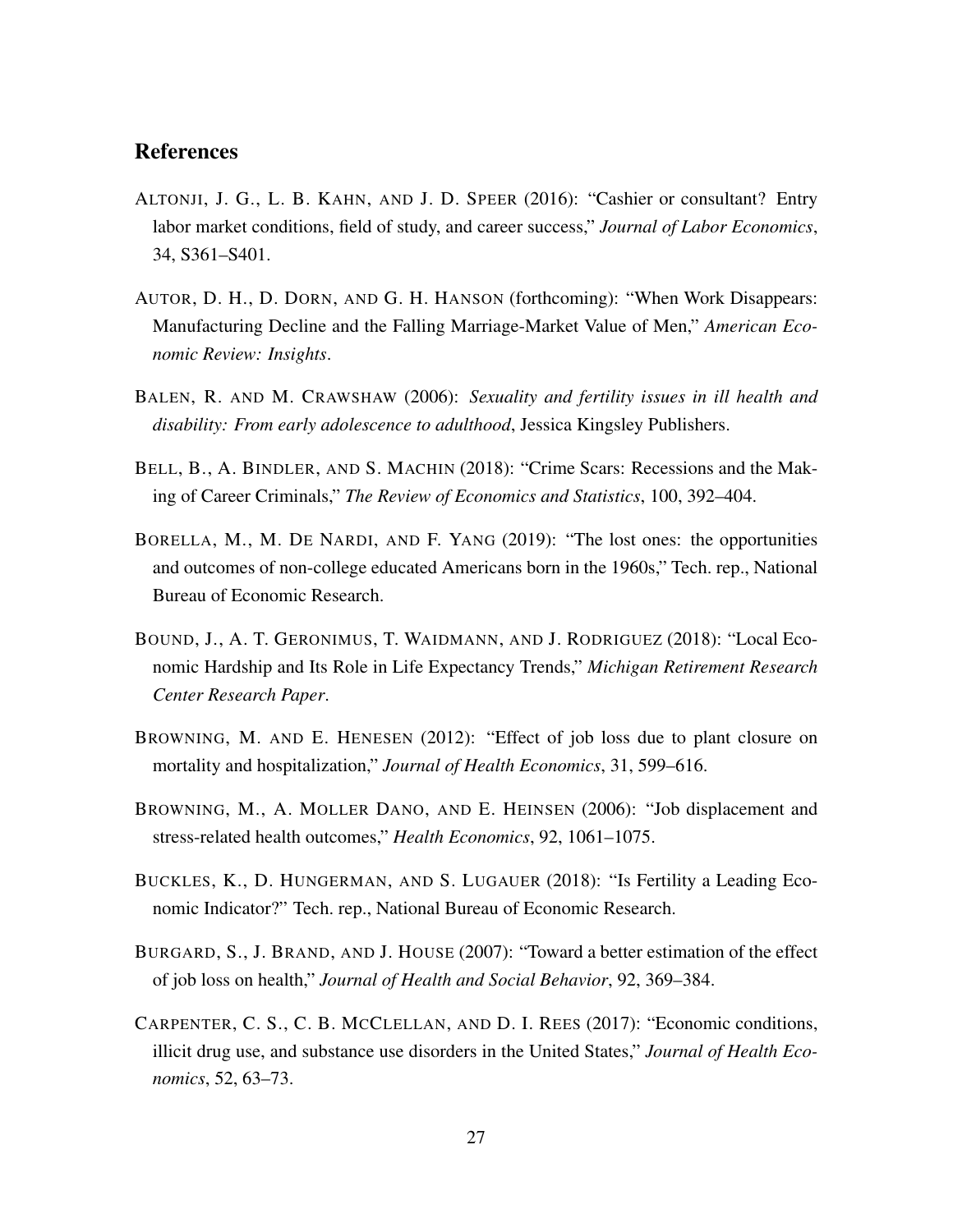## References

ALTONJI, J. G., L. B. KAHN, AND J. D. SPEER (2016): "Cashier or consultant? Entry labor market conditions, field of study, and career success," *Journal of Labor Economics*, 34, S361–S401.

AUTOR, D. H., D. DORN, AND G. H. HANSON (forthcoming): "When Work Disappears: Manufacturing Decline and the Falling Marriage-Market Value of Men," *American Economic Review: Insights*.

BALEN, R. AND M. CRAWSHAW (2006): *Sexuality and fertility issues in ill health and disability: From early adolescence to adulthood*, Jessica Kingsley Publishers.

BELL, B., A. BINDLER, AND S. MACHIN (2018): "Crime Scars: Recessions and the Making of Career Criminals," *The Review of Economics and Statistics*, 100, 392–404.

BORELLA, M., M. DE NARDI, AND F. YANG (2019): "The lost ones: the opportunities and outcomes of non-college educated Americans born in the 1960s," Tech. rep., National Bureau of Economic Research.

BOUND, J., A. T. GERONIMUS, T. WAIDMANN, AND J. RODRIGUEZ (2018): "Local Economic Hardship and Its Role in Life Expectancy Trends," *Michigan Retirement Research Center Research Paper*.

BROWNING, M. AND E. HENESEN (2012): "Effect of job loss due to plant closure on mortality and hospitalization," *Journal of Health Economics*, 31, 599–616.

BROWNING, M., A. MOLLER DANO, AND E. HEINSEN (2006): "Job displacement and stress-related health outcomes," *Health Economics*, 92, 1061–1075.

BUCKLES, K., D. HUNGERMAN, AND S. LUGAUER (2018): "Is Fertility a Leading Economic Indicator?" Tech. rep., National Bureau of Economic Research.

BURGARD, S., J. BRAND, AND J. HOUSE (2007): "Toward a better estimation of the effect of job loss on health," *Journal of Health and Social Behavior*, 92, 369–384.

CARPENTER, C. S., C. B. MCCLELLAN, AND D. I. REES (2017): "Economic conditions, illicit drug use, and substance use disorders in the United States," *Journal of Health Economics*, 52, 63–73.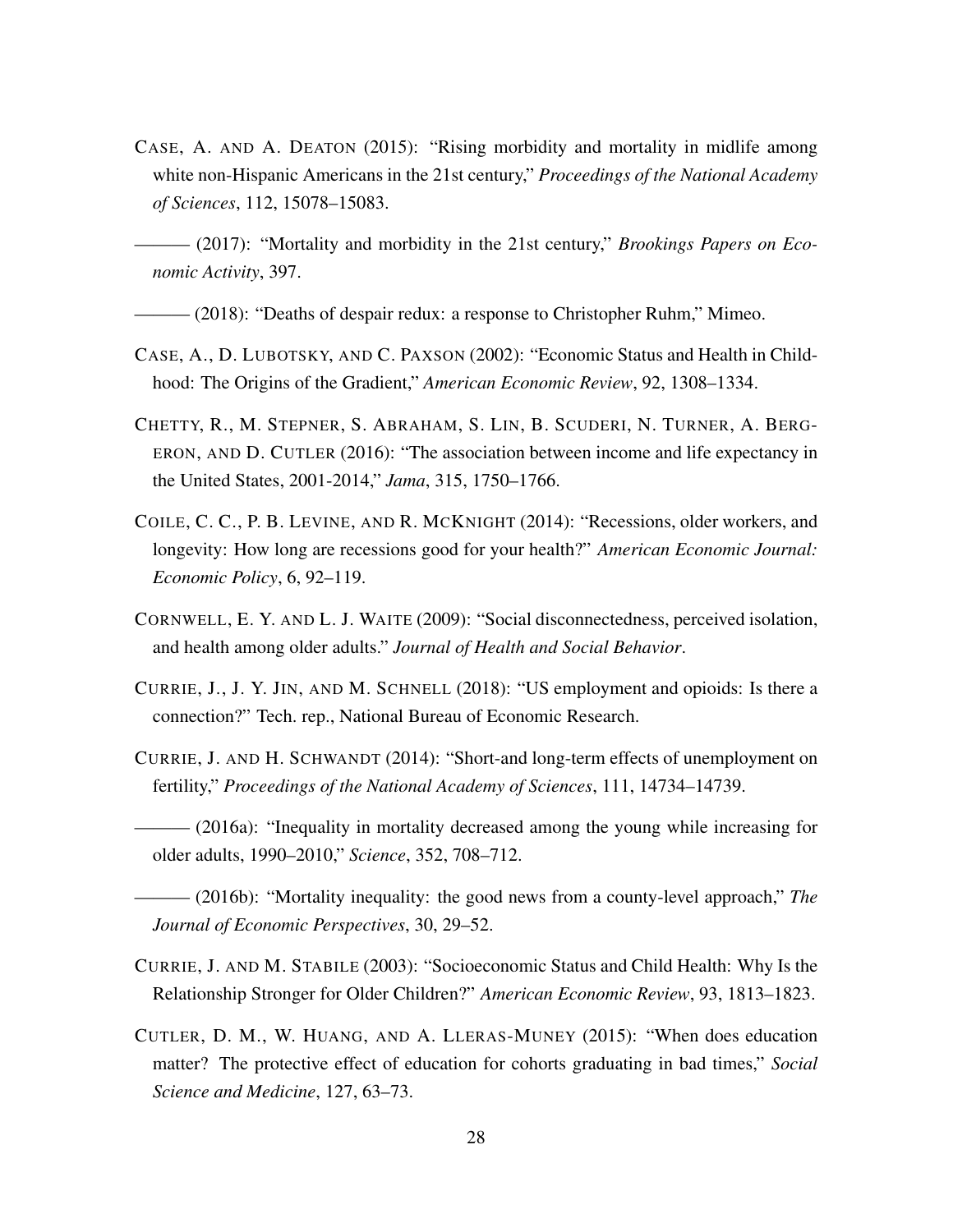CASE, A. AND A. DEATON (2015): "Rising morbidity and mortality in midlife among white non-Hispanic Americans in the 21st century," *Proceedings of the National Academy of Sciences*, 112, 15078–15083.

——— (2017): "Mortality and morbidity in the 21st century," *Brookings Papers on Economic Activity*, 397.

——— (2018): "Deaths of despair redux: a response to Christopher Ruhm," Mimeo.

CASE, A., D. LUBOTSKY, AND C. PAXSON (2002): "Economic Status and Health in Childhood: The Origins of the Gradient," *American Economic Review*, 92, 1308–1334.

CHETTY, R., M. STEPNER, S. ABRAHAM, S. LIN, B. SCUDERI, N. TURNER, A. BERGERON, AND D. CUTLER (2016): "The association between income and life expectancy in the United States, 2001-2014," *Jama*, 315, 1750–1766.

COILE, C. C., P. B. LEVINE, AND R. MCKNIGHT (2014): "Recessions, older workers, and longevity: How long are recessions good for your health?" *American Economic Journal: Economic Policy*, 6, 92–119.

CORNWELL, E. Y. AND L. J. WAITE (2009): "Social disconnectedness, perceived isolation, and health among older adults." *Journal of Health and Social Behavior*.

CURRIE, J., J. Y. JIN, AND M. SCHNELL (2018): "US employment and opioids: Is there a connection?" Tech. rep., National Bureau of Economic Research.

CURRIE, J. AND H. SCHWANDT (2014): "Short-and long-term effects of unemployment on fertility," *Proceedings of the National Academy of Sciences*, 111, 14734–14739.

——— (2016a): "Inequality in mortality decreased among the young while increasing for older adults, 1990–2010," *Science*, 352, 708–712.

——— (2016b): "Mortality inequality: the good news from a county-level approach," *The Journal of Economic Perspectives*, 30, 29–52.

CURRIE, J. AND M. STABILE (2003): "Socioeconomic Status and Child Health: Why Is the Relationship Stronger for Older Children?" *American Economic Review*, 93, 1813–1823.

CUTLER, D. M., W. HUANG, AND A. LLERAS-MUNEY (2015): "When does education matter? The protective effect of education for cohorts graduating in bad times," *Social Science and Medicine*, 127, 63–73.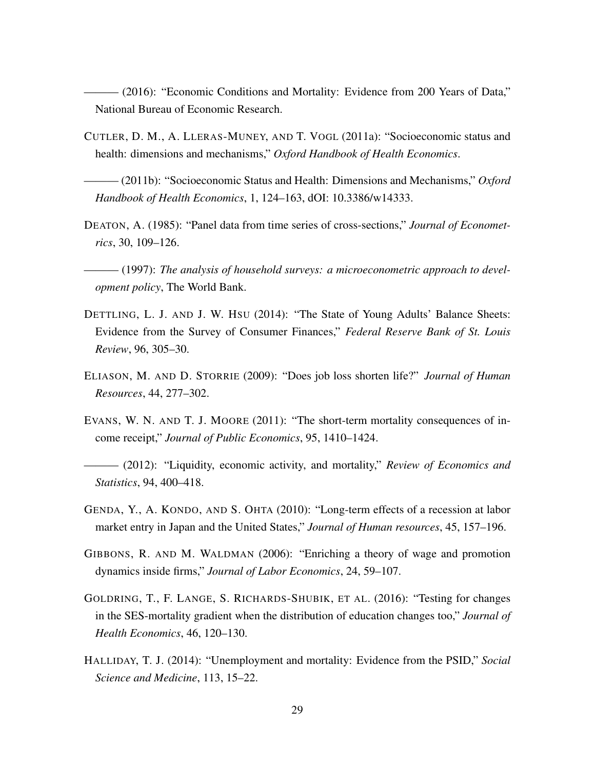——— (2016): "Economic Conditions and Mortality: Evidence from 200 Years of Data," National Bureau of Economic Research.

CUTLER, D. M., A. LLERAS-MUNEY, AND T. VOGL (2011a): "Socioeconomic status and health: dimensions and mechanisms," *Oxford Handbook of Health Economics*.

——— (2011b): "Socioeconomic Status and Health: Dimensions and Mechanisms," *Oxford Handbook of Health Economics*, 1, 124–163, dOI: 10.3386/w14333.

DEATON, A. (1985): "Panel data from time series of cross-sections," *Journal of Econometrics*, 30, 109–126.

——— (1997): *The analysis of household surveys: a microeconometric approach to development policy*, The World Bank.

DETTLING, L. J. AND J. W. HSU (2014): "The State of Young Adults' Balance Sheets: Evidence from the Survey of Consumer Finances," *Federal Reserve Bank of St. Louis Review*, 96, 305–30.

ELIASON, M. AND D. STORRIE (2009): "Does job loss shorten life?" *Journal of Human Resources*, 44, 277–302.

EVANS, W. N. AND T. J. MOORE (2011): "The short-term mortality consequences of income receipt," *Journal of Public Economics*, 95, 1410–1424.

——— (2012): "Liquidity, economic activity, and mortality," *Review of Economics and Statistics*, 94, 400–418.

GENDA, Y., A. KONDO, AND S. OHTA (2010): "Long-term effects of a recession at labor market entry in Japan and the United States," *Journal of Human resources*, 45, 157–196.

GIBBONS, R. AND M. WALDMAN (2006): "Enriching a theory of wage and promotion dynamics inside firms," *Journal of Labor Economics*, 24, 59–107.

GOLDRING, T., F. LANGE, S. RICHARDS-SHUBIK, ET AL. (2016): "Testing for changes in the SES-mortality gradient when the distribution of education changes too," *Journal of Health Economics*, 46, 120–130.

HALLIDAY, T. J. (2014): "Unemployment and mortality: Evidence from the PSID," *Social Science and Medicine*, 113, 15–22.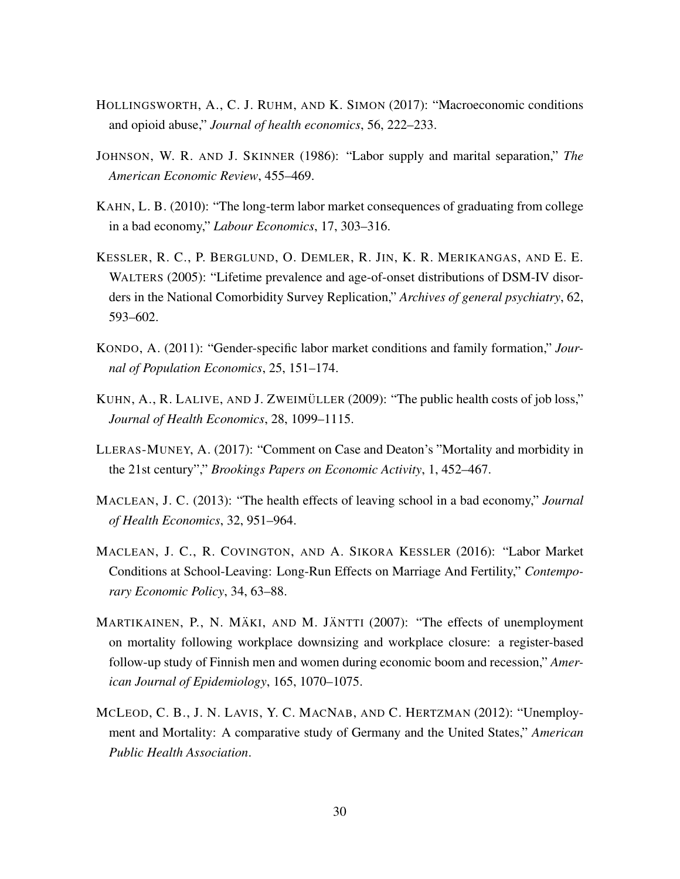HOLLINGSWORTH, A., C. J. RUHM, AND K. SIMON (2017): "Macroeconomic conditions and opioid abuse," *Journal of health economics*, 56, 222–233.

JOHNSON, W. R. AND J. SKINNER (1986): "Labor supply and marital separation," *The American Economic Review*, 455–469.

KAHN, L. B. (2010): "The long-term labor market consequences of graduating from college in a bad economy," *Labour Economics*, 17, 303–316.

KESSLER, R. C., P. BERGLUND, O. DEMLER, R. JIN, K. R. MERIKANGAS, AND E. E. WALTERS (2005): "Lifetime prevalence and age-of-onset distributions of DSM-IV disorders in the National Comorbidity Survey Replication," *Archives of general psychiatry*, 62, 593–602.

KONDO, A. (2011): "Gender-specific labor market conditions and family formation," *Journal of Population Economics*, 25, 151–174.

KUHN, A., R. LALIVE, AND J. ZWEIMÜLLER (2009): "The public health costs of job loss," *Journal of Health Economics*, 28, 1099–1115.

LLERAS-MUNEY, A. (2017): "Comment on Case and Deaton's "Mortality and morbidity in the 21st century"," *Brookings Papers on Economic Activity*, 1, 452–467.

MACLEAN, J. C. (2013): "The health effects of leaving school in a bad economy," *Journal of Health Economics*, 32, 951–964.

MACLEAN, J. C., R. COVINGTON, AND A. SIKORA KESSLER (2016): "Labor Market Conditions at School-Leaving: Long-Run Effects on Marriage And Fertility," *Contemporary Economic Policy*, 34, 63–88.

MARTIKAINEN, P., N. MÄKI, AND M. JÄNTTI (2007): "The effects of unemployment on mortality following workplace downsizing and workplace closure: a register-based follow-up study of Finnish men and women during economic boom and recession," *American Journal of Epidemiology*, 165, 1070–1075.

MCLEOD, C. B., J. N. LAVIS, Y. C. MACNAB, AND C. HERTZMAN (2012): "Unemployment and Mortality: A comparative study of Germany and the United States," *American Public Health Association*.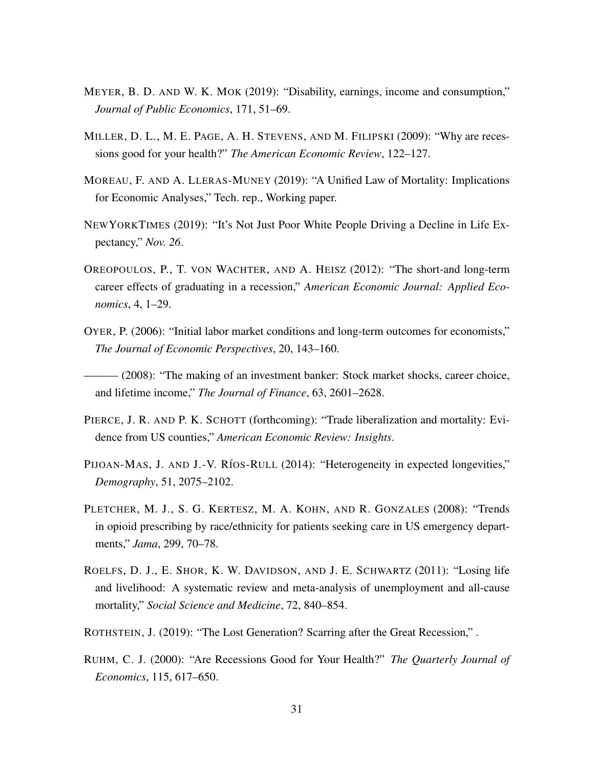MEYER, B. D. AND W. K. MOK (2019): "Disability, earnings, income and consumption," *Journal of Public Economics*, 171, 51–69.

MILLER, D. L., M. E. PAGE, A. H. STEVENS, AND M. FILIPSKI (2009): "Why are recessions good for your health?" *The American Economic Review*, 122–127.

MOREAU, F. AND A. LLERAS-MUNEY (2019): "A Unified Law of Mortality: Implications for Economic Analyses," Tech. rep., Working paper.

NEWYORKTIMES (2019): "It's Not Just Poor White People Driving a Decline in Life Expectancy," *Nov. 26*.

OREOPOULOS, P., T. VON WACHTER, AND A. HEISZ (2012): "The short-and long-term career effects of graduating in a recession," *American Economic Journal: Applied Economics*, 4, 1–29.

OYER, P. (2006): "Initial labor market conditions and long-term outcomes for economists," *The Journal of Economic Perspectives*, 20, 143–160.

——— (2008): "The making of an investment banker: Stock market shocks, career choice, and lifetime income," *The Journal of Finance*, 63, 2601–2628.

PIERCE, J. R. AND P. K. SCHOTT (forthcoming): "Trade liberalization and mortality: Evidence from US counties," *American Economic Review: Insights*.

PIJOAN-MAS, J. AND J.-V. RÍOS-RULL (2014): "Heterogeneity in expected longevities," *Demography*, 51, 2075–2102.

PLETCHER, M. J., S. G. KERTESZ, M. A. KOHN, AND R. GONZALES (2008): "Trends in opioid prescribing by race/ethnicity for patients seeking care in US emergency departments," *Jama*, 299, 70–78.

ROELFS, D. J., E. SHOR, K. W. DAVIDSON, AND J. E. SCHWARTZ (2011): "Losing life and livelihood: A systematic review and meta-analysis of unemployment and all-cause mortality," *Social Science and Medicine*, 72, 840–854.

ROTHSTEIN, J. (2019): "The Lost Generation? Scarring after the Great Recession," .

RUHM, C. J. (2000): "Are Recessions Good for Your Health?" *The Quarterly Journal of Economics*, 115, 617–650.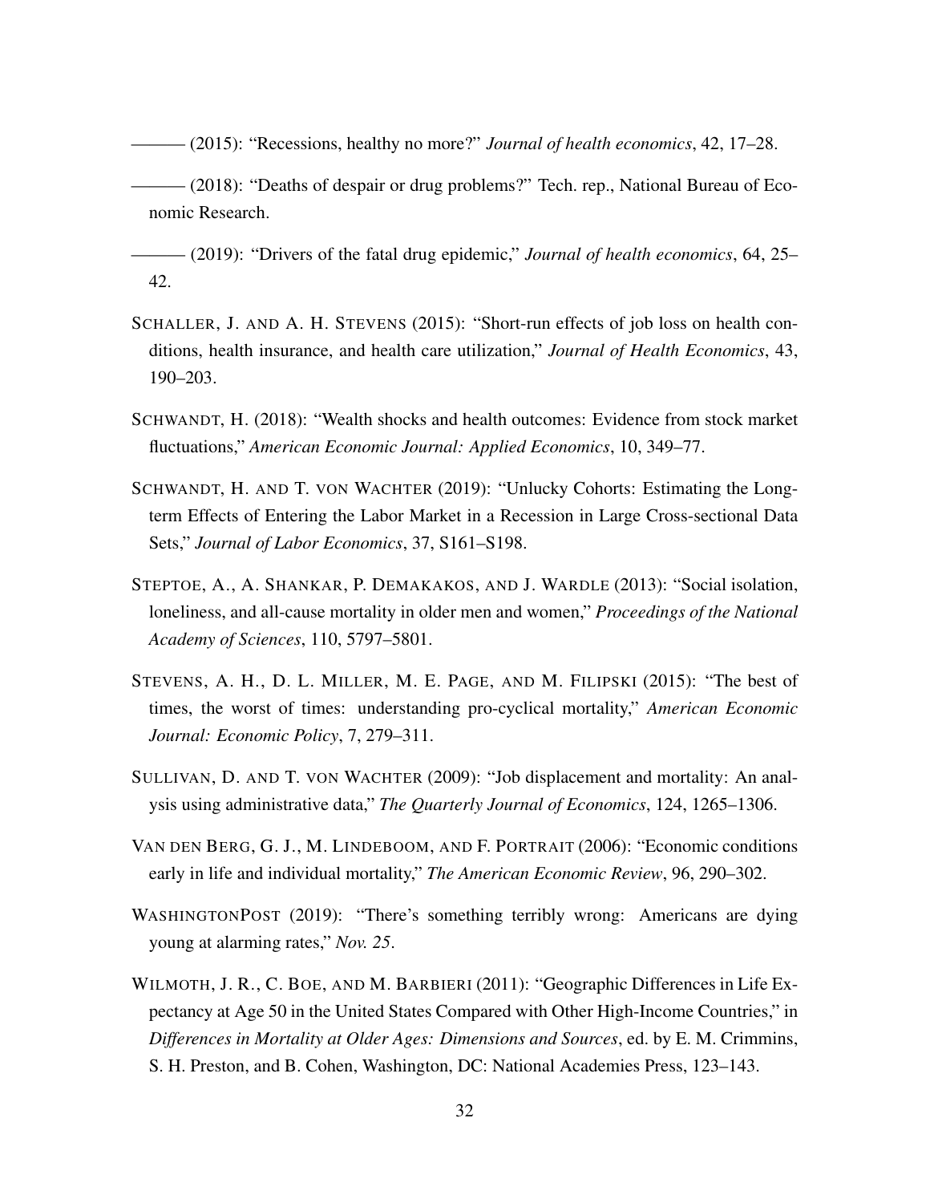——— (2015): "Recessions, healthy no more?" *Journal of health economics*, 42, 17–28.

——— (2018): "Deaths of despair or drug problems?" Tech. rep., National Bureau of Economic Research.

——— (2019): "Drivers of the fatal drug epidemic," *Journal of health economics*, 64, 25–42.

SCHALLER, J. AND A. H. STEVENS (2015): "Short-run effects of job loss on health conditions, health insurance, and health care utilization," *Journal of Health Economics*, 43, 190–203.

SCHWANDT, H. (2018): "Wealth shocks and health outcomes: Evidence from stock market fluctuations," *American Economic Journal: Applied Economics*, 10, 349–77.

SCHWANDT, H. AND T. VON WACHTER (2019): "Unlucky Cohorts: Estimating the Long-term Effects of Entering the Labor Market in a Recession in Large Cross-sectional Data Sets," *Journal of Labor Economics*, 37, S161–S198.

STEPTOE, A., A. SHANKAR, P. DEMAKAKOS, AND J. WARDLE (2013): "Social isolation, loneliness, and all-cause mortality in older men and women," *Proceedings of the National Academy of Sciences*, 110, 5797–5801.

STEVENS, A. H., D. L. MILLER, M. E. PAGE, AND M. FILIPSKI (2015): "The best of times, the worst of times: understanding pro-cyclical mortality," *American Economic Journal: Economic Policy*, 7, 279–311.

SULLIVAN, D. AND T. VON WACHTER (2009): "Job displacement and mortality: An analysis using administrative data," *The Quarterly Journal of Economics*, 124, 1265–1306.

VAN DEN BERG, G. J., M. LINDEBOOM, AND F. PORTRAIT (2006): "Economic conditions early in life and individual mortality," *The American Economic Review*, 96, 290–302.

WASHINGTONPOST (2019): "There's something terribly wrong: Americans are dying young at alarming rates," *Nov. 25*.

WILMOTH, J. R., C. BOE, AND M. BARBIERI (2011): "Geographic Differences in Life Expectancy at Age 50 in the United States Compared with Other High-Income Countries," in *Differences in Mortality at Older Ages: Dimensions and Sources*, ed. by E. M. Crimmins, S. H. Preston, and B. Cohen, Washington, DC: National Academies Press, 123–143.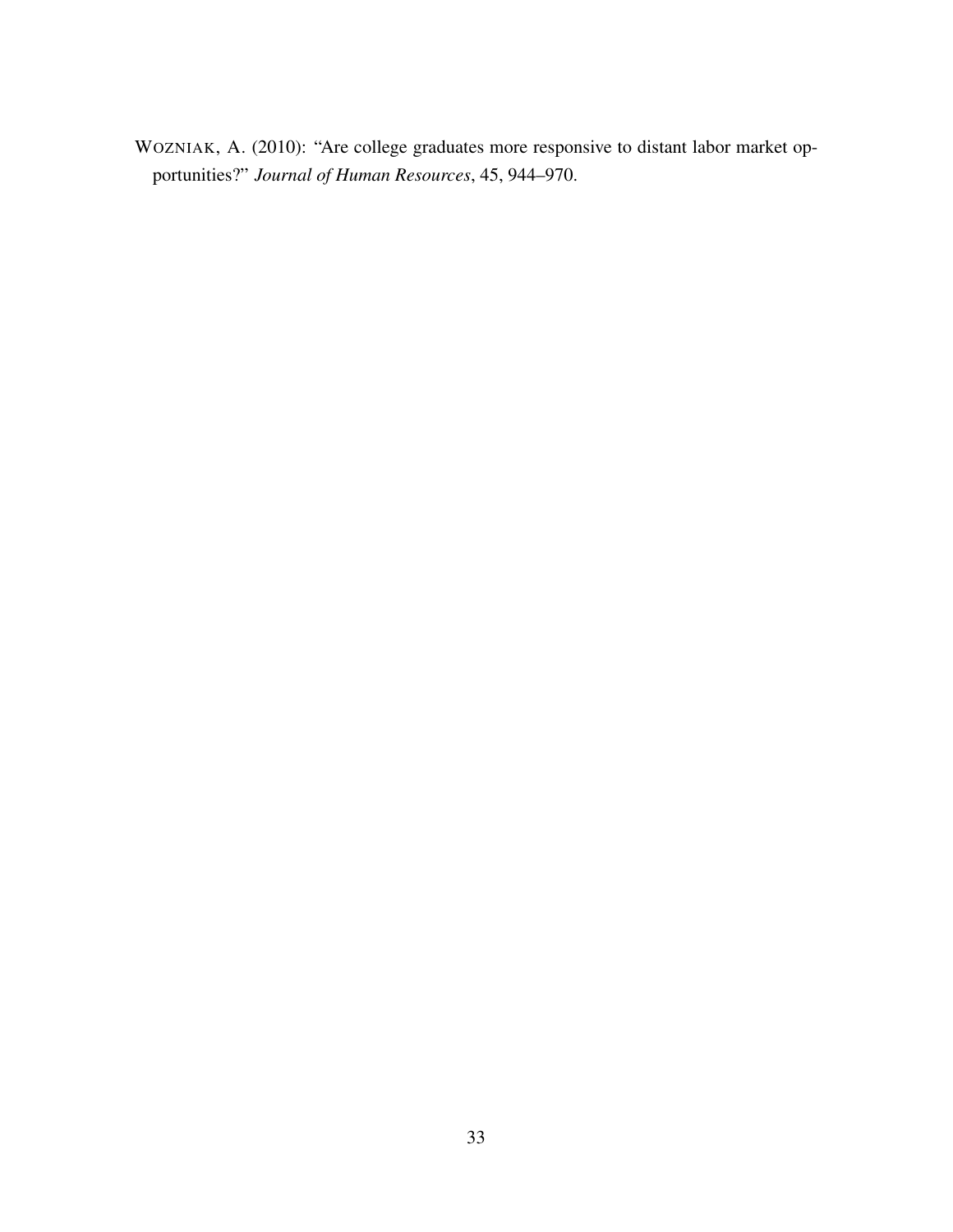WOZNIAK, A. (2010): "Are college graduates more responsive to distant labor market opportunities?" *Journal of Human Resources*, 45, 944–970.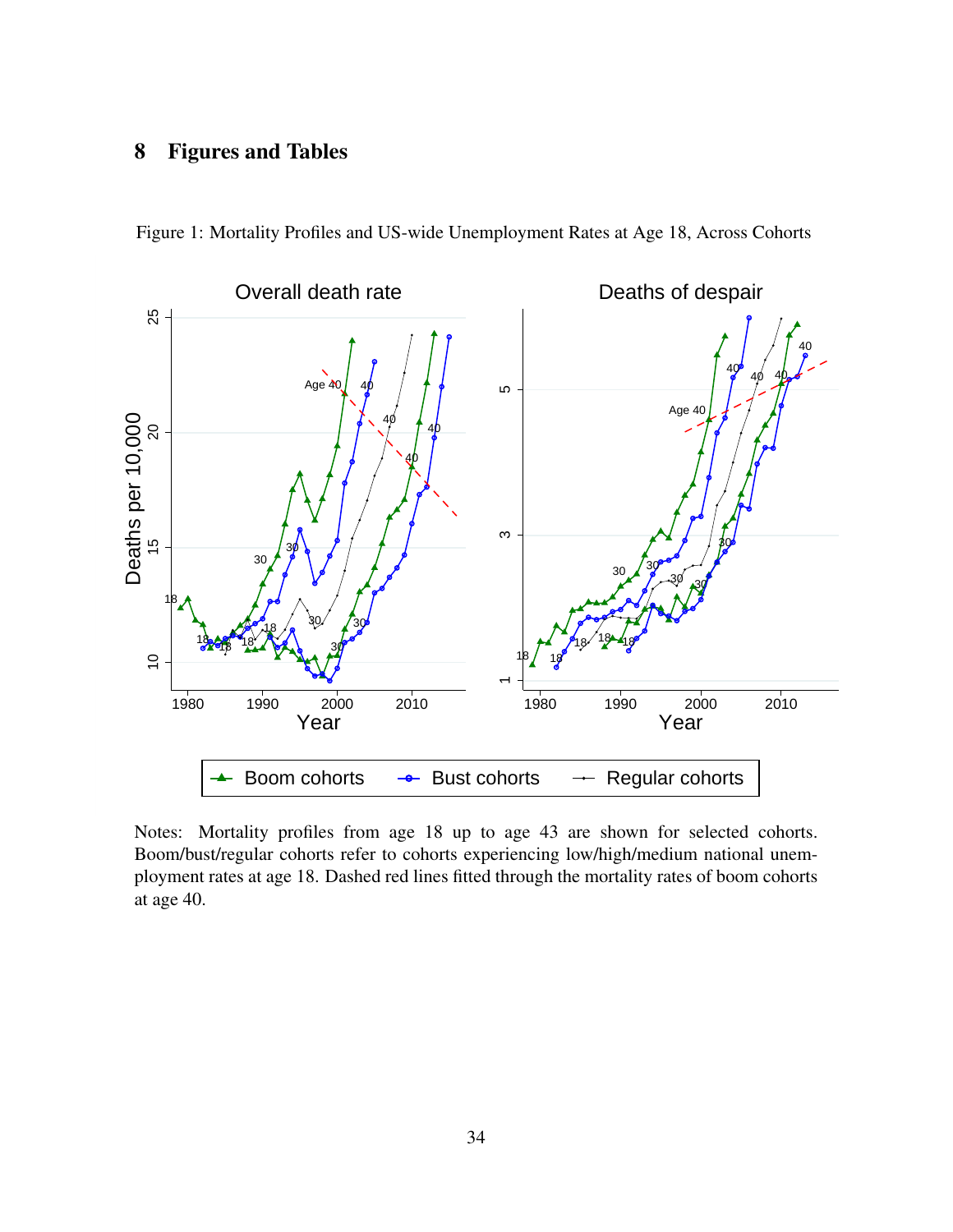# 8 Figures and Tables

Figure 1: Mortality Profiles and US-wide Unemployment Rates at Age 18, Across Cohorts

Notes: Mortality profiles from age 18 up to age 43 are shown for selected cohorts. Boom/bust/regular cohorts refer to cohorts experiencing low/high/medium national unemployment rates at age 18. Dashed red lines fitted through the mortality rates of boom cohorts at age 40.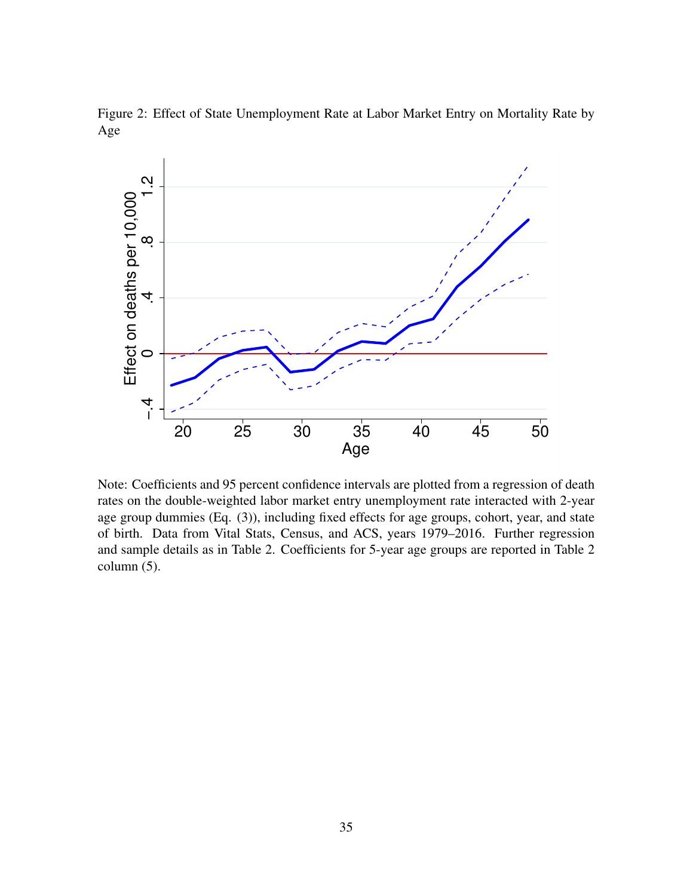Figure 2: Effect of State Unemployment Rate at Labor Market Entry on Mortality Rate by Age

Note: Coefficients and 95 percent confidence intervals are plotted from a regression of death rates on the double-weighted labor market entry unemployment rate interacted with 2-year age group dummies (Eq. (3)), including fixed effects for age groups, cohort, year, and state of birth. Data from Vital Stats, Census, and ACS, years 1979–2016. Further regression and sample details as in Table 2. Coefficients for 5-year age groups are reported in Table 2 column (5).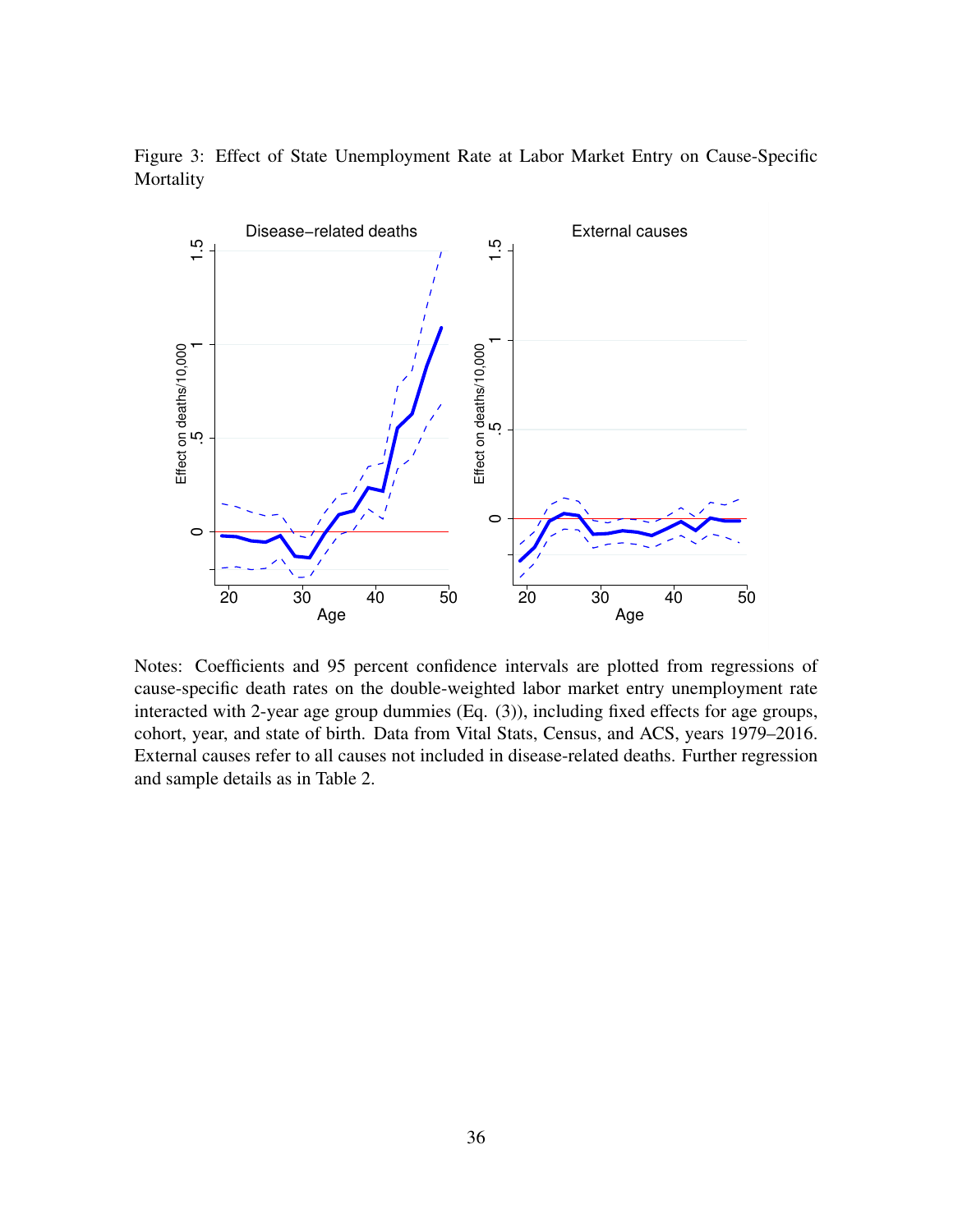Figure 3: Effect of State Unemployment Rate at Labor Market Entry on Cause-Specific Mortality

Notes: Coefficients and 95 percent confidence intervals are plotted from regressions of cause-specific death rates on the double-weighted labor market entry unemployment rate interacted with 2-year age group dummies (Eq. (3)), including fixed effects for age groups, cohort, year, and state of birth. Data from Vital Stats, Census, and ACS, years 1979–2016. External causes refer to all causes not included in disease-related deaths. Further regression and sample details as in Table 2.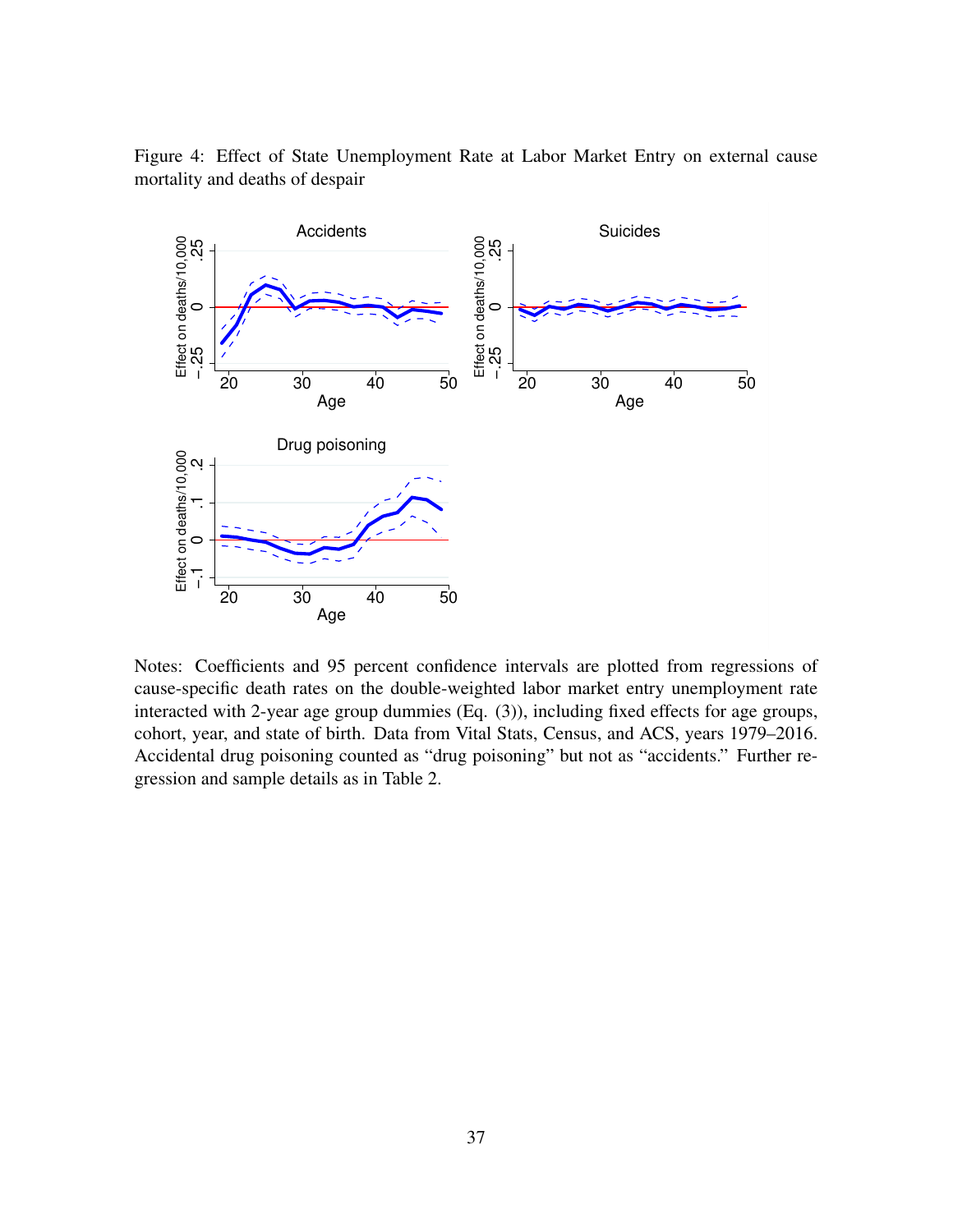Figure 4: Effect of State Unemployment Rate at Labor Market Entry on external cause mortality and deaths of despair

Notes: Coefficients and 95 percent confidence intervals are plotted from regressions of cause-specific death rates on the double-weighted labor market entry unemployment rate interacted with 2-year age group dummies (Eq. (3)), including fixed effects for age groups, cohort, year, and state of birth. Data from Vital Stats, Census, and ACS, years 1979–2016. Accidental drug poisoning counted as "drug poisoning" but not as "accidents." Further regression and sample details as in Table 2.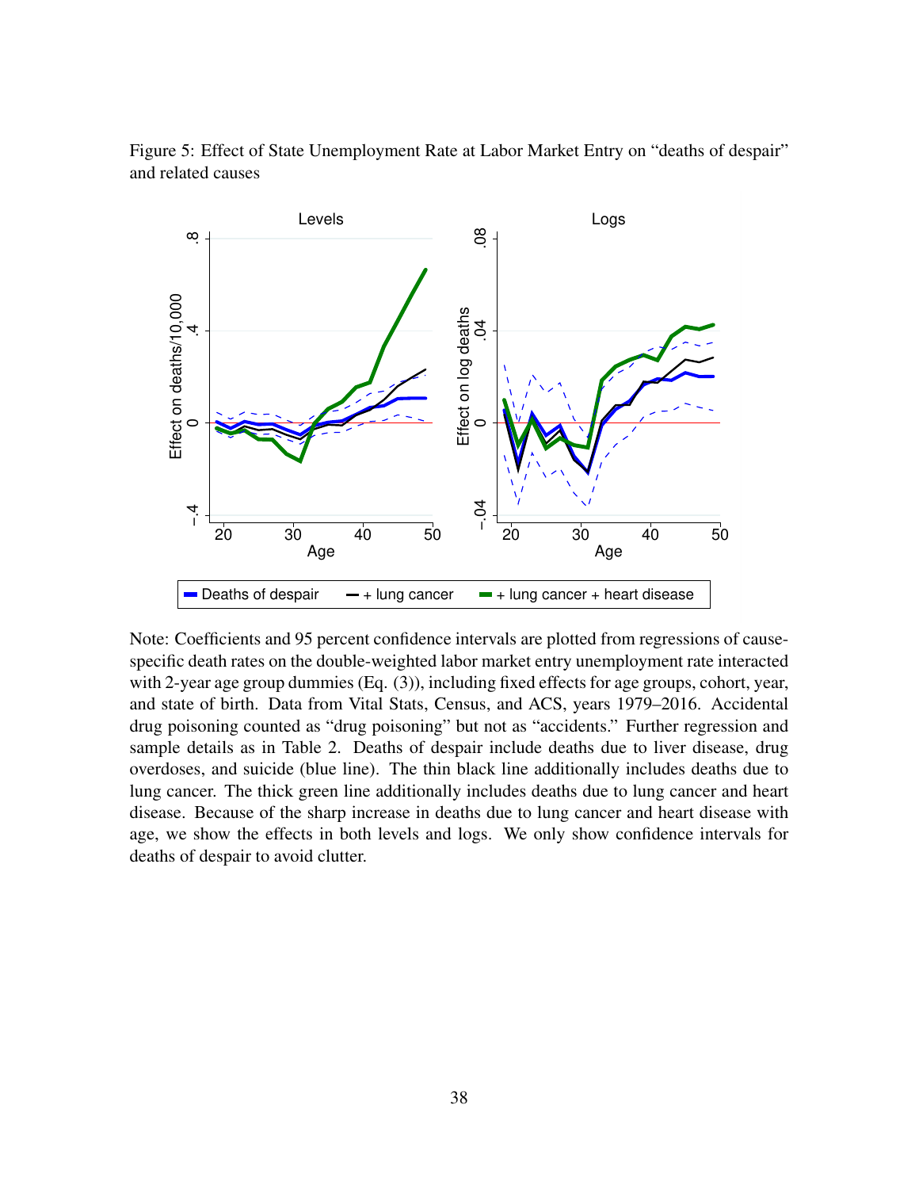Figure 5: Effect of State Unemployment Rate at Labor Market Entry on "deaths of despair" and related causes

Note: Coefficients and 95 percent confidence intervals are plotted from regressions of cause-specific death rates on the double-weighted labor market entry unemployment rate interacted with 2-year age group dummies (Eq. (3)), including fixed effects for age groups, cohort, year, and state of birth. Data from Vital Stats, Census, and ACS, years 1979–2016. Accidental drug poisoning counted as "drug poisoning" but not as "accidents." Further regression and sample details as in Table 2. Deaths of despair include deaths due to liver disease, drug overdoses, and suicide (blue line). The thin black line additionally includes deaths due to lung cancer. The thick green line additionally includes deaths due to lung cancer and heart disease. Because of the sharp increase in deaths due to lung cancer and heart disease with age, we show the effects in both levels and logs. We only show confidence intervals for deaths of despair to avoid clutter.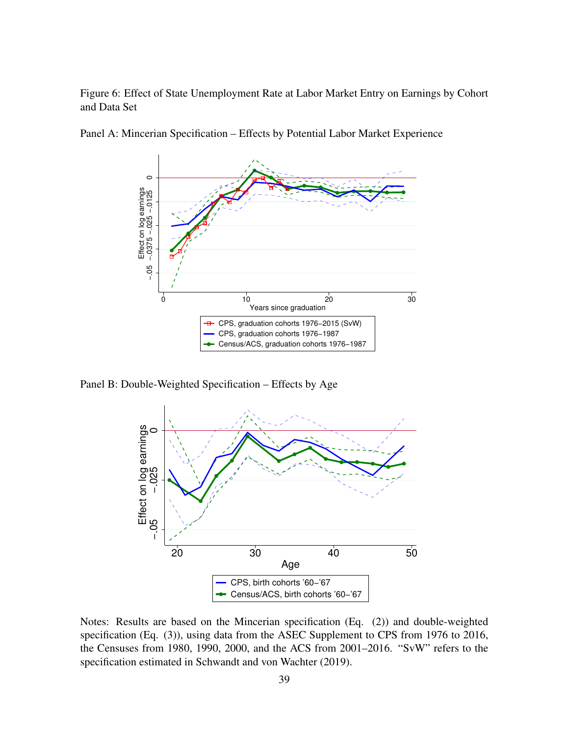Figure 6: Effect of State Unemployment Rate at Labor Market Entry on Earnings by Cohort and Data Set

Panel A: Mincerian Specification – Effects by Potential Labor Market Experience

Panel B: Double-Weighted Specification – Effects by Age

Notes: Results are based on the Mincerian specification (Eq. (2)) and double-weighted specification (Eq. (3)), using data from the ASEC Supplement to CPS from 1976 to 2016, the Censuses from 1980, 1990, 2000, and the ACS from 2001–2016. "SvW" refers to the specification estimated in Schwandt and von Wachter (2019).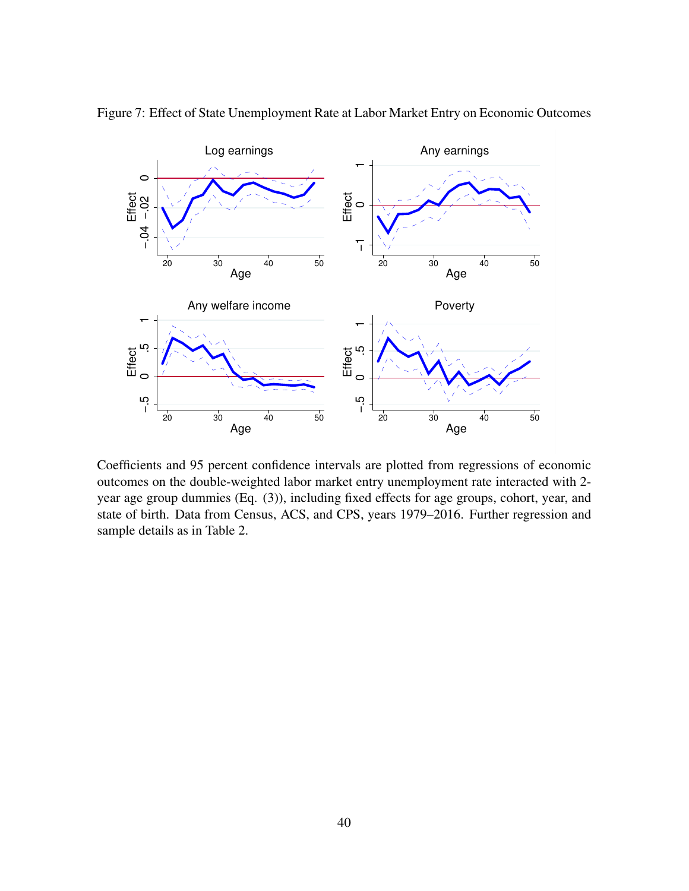Figure 7: Effect of State Unemployment Rate at Labor Market Entry on Economic Outcomes

Coefficients and 95 percent confidence intervals are plotted from regressions of economic outcomes on the double-weighted labor market entry unemployment rate interacted with 2-year age group dummies (Eq. (3)), including fixed effects for age groups, cohort, year, and state of birth. Data from Census, ACS, and CPS, years 1979–2016. Further regression and sample details as in Table 2.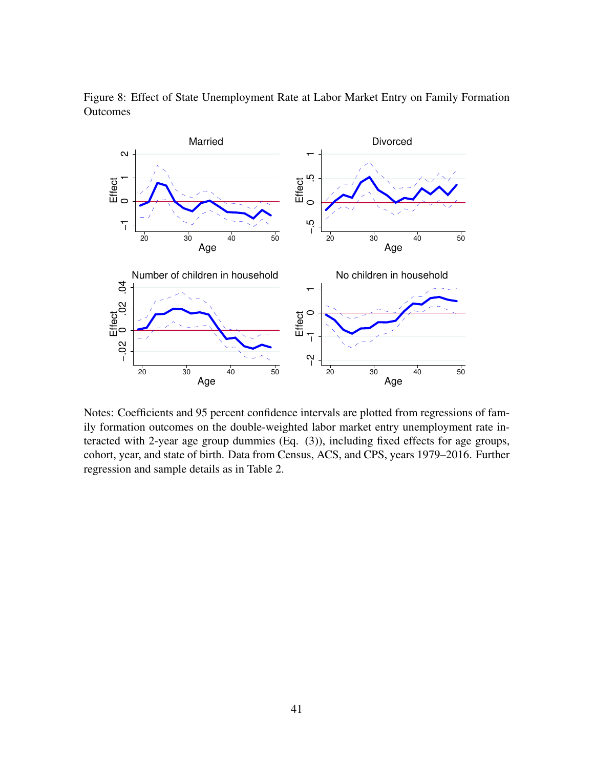Figure 8: Effect of State Unemployment Rate at Labor Market Entry on Family Formation Outcomes

Notes: Coefficients and 95 percent confidence intervals are plotted from regressions of family formation outcomes on the double-weighted labor market entry unemployment rate interacted with 2-year age group dummies (Eq. (3)), including fixed effects for age groups, cohort, year, and state of birth. Data from Census, ACS, and CPS, years 1979–2016. Further regression and sample details as in Table 2.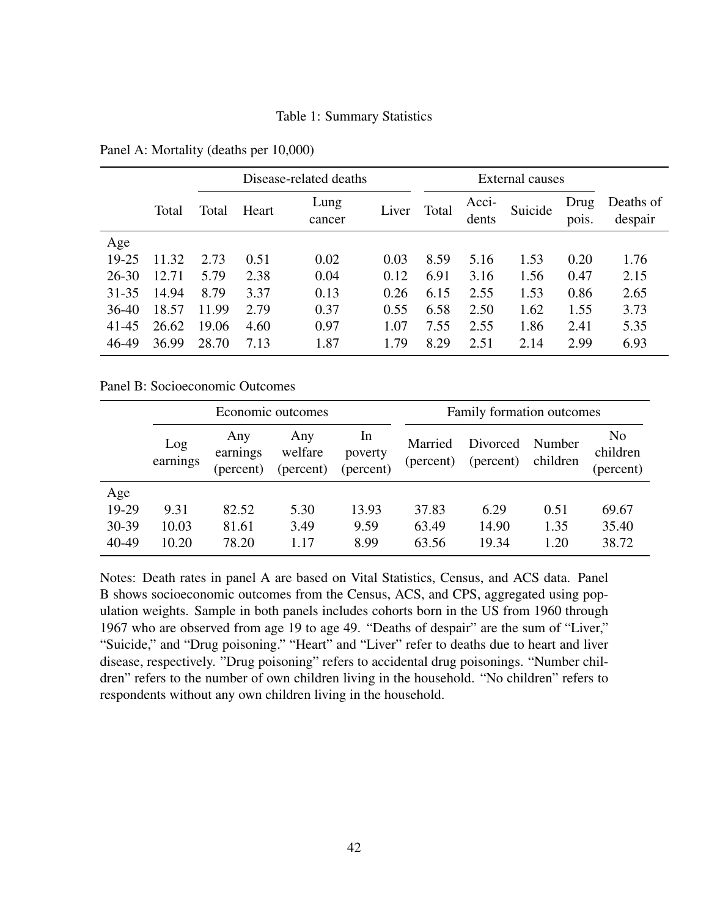Table 1: Summary Statistics

Panel A: Mortality (deaths per 10,000)

| | | Disease-related deaths | | | | External causes | | | | |
|---|---|---|---|---|---|---|---|---|---|---|
| | Total | Total | Heart | Lung cancer | Liver | Total | Acci-dents | Suicide | Drug pois. | Deaths of despair |
| Age | | | | | | | | | | |
| 19-25 | 11.32 | 2.73 | 0.51 | 0.02 | 0.03 | 8.59 | 5.16 | 1.53 | 0.20 | 1.76 |
| 26-30 | 12.71 | 5.79 | 2.38 | 0.04 | 0.12 | 6.91 | 3.16 | 1.56 | 0.47 | 2.15 |
| 31-35 | 14.94 | 8.79 | 3.37 | 0.13 | 0.26 | 6.15 | 2.55 | 1.53 | 0.86 | 2.65 |
| 36-40 | 18.57 | 11.99 | 2.79 | 0.37 | 0.55 | 6.58 | 2.50 | 1.62 | 1.55 | 3.73 |
| 41-45 | 26.62 | 19.06 | 4.60 | 0.97 | 1.07 | 7.55 | 2.55 | 1.86 | 2.41 | 5.35 |
| 46-49 | 36.99 | 28.70 | 7.13 | 1.87 | 1.79 | 8.29 | 2.51 | 2.14 | 2.99 | 6.93 |

Panel B: Socioeconomic Outcomes

| | Economic outcomes | | | | Family formation outcomes | | | |
|---|---|---|---|---|---|---|---|---|
| | Log earnings | Any earnings (percent) | Any welfare (percent) | In poverty (percent) | Married (percent) | Divorced (percent) | Number children | No children (percent) |
| Age | | | | | | | | |
| 19-29 | 9.31 | 82.52 | 5.30 | 13.93 | 37.83 | 6.29 | 0.51 | 69.67 |
| 30-39 | 10.03 | 81.61 | 3.49 | 9.59 | 63.49 | 14.90 | 1.35 | 35.40 |
| 40-49 | 10.20 | 78.20 | 1.17 | 8.99 | 63.56 | 19.34 | 1.20 | 38.72 |

Notes: Death rates in panel A are based on Vital Statistics, Census, and ACS data. Panel B shows socioeconomic outcomes from the Census, ACS, and CPS, aggregated using population weights. Sample in both panels includes cohorts born in the US from 1960 through 1967 who are observed from age 19 to age 49. "Deaths of despair" are the sum of "Liver," "Suicide," and "Drug poisoning." "Heart" and "Liver" refer to deaths due to heart and liver disease, respectively. "Drug poisoning" refers to accidental drug poisonings. "Number children" refers to the number of own children living in the household. "No children" refers to respondents without any own children living in the household.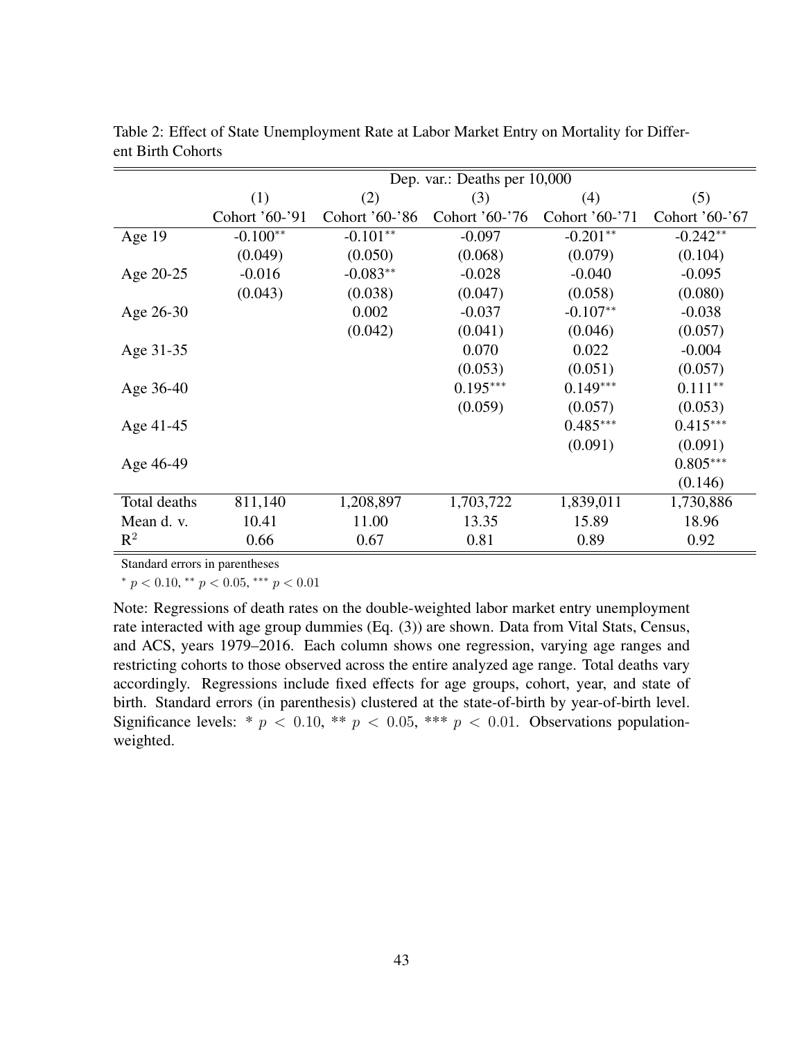Table 2: Effect of State Unemployment Rate at Labor Market Entry on Mortality for Different Birth Cohorts

| | Dep. var.: Deaths per 10,000 | | | | |
|---|---|---|---|---|---|
| | (1) | (2) | (3) | (4) | (5) |
| | Cohort '60-'91 | Cohort '60-'86 | Cohort '60-'76 | Cohort '60-'71 | Cohort '60-'67 |
| Age 19 | -0.100** | -0.101** | -0.097 | -0.201** | -0.242** |
| | (0.049) | (0.050) | (0.068) | (0.079) | (0.104) |
| Age 20-25 | -0.016 | -0.083** | -0.028 | -0.040 | -0.095 |
| | (0.043) | (0.038) | (0.047) | (0.058) | (0.080) |
| Age 26-30 | | 0.002 | -0.037 | -0.107** | -0.038 |
| | | (0.042) | (0.041) | (0.046) | (0.057) |
| Age 31-35 | | | 0.070 | 0.022 | -0.004 |
| | | | (0.053) | (0.051) | (0.057) |
| Age 36-40 | | | 0.195*** | 0.149*** | 0.111** |
| | | | (0.059) | (0.057) | (0.053) |
| Age 41-45 | | | | 0.485*** | 0.415*** |
| | | | | (0.091) | (0.091) |
| Age 46-49 | | | | | 0.805*** |
| | | | | | (0.146) |
| Total deaths | 811,140 | 1,208,897 | 1,703,722 | 1,839,011 | 1,730,886 |
| Mean d. v. | 10.41 | 11.00 | 13.35 | 15.89 | 18.96 |
| $R^2$ | 0.66 | 0.67 | 0.81 | 0.89 | 0.92 |

Standard errors in parentheses

* $p < 0.10$, ** $p < 0.05$, *** $p < 0.01$

Note: Regressions of death rates on the double-weighted labor market entry unemployment rate interacted with age group dummies (Eq. (3)) are shown. Data from Vital Stats, Census, and ACS, years 1979–2016. Each column shows one regression, varying age ranges and restricting cohorts to those observed across the entire analyzed age range. Total deaths vary accordingly. Regressions include fixed effects for age groups, cohort, year, and state of birth. Standard errors (in parenthesis) clustered at the state-of-birth by year-of-birth level. Significance levels: * $p < 0.10$, ** $p < 0.05$, *** $p < 0.01$. Observations population-weighted.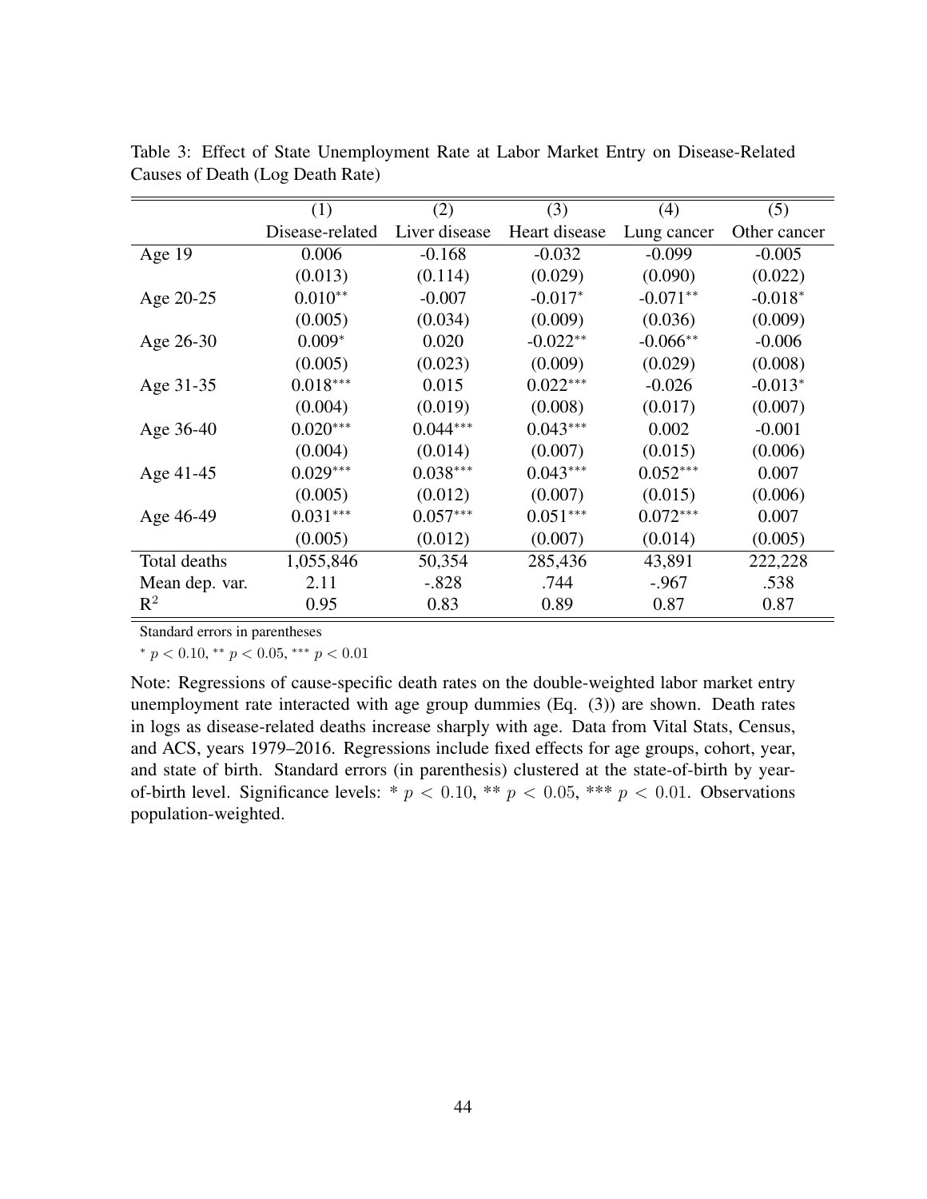Table 3: Effect of State Unemployment Rate at Labor Market Entry on Disease-Related Causes of Death (Log Death Rate)

| | (1) | (2) | (3) | (4) | (5) |
|---|---|---|---|---|---|
| | Disease-related | Liver disease | Heart disease | Lung cancer | Other cancer |
| Age 19 | 0.006 | -0.168 | -0.032 | -0.099 | -0.005 |
| | (0.013) | (0.114) | (0.029) | (0.090) | (0.022) |
| Age 20-25 | 0.010** | -0.007 | -0.017* | -0.071** | -0.018* |
| | (0.005) | (0.034) | (0.009) | (0.036) | (0.009) |
| Age 26-30 | 0.009* | 0.020 | -0.022** | -0.066** | -0.006 |
| | (0.005) | (0.023) | (0.009) | (0.029) | (0.008) |
| Age 31-35 | 0.018*** | 0.015 | 0.022*** | -0.026 | -0.013* |
| | (0.004) | (0.019) | (0.008) | (0.017) | (0.007) |
| Age 36-40 | 0.020*** | 0.044*** | 0.043*** | 0.002 | -0.001 |
| | (0.004) | (0.014) | (0.007) | (0.015) | (0.006) |
| Age 41-45 | 0.029*** | 0.038*** | 0.043*** | 0.052*** | 0.007 |
| | (0.005) | (0.012) | (0.007) | (0.015) | (0.006) |
| Age 46-49 | 0.031*** | 0.057*** | 0.051*** | 0.072*** | 0.007 |
| | (0.005) | (0.012) | (0.007) | (0.014) | (0.005) |
| Total deaths | 1,055,846 | 50,354 | 285,436 | 43,891 | 222,228 |
| Mean dep. var. | 2.11 | -.828 | .744 | -.967 | .538 |
| $R^2$ | 0.95 | 0.83 | 0.89 | 0.87 | 0.87 |

Standard errors in parentheses

* $p < 0.10$, ** $p < 0.05$, *** $p < 0.01$

Note: Regressions of cause-specific death rates on the double-weighted labor market entry unemployment rate interacted with age group dummies (Eq. (3)) are shown. Death rates in logs as disease-related deaths increase sharply with age. Data from Vital Stats, Census, and ACS, years 1979–2016. Regressions include fixed effects for age groups, cohort, year, and state of birth. Standard errors (in parenthesis) clustered at the state-of-birth by year-of-birth level. Significance levels: * $p < 0.10$, ** $p < 0.05$, *** $p < 0.01$. Observations population-weighted.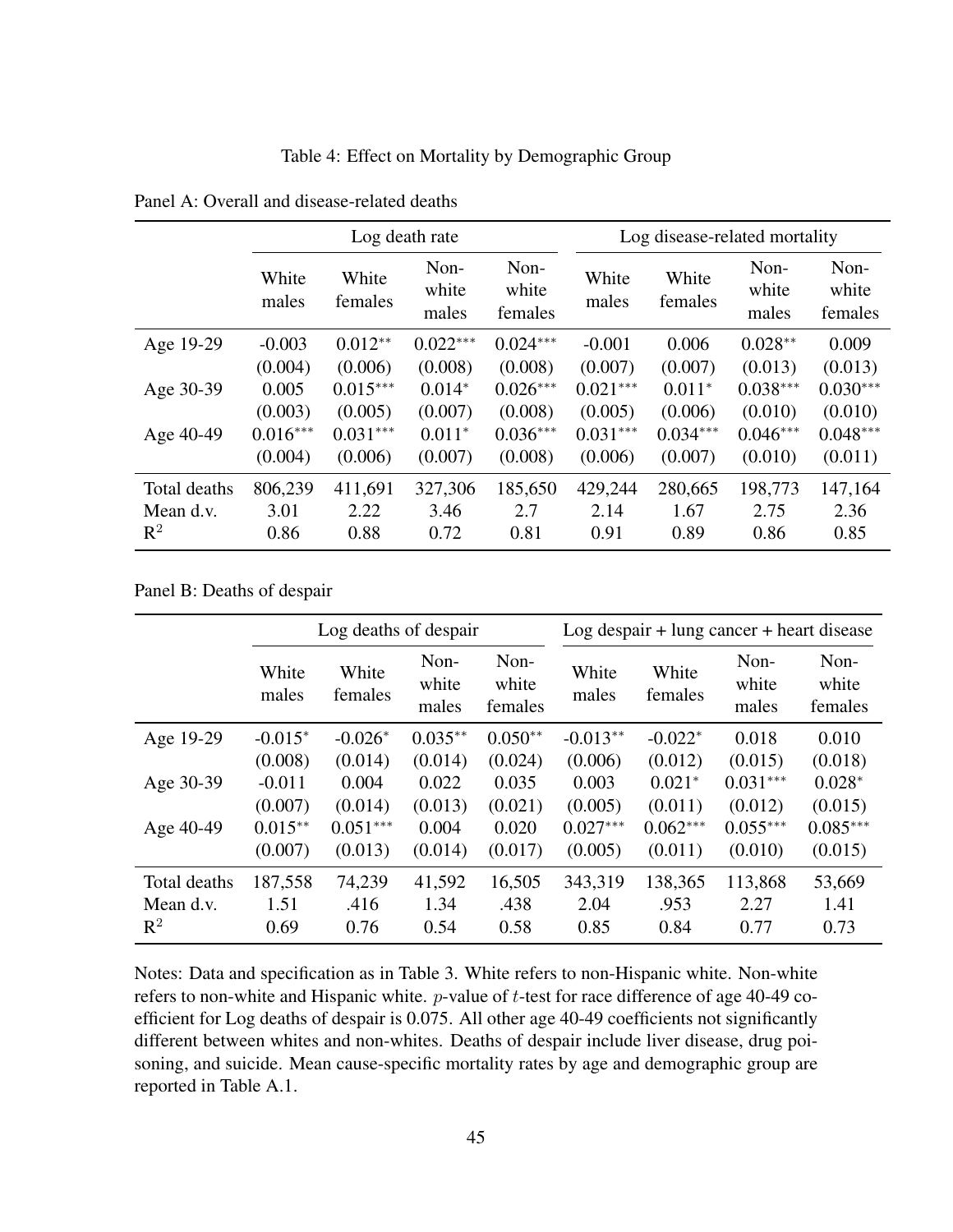Table 4: Effect on Mortality by Demographic Group

Panel A: Overall and disease-related deaths

| | Log death rate | | | | Log disease-related mortality | | | |
|---|---|---|---|---|---|---|---|---|
| | White males | White females | Non-white males | Non-white females | White males | White females | Non-white males | Non-white females |
| Age 19-29 | -0.003 | 0.012** | 0.022*** | 0.024*** | -0.001 | 0.006 | 0.028** | 0.009 |
| | (0.004) | (0.006) | (0.008) | (0.008) | (0.007) | (0.007) | (0.013) | (0.013) |
| Age 30-39 | 0.005 | 0.015*** | 0.014* | 0.026*** | 0.021*** | 0.011* | 0.038*** | 0.030*** |
| | (0.003) | (0.005) | (0.007) | (0.008) | (0.005) | (0.006) | (0.010) | (0.010) |
| Age 40-49 | 0.016*** | 0.031*** | 0.011* | 0.036*** | 0.031*** | 0.034*** | 0.046*** | 0.048*** |
| | (0.004) | (0.006) | (0.007) | (0.008) | (0.006) | (0.007) | (0.010) | (0.011) |
| Total deaths | 806,239 | 411,691 | 327,306 | 185,650 | 429,244 | 280,665 | 198,773 | 147,164 |
| Mean d.v. | 3.01 | 2.22 | 3.46 | 2.7 | 2.14 | 1.67 | 2.75 | 2.36 |
| $R^2$ | 0.86 | 0.88 | 0.72 | 0.81 | 0.91 | 0.89 | 0.86 | 0.85 |

Panel B: Deaths of despair

| | Log deaths of despair | | | | Log despair + lung cancer + heart disease | | | |
|---|---|---|---|---|---|---|---|---|
| | White males | White females | Non-white males | Non-white females | White males | White females | Non-white males | Non-white females |
| Age 19-29 | -0.015* | -0.026* | 0.035** | 0.050** | -0.013** | -0.022* | 0.018 | 0.010 |
| | (0.008) | (0.014) | (0.014) | (0.024) | (0.006) | (0.012) | (0.015) | (0.018) |
| Age 30-39 | -0.011 | 0.004 | 0.022 | 0.035 | 0.003 | 0.021* | 0.031*** | 0.028* |
| | (0.007) | (0.014) | (0.013) | (0.021) | (0.005) | (0.011) | (0.012) | (0.015) |
| Age 40-49 | 0.015** | 0.051*** | 0.004 | 0.020 | 0.027*** | 0.062*** | 0.055*** | 0.085*** |
| | (0.007) | (0.013) | (0.014) | (0.017) | (0.005) | (0.011) | (0.010) | (0.015) |
| Total deaths | 187,558 | 74,239 | 41,592 | 16,505 | 343,319 | 138,365 | 113,868 | 53,669 |
| Mean d.v. | 1.51 | .416 | 1.34 | .438 | 2.04 | .953 | 2.27 | 1.41 |
| $R^2$ | 0.69 | 0.76 | 0.54 | 0.58 | 0.85 | 0.84 | 0.77 | 0.73 |

Notes: Data and specification as in Table 3. White refers to non-Hispanic white. Non-white refers to non-white and Hispanic white. $p$-value of $t$-test for race difference of age 40-49 coefficient for Log deaths of despair is 0.075. All other age 40-49 coefficients not significantly different between whites and non-whites. Deaths of despair include liver disease, drug poisoning, and suicide. Mean cause-specific mortality rates by age and demographic group are reported in Table A.1.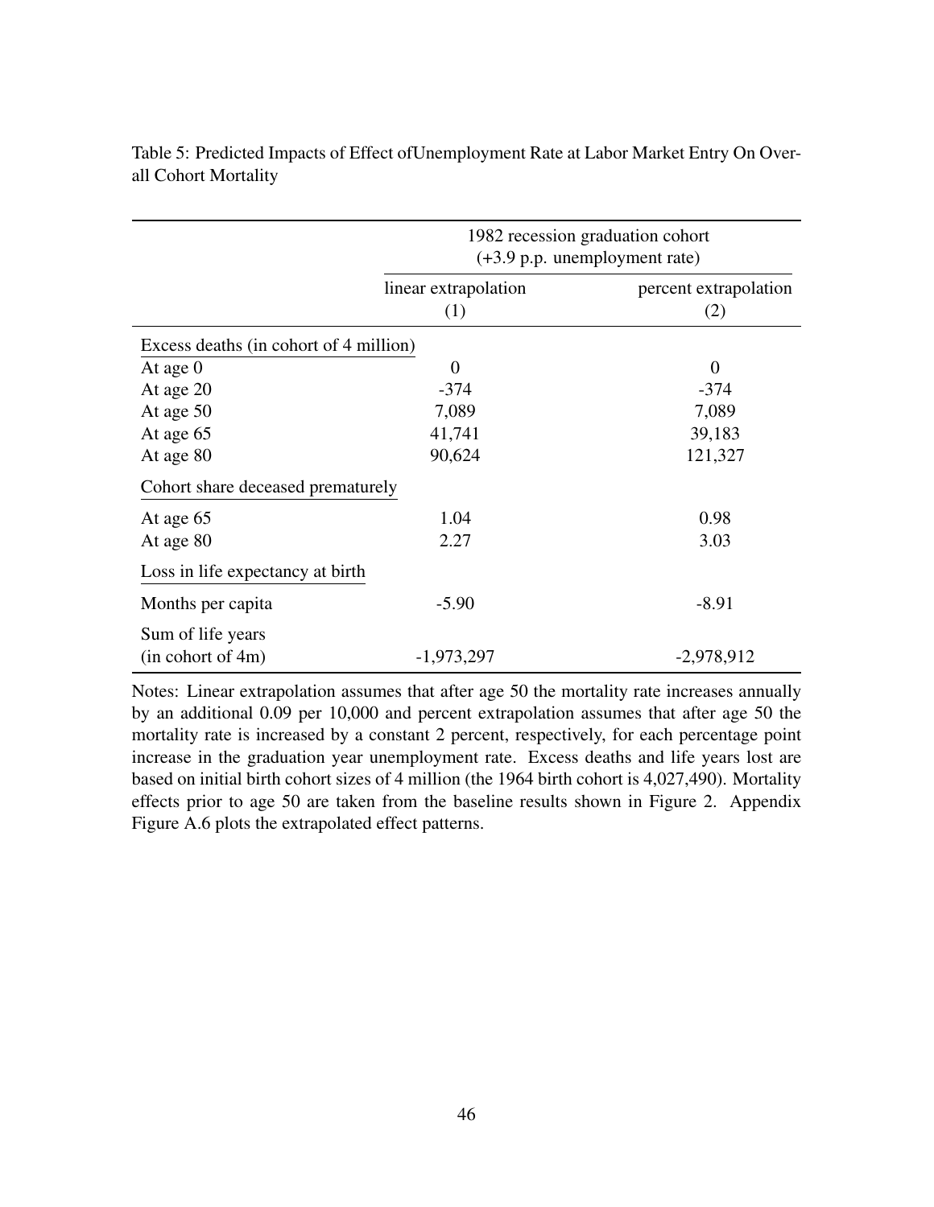Table 5: Predicted Impacts of Effect ofUnemployment Rate at Labor Market Entry On Overall Cohort Mortality

| | 1982 recession graduation cohort (+3.9 p.p. unemployment rate) | |
|---|---|---|
| | linear extrapolation (1) | percent extrapolation (2) |
| Excess deaths (in cohort of 4 million) | | |
| At age 0 | 0 | 0 |
| At age 20 | -374 | -374 |
| At age 50 | 7,089 | 7,089 |
| At age 65 | 41,741 | 39,183 |
| At age 80 | 90,624 | 121,327 |
| Cohort share deceased prematurely | | |
| At age 65 | 1.04 | 0.98 |
| At age 80 | 2.27 | 3.03 |
| Loss in life expectancy at birth | | |
| Months per capita | -5.90 | -8.91 |
| Sum of life years (in cohort of 4m) | -1,973,297 | -2,978,912 |

Notes: Linear extrapolation assumes that after age 50 the mortality rate increases annually by an additional 0.09 per 10,000 and percent extrapolation assumes that after age 50 the mortality rate is increased by a constant 2 percent, respectively, for each percentage point increase in the graduation year unemployment rate. Excess deaths and life years lost are based on initial birth cohort sizes of 4 million (the 1964 birth cohort is 4,027,490). Mortality effects prior to age 50 are taken from the baseline results shown in Figure 2. Appendix Figure A.6 plots the extrapolated effect patterns.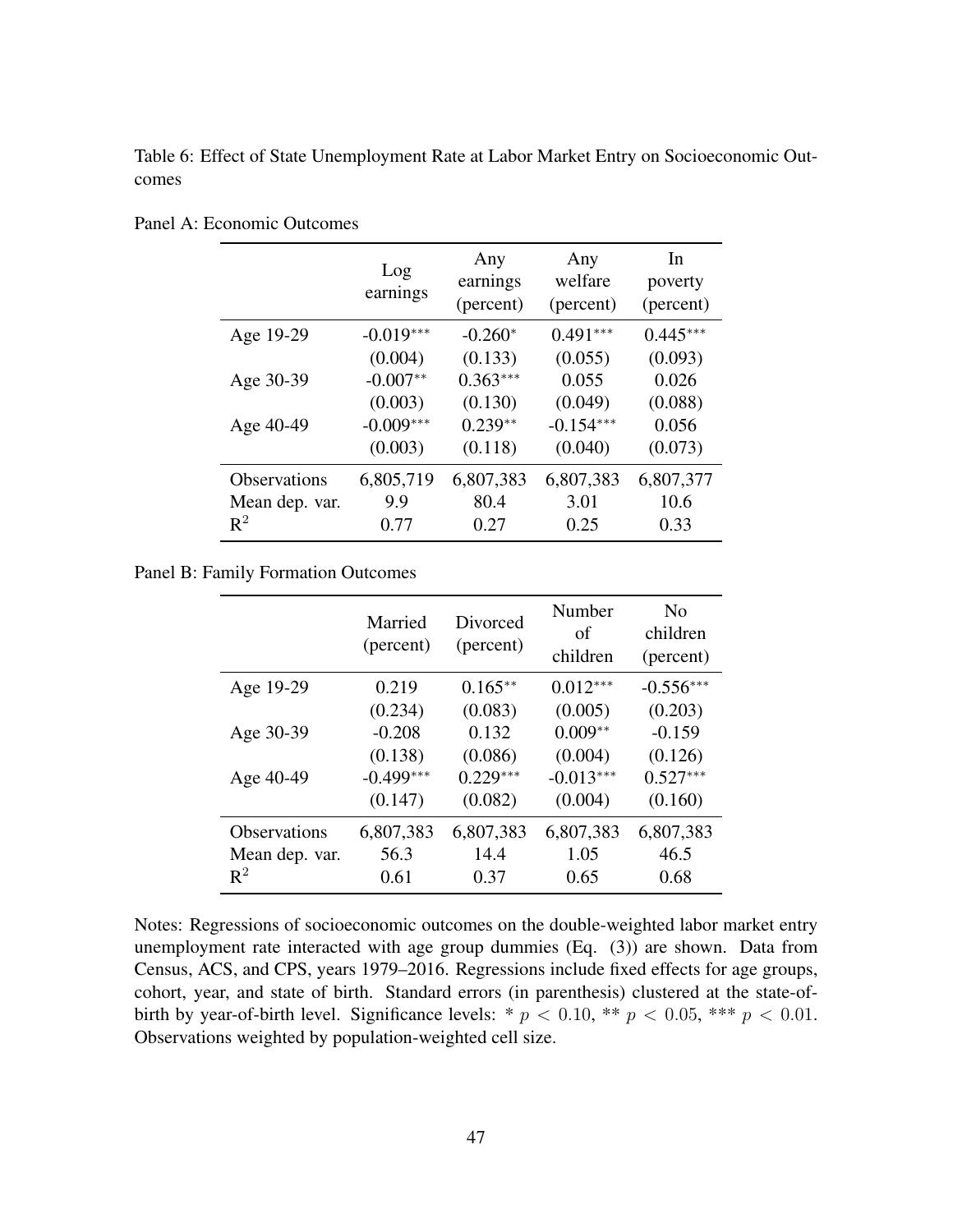Table 6: Effect of State Unemployment Rate at Labor Market Entry on Socioeconomic Outcomes

Panel A: Economic Outcomes

| | Log earnings | Any earnings (percent) | Any welfare (percent) | In poverty (percent) |
|---|---|---|---|---|
| Age 19-29 | -0.019*** | -0.260* | 0.491*** | 0.445*** |
| | (0.004) | (0.133) | (0.055) | (0.093) |
| Age 30-39 | -0.007** | 0.363*** | 0.055 | 0.026 |
| | (0.003) | (0.130) | (0.049) | (0.088) |
| Age 40-49 | -0.009*** | 0.239** | -0.154*** | 0.056 |
| | (0.003) | (0.118) | (0.040) | (0.073) |
| Observations | 6,805,719 | 6,807,383 | 6,807,383 | 6,807,377 |
| Mean dep. var. | 9.9 | 80.4 | 3.01 | 10.6 |
| $R^2$ | 0.77 | 0.27 | 0.25 | 0.33 |

Panel B: Family Formation Outcomes

| | Married (percent) | Divorced (percent) | Number of children | No children (percent) |
|---|---|---|---|---|
| Age 19-29 | 0.219 | 0.165** | 0.012*** | -0.556*** |
| | (0.234) | (0.083) | (0.005) | (0.203) |
| Age 30-39 | -0.208 | 0.132 | 0.009** | -0.159 |
| | (0.138) | (0.086) | (0.004) | (0.126) |
| Age 40-49 | -0.499*** | 0.229*** | -0.013*** | 0.527*** |
| | (0.147) | (0.082) | (0.004) | (0.160) |
| Observations | 6,807,383 | 6,807,383 | 6,807,383 | 6,807,383 |
| Mean dep. var. | 56.3 | 14.4 | 1.05 | 46.5 |
| $R^2$ | 0.61 | 0.37 | 0.65 | 0.68 |

Notes: Regressions of socioeconomic outcomes on the double-weighted labor market entry unemployment rate interacted with age group dummies (Eq. (3)) are shown. Data from Census, ACS, and CPS, years 1979–2016. Regressions include fixed effects for age groups, cohort, year, and state of birth. Standard errors (in parenthesis) clustered at the state-of-birth by year-of-birth level. Significance levels: * $p < 0.10$, ** $p < 0.05$, *** $p < 0.01$. Observations weighted by population-weighted cell size.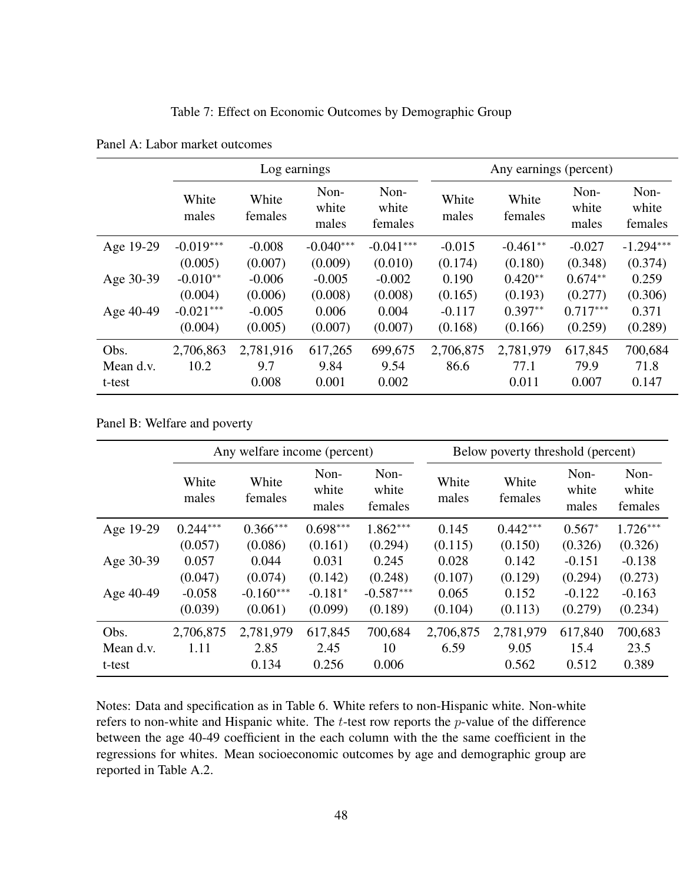Table 7: Effect on Economic Outcomes by Demographic Group

Panel A: Labor market outcomes

| | Log earnings | | | | Any earnings (percent) | | | |
|---|---|---|---|---|---|---|---|---|
| | White males | White females | Non-white males | Non-white females | White males | White females | Non-white males | Non-white females |
| Age 19-29 | -0.019*** | -0.008 | -0.040*** | -0.041*** | -0.015 | -0.461** | -0.027 | -1.294*** |
| | (0.005) | (0.007) | (0.009) | (0.010) | (0.174) | (0.180) | (0.348) | (0.374) |
| Age 30-39 | -0.010** | -0.006 | -0.005 | -0.002 | 0.190 | 0.420** | 0.674** | 0.259 |
| | (0.004) | (0.006) | (0.008) | (0.008) | (0.165) | (0.193) | (0.277) | (0.306) |
| Age 40-49 | -0.021*** | -0.005 | 0.006 | 0.004 | -0.117 | 0.397** | 0.717*** | 0.371 |
| | (0.004) | (0.005) | (0.007) | (0.007) | (0.168) | (0.166) | (0.259) | (0.289) |
| Obs. | 2,706,863 | 2,781,916 | 617,265 | 699,675 | 2,706,875 | 2,781,979 | 617,845 | 700,684 |
| Mean d.v. | 10.2 | 9.7 | 9.84 | 9.54 | 86.6 | 77.1 | 79.9 | 71.8 |
| t-test | | 0.008 | 0.001 | 0.002 | | 0.011 | 0.007 | 0.147 |

Panel B: Welfare and poverty

| | Any welfare income (percent) | | | | Below poverty threshold (percent) | | | |
|---|---|---|---|---|---|---|---|---|
| | White males | White females | Non-white males | Non-white females | White males | White females | Non-white males | Non-white females |
| Age 19-29 | 0.244*** | 0.366*** | 0.698*** | 1.862*** | 0.145 | 0.442*** | 0.567* | 1.726*** |
| | (0.057) | (0.086) | (0.161) | (0.294) | (0.115) | (0.150) | (0.326) | (0.326) |
| Age 30-39 | 0.057 | 0.044 | 0.031 | 0.245 | 0.028 | 0.142 | -0.151 | -0.138 |
| | (0.047) | (0.074) | (0.142) | (0.248) | (0.107) | (0.129) | (0.294) | (0.273) |
| Age 40-49 | -0.058 | -0.160*** | -0.181* | -0.587*** | 0.065 | 0.152 | -0.122 | -0.163 |
| | (0.039) | (0.061) | (0.099) | (0.189) | (0.104) | (0.113) | (0.279) | (0.234) |
| Obs. | 2,706,875 | 2,781,979 | 617,845 | 700,684 | 2,706,875 | 2,781,979 | 617,840 | 700,683 |
| Mean d.v. | 1.11 | 2.85 | 2.45 | 10 | 6.59 | 9.05 | 15.4 | 23.5 |
| t-test | | 0.134 | 0.256 | 0.006 | | 0.562 | 0.512 | 0.389 |

Notes: Data and specification as in Table 6. White refers to non-Hispanic white. Non-white refers to non-white and Hispanic white. The $t$-test row reports the $p$-value of the difference between the age 40-49 coefficient in the each column with the the same coefficient in the regressions for whites. Mean socioeconomic outcomes by age and demographic group are reported in Table A.2.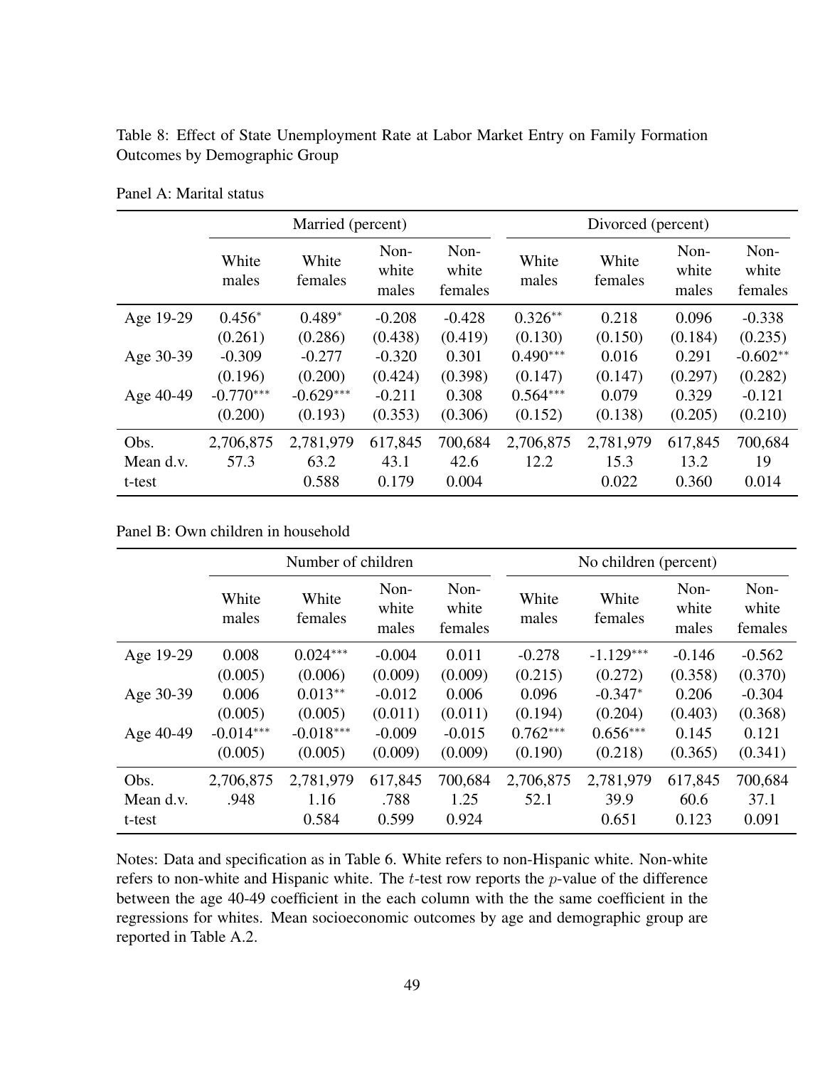Table 8: Effect of State Unemployment Rate at Labor Market Entry on Family Formation Outcomes by Demographic Group

Panel A: Marital status

| | Married (percent) | | | | Divorced (percent) | | | |
|---|---|---|---|---|---|---|---|---|
| | White males | White females | Non-white males | Non-white females | White males | White females | Non-white males | Non-white females |
| Age 19-29 | 0.456* | 0.489* | -0.208 | -0.428 | 0.326** | 0.218 | 0.096 | -0.338 |
| | (0.261) | (0.286) | (0.438) | (0.419) | (0.130) | (0.150) | (0.184) | (0.235) |
| Age 30-39 | -0.309 | -0.277 | -0.320 | 0.301 | 0.490*** | 0.016 | 0.291 | -0.602** |
| | (0.196) | (0.200) | (0.424) | (0.398) | (0.147) | (0.147) | (0.297) | (0.282) |
| Age 40-49 | -0.770*** | -0.629*** | -0.211 | 0.308 | 0.564*** | 0.079 | 0.329 | -0.121 |
| | (0.200) | (0.193) | (0.353) | (0.306) | (0.152) | (0.138) | (0.205) | (0.210) |
| Obs. | 2,706,875 | 2,781,979 | 617,845 | 700,684 | 2,706,875 | 2,781,979 | 617,845 | 700,684 |
| Mean d.v. | 57.3 | 63.2 | 43.1 | 42.6 | 12.2 | 15.3 | 13.2 | 19 |
| t-test | | 0.588 | 0.179 | 0.004 | | 0.022 | 0.360 | 0.014 |

Panel B: Own children in household

| | Number of children | | | | No children (percent) | | | |
|---|---|---|---|---|---|---|---|---|
| | White males | White females | Non-white males | Non-white females | White males | White females | Non-white males | Non-white females |
| Age 19-29 | 0.008 | 0.024*** | -0.004 | 0.011 | -0.278 | -1.129*** | -0.146 | -0.562 |
| | (0.005) | (0.006) | (0.009) | (0.009) | (0.215) | (0.272) | (0.358) | (0.370) |
| Age 30-39 | 0.006 | 0.013** | -0.012 | 0.006 | 0.096 | -0.347* | 0.206 | -0.304 |
| | (0.005) | (0.005) | (0.011) | (0.011) | (0.194) | (0.204) | (0.403) | (0.368) |
| Age 40-49 | -0.014*** | -0.018*** | -0.009 | -0.015 | 0.762*** | 0.656*** | 0.145 | 0.121 |
| | (0.005) | (0.005) | (0.009) | (0.009) | (0.190) | (0.218) | (0.365) | (0.341) |
| Obs. | 2,706,875 | 2,781,979 | 617,845 | 700,684 | 2,706,875 | 2,781,979 | 617,845 | 700,684 |
| Mean d.v. | .948 | 1.16 | .788 | 1.25 | 52.1 | 39.9 | 60.6 | 37.1 |
| t-test | | 0.584 | 0.599 | 0.924 | | 0.651 | 0.123 | 0.091 |

Notes: Data and specification as in Table 6. White refers to non-Hispanic white. Non-white refers to non-white and Hispanic white. The $t$-test row reports the $p$-value of the difference between the age 40-49 coefficient in the each column with the the same coefficient in the regressions for whites. Mean socioeconomic outcomes by age and demographic group are reported in Table A.2.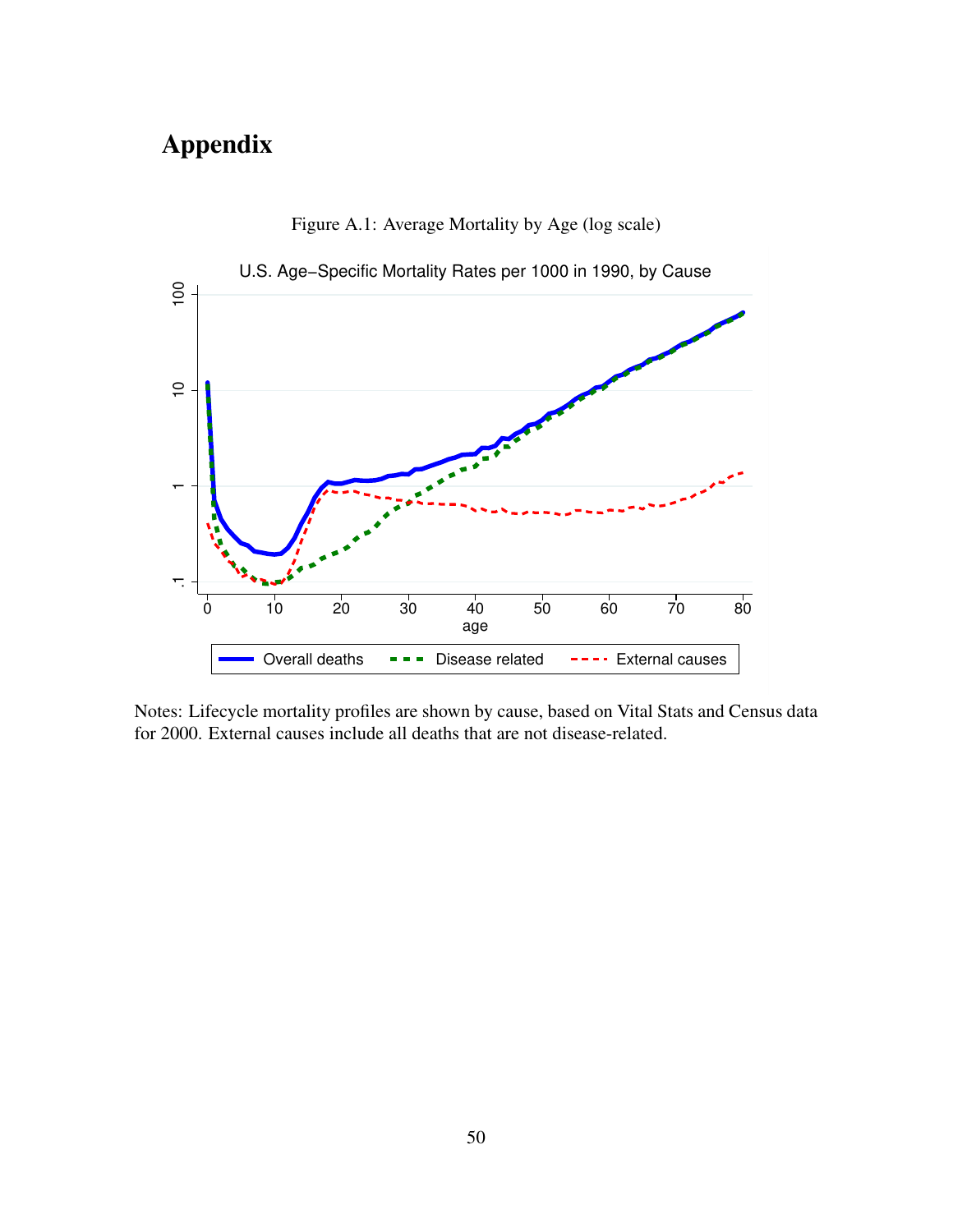# Appendix

Figure A.1: Average Mortality by Age (log scale)

Notes: Lifecycle mortality profiles are shown by cause, based on Vital Stats and Census data for 2000. External causes include all deaths that are not disease-related.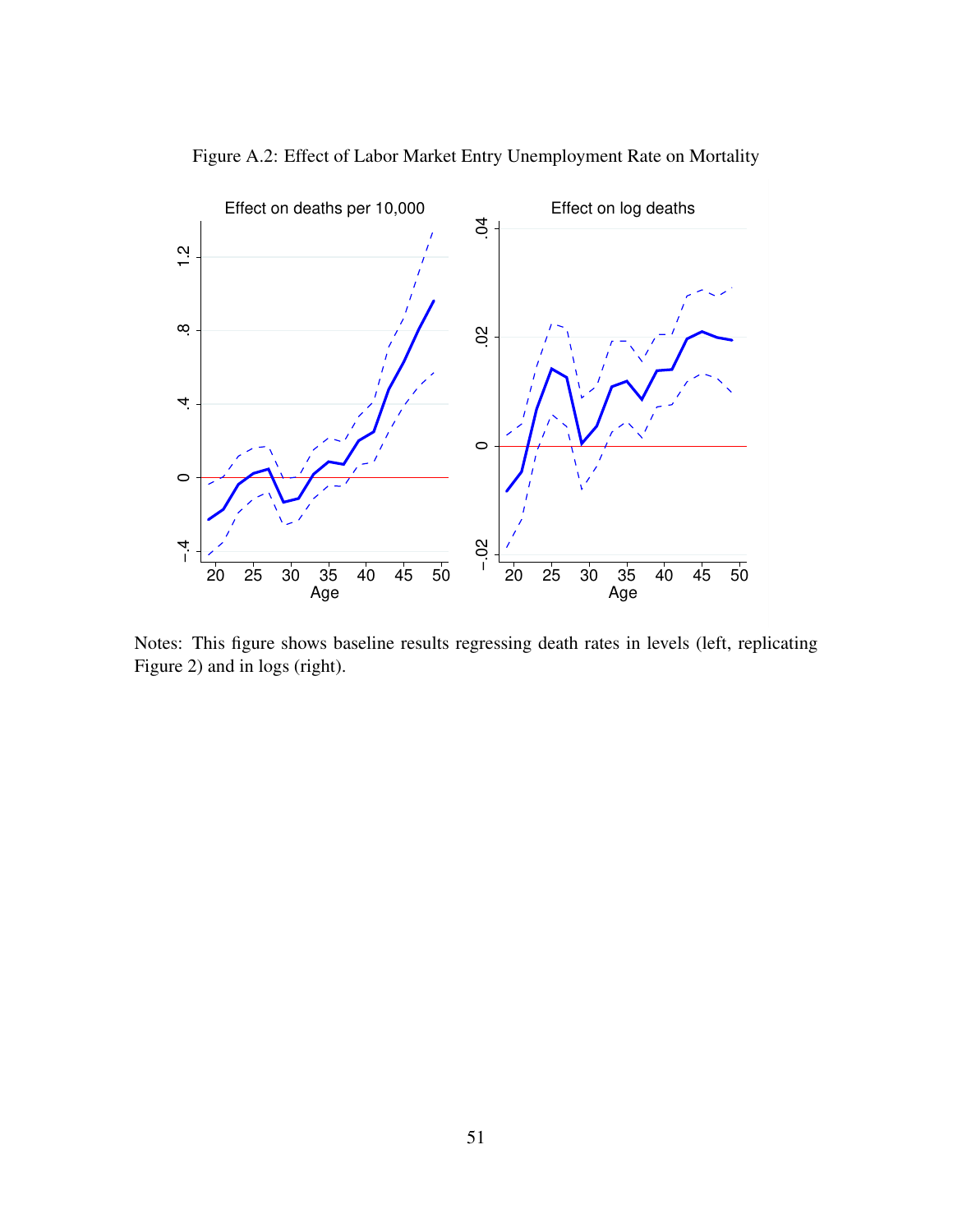Figure A.2: Effect of Labor Market Entry Unemployment Rate on Mortality

Notes: This figure shows baseline results regressing death rates in levels (left, replicating Figure 2) and in logs (right).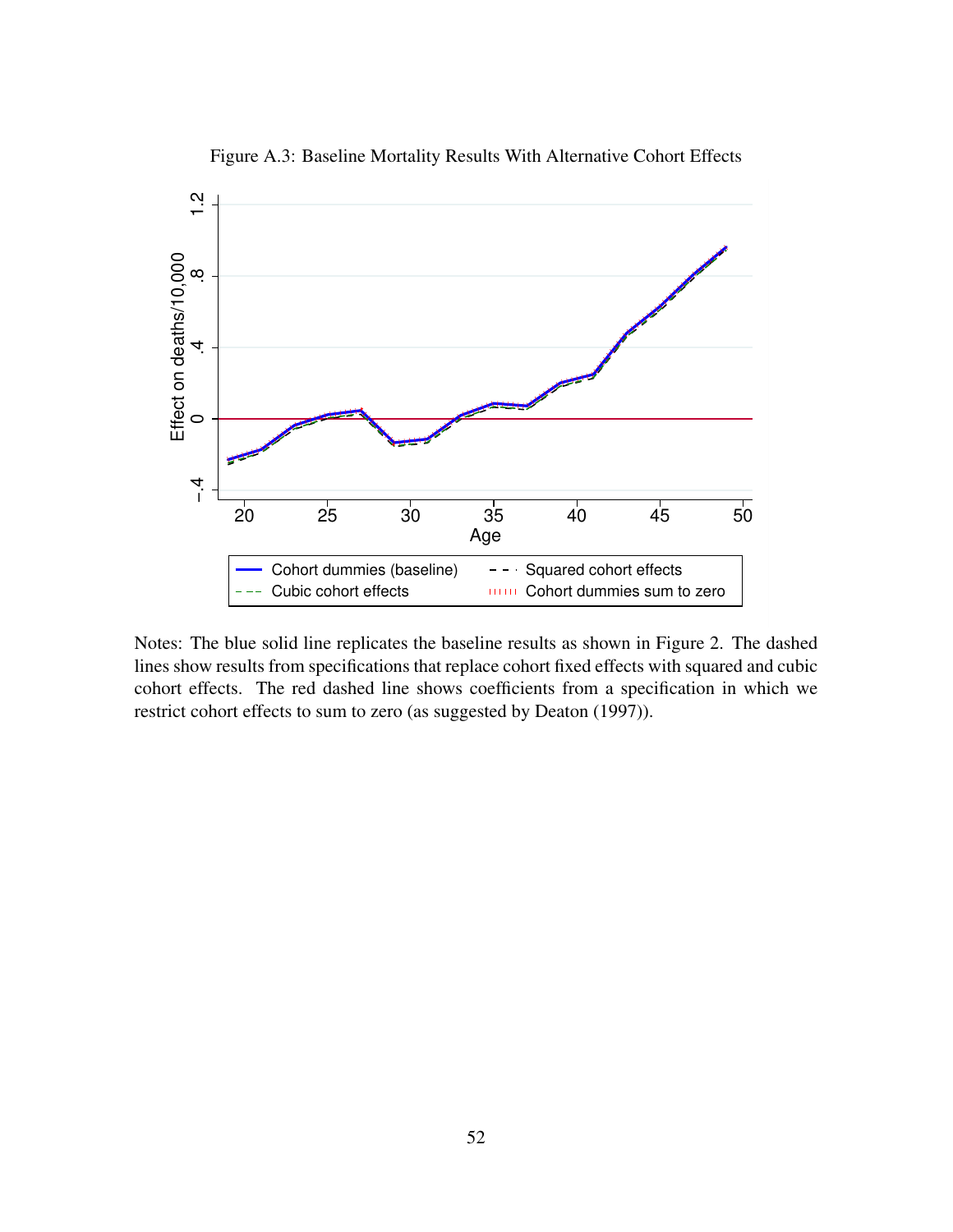Figure A.3: Baseline Mortality Results With Alternative Cohort Effects

Notes: The blue solid line replicates the baseline results as shown in Figure 2. The dashed lines show results from specifications that replace cohort fixed effects with squared and cubic cohort effects. The red dashed line shows coefficients from a specification in which we restrict cohort effects to sum to zero (as suggested by Deaton (1997)).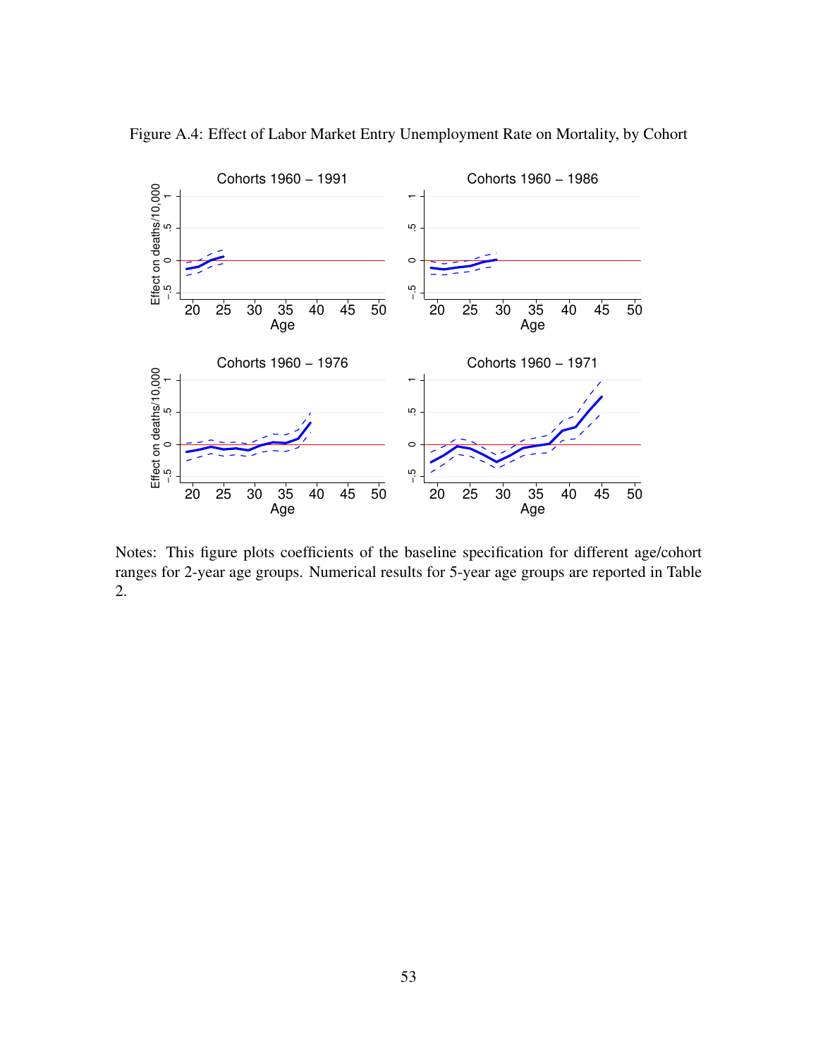Figure A.4: Effect of Labor Market Entry Unemployment Rate on Mortality, by Cohort

Notes: This figure plots coefficients of the baseline specification for different age/cohort ranges for 2-year age groups. Numerical results for 5-year age groups are reported in Table 2.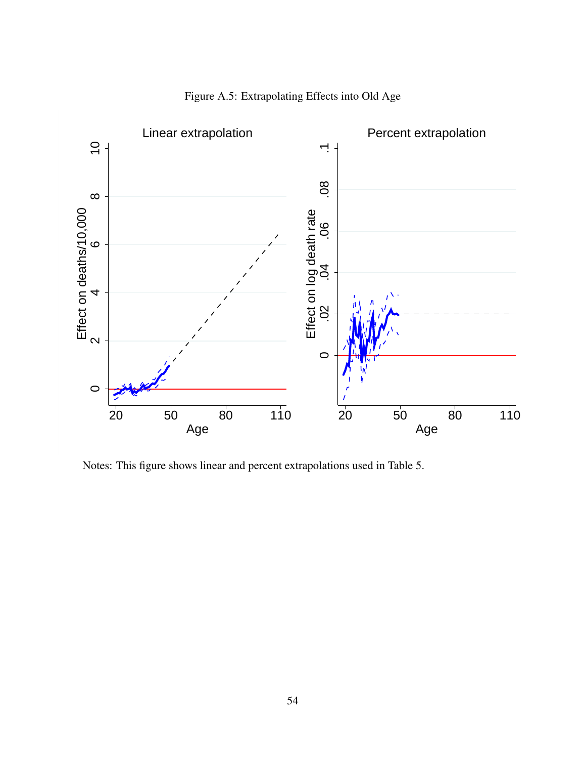Figure A.5: Extrapolating Effects into Old Age

Notes: This figure shows linear and percent extrapolations used in Table 5.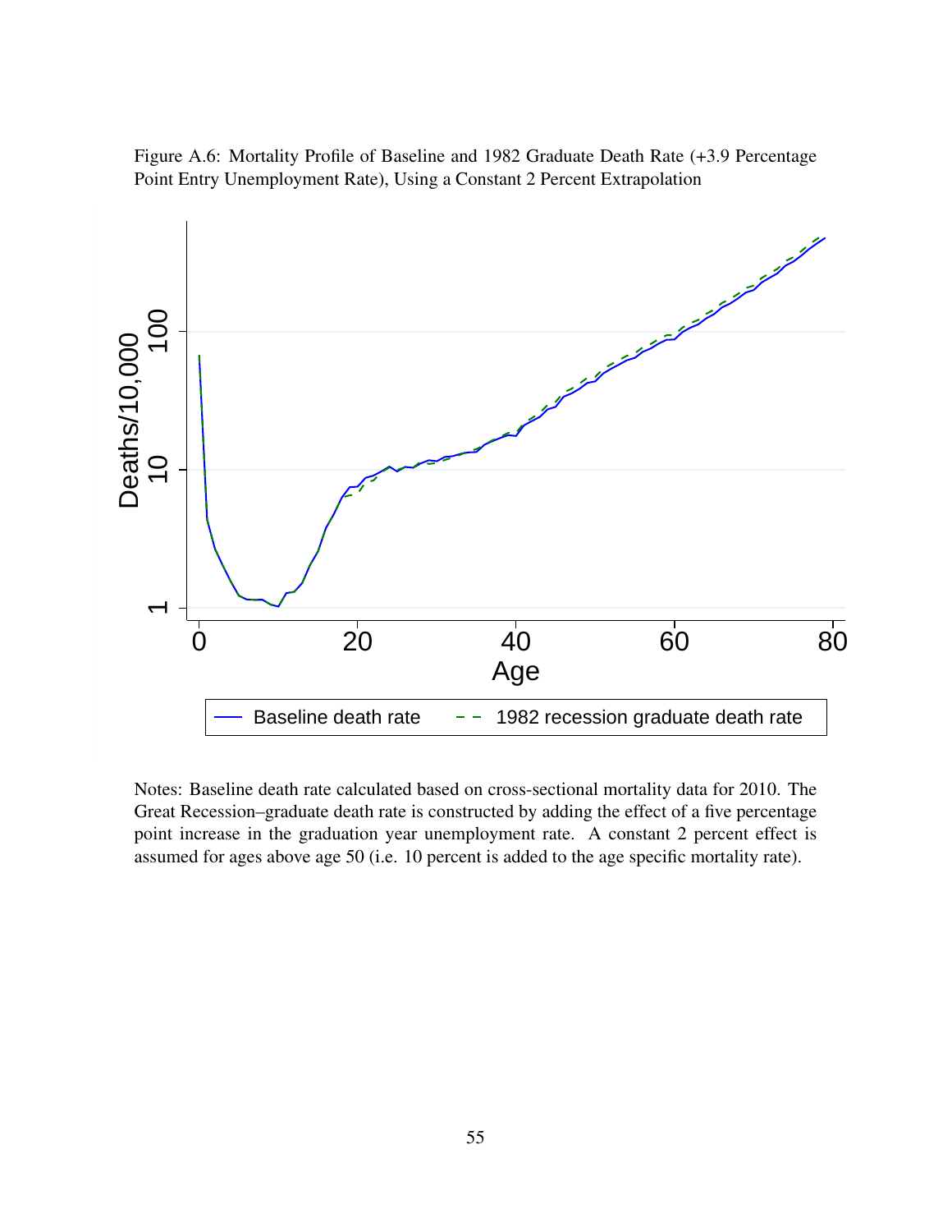Figure A.6: Mortality Profile of Baseline and 1982 Graduate Death Rate (+3.9 Percentage Point Entry Unemployment Rate), Using a Constant 2 Percent Extrapolation

Notes: Baseline death rate calculated based on cross-sectional mortality data for 2010. The Great Recession–graduate death rate is constructed by adding the effect of a five percentage point increase in the graduation year unemployment rate. A constant 2 percent effect is assumed for ages above age 50 (i.e. 10 percent is added to the age specific mortality rate).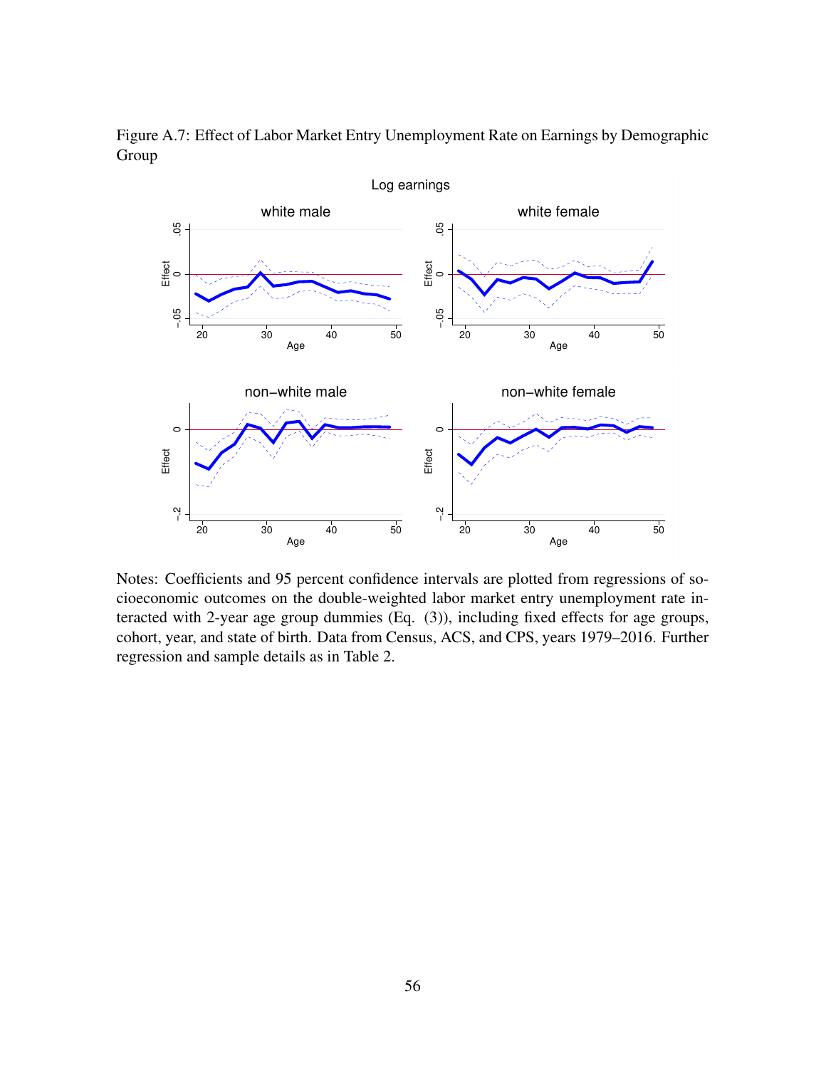Figure A.7: Effect of Labor Market Entry Unemployment Rate on Earnings by Demographic Group

Notes: Coefficients and 95 percent confidence intervals are plotted from regressions of socioeconomic outcomes on the double-weighted labor market entry unemployment rate interacted with 2-year age group dummies (Eq. (3)), including fixed effects for age groups, cohort, year, and state of birth. Data from Census, ACS, and CPS, years 1979–2016. Further regression and sample details as in Table 2.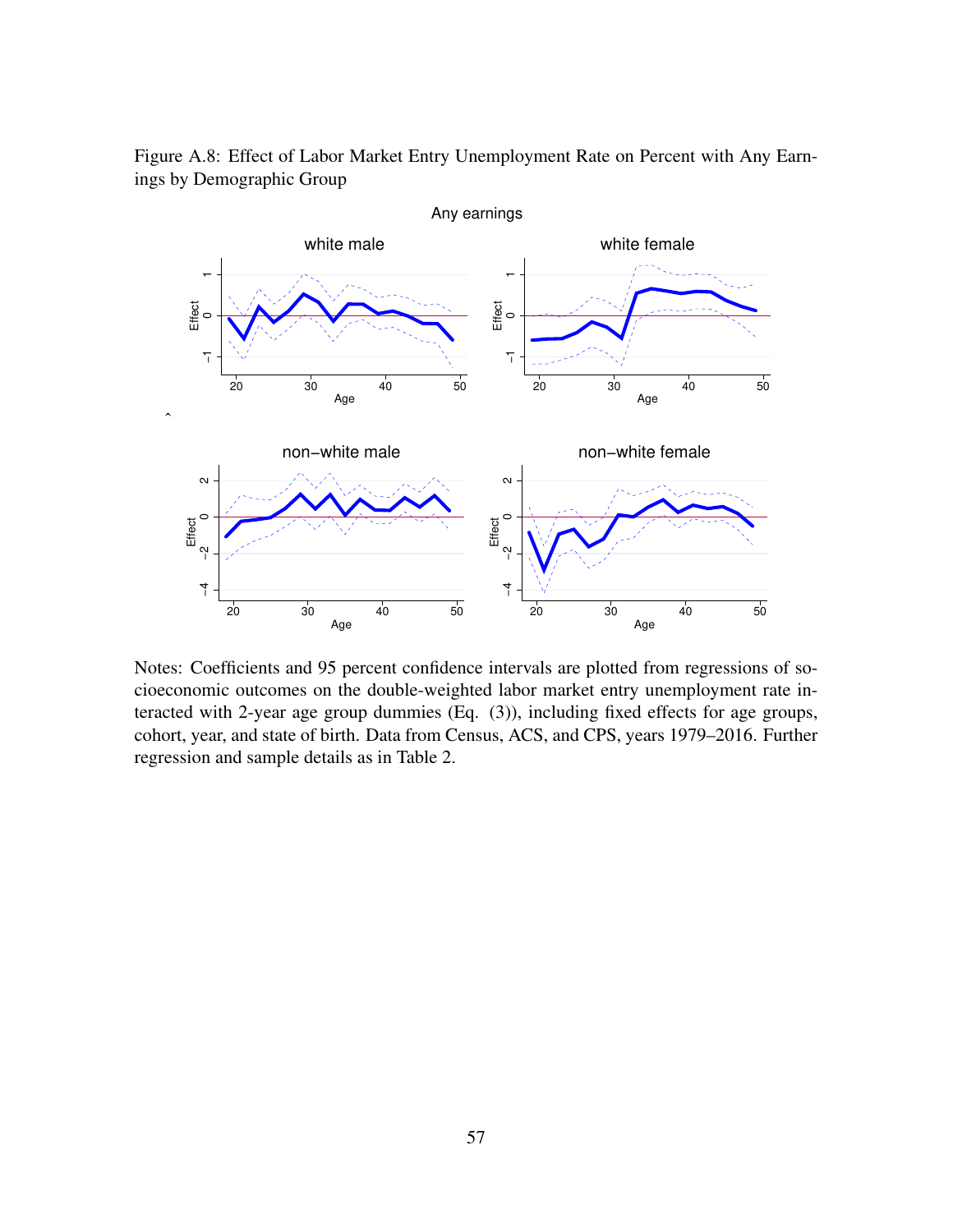Figure A.8: Effect of Labor Market Entry Unemployment Rate on Percent with Any Earnings by Demographic Group

Notes: Coefficients and 95 percent confidence intervals are plotted from regressions of socioeconomic outcomes on the double-weighted labor market entry unemployment rate interacted with 2-year age group dummies (Eq. (3)), including fixed effects for age groups, cohort, year, and state of birth. Data from Census, ACS, and CPS, years 1979–2016. Further regression and sample details as in Table 2.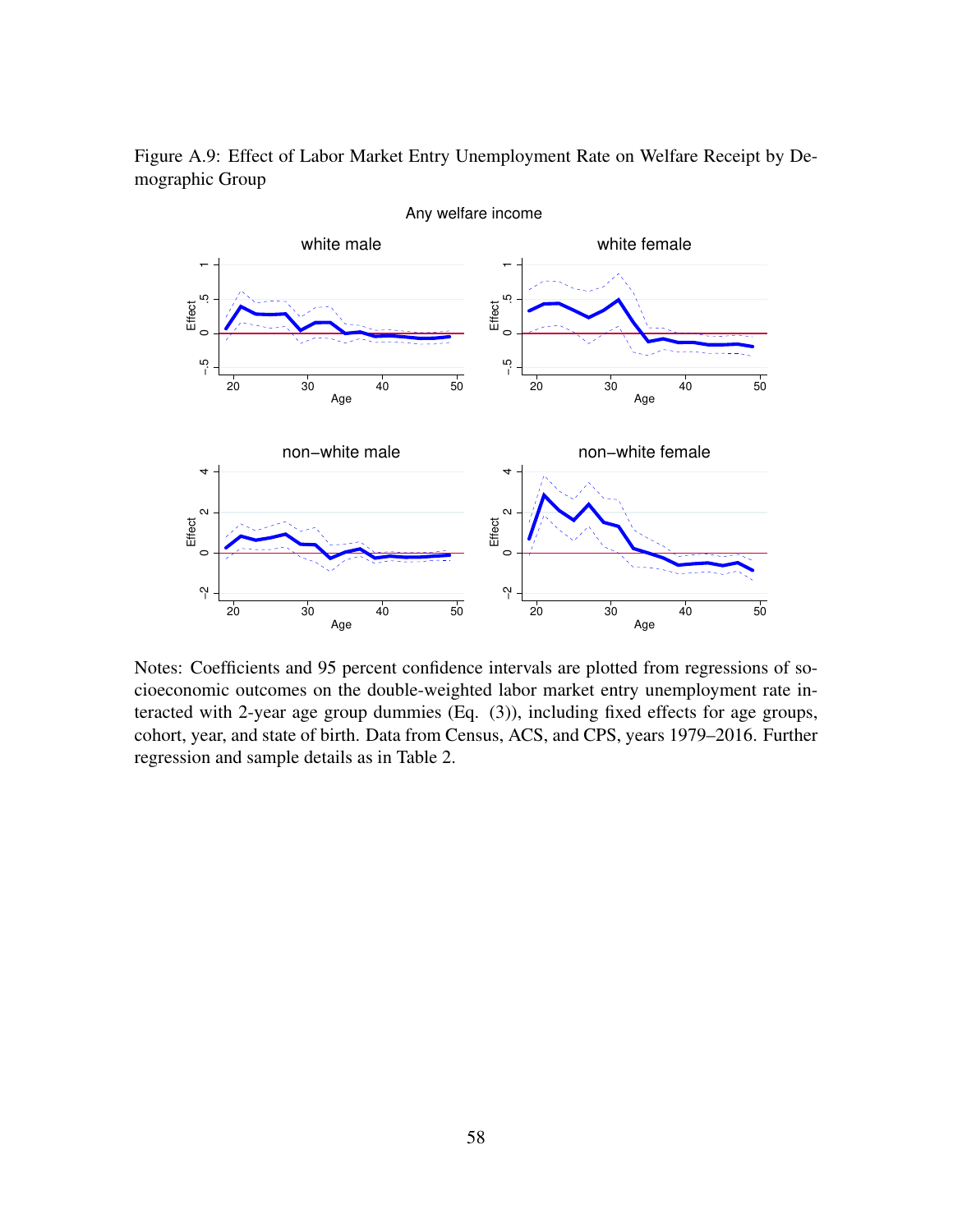Figure A.9: Effect of Labor Market Entry Unemployment Rate on Welfare Receipt by Demographic Group

Notes: Coefficients and 95 percent confidence intervals are plotted from regressions of socioeconomic outcomes on the double-weighted labor market entry unemployment rate interacted with 2-year age group dummies (Eq. (3)), including fixed effects for age groups, cohort, year, and state of birth. Data from Census, ACS, and CPS, years 1979–2016. Further regression and sample details as in Table 2.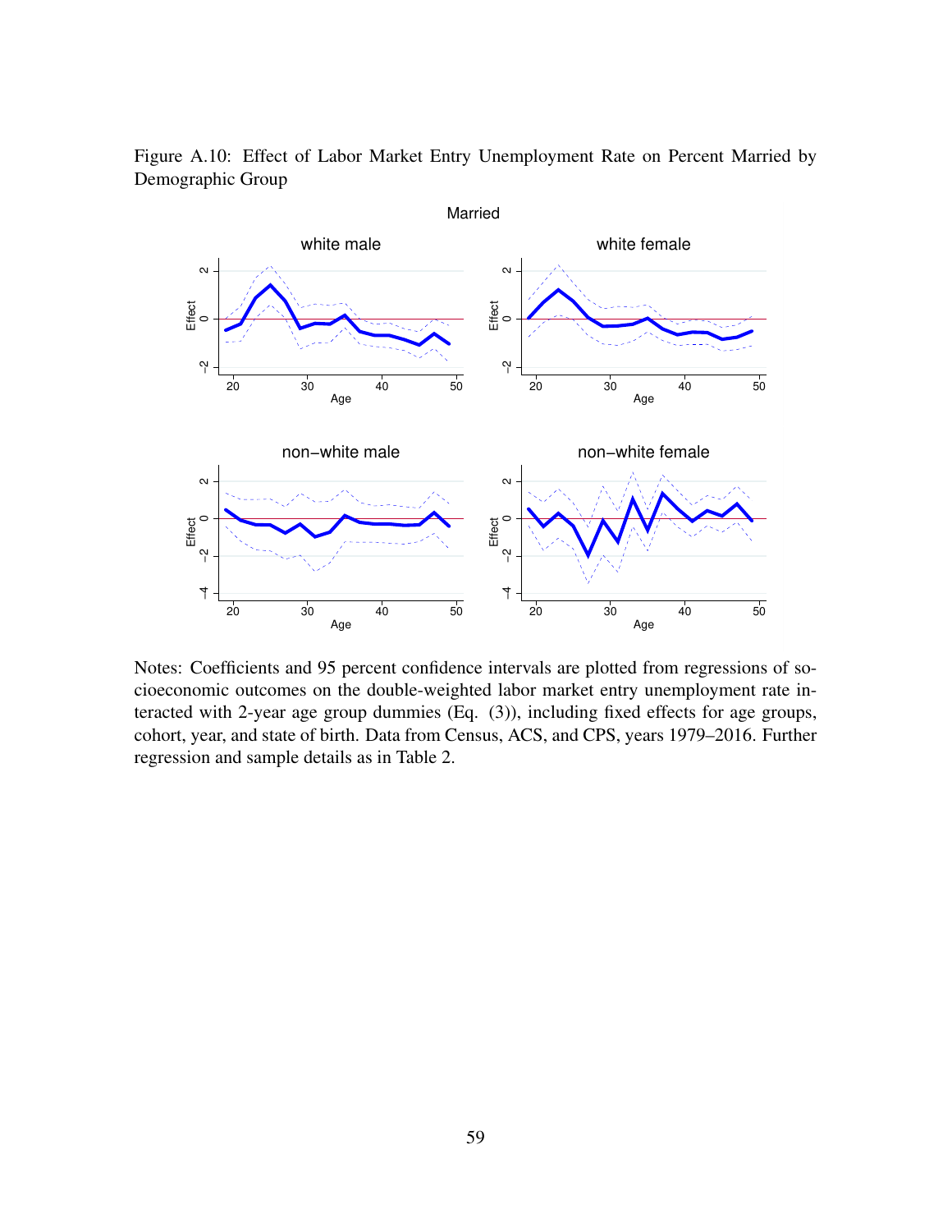Figure A.10: Effect of Labor Market Entry Unemployment Rate on Percent Married by Demographic Group

Notes: Coefficients and 95 percent confidence intervals are plotted from regressions of socioeconomic outcomes on the double-weighted labor market entry unemployment rate interacted with 2-year age group dummies (Eq. (3)), including fixed effects for age groups, cohort, year, and state of birth. Data from Census, ACS, and CPS, years 1979–2016. Further regression and sample details as in Table 2.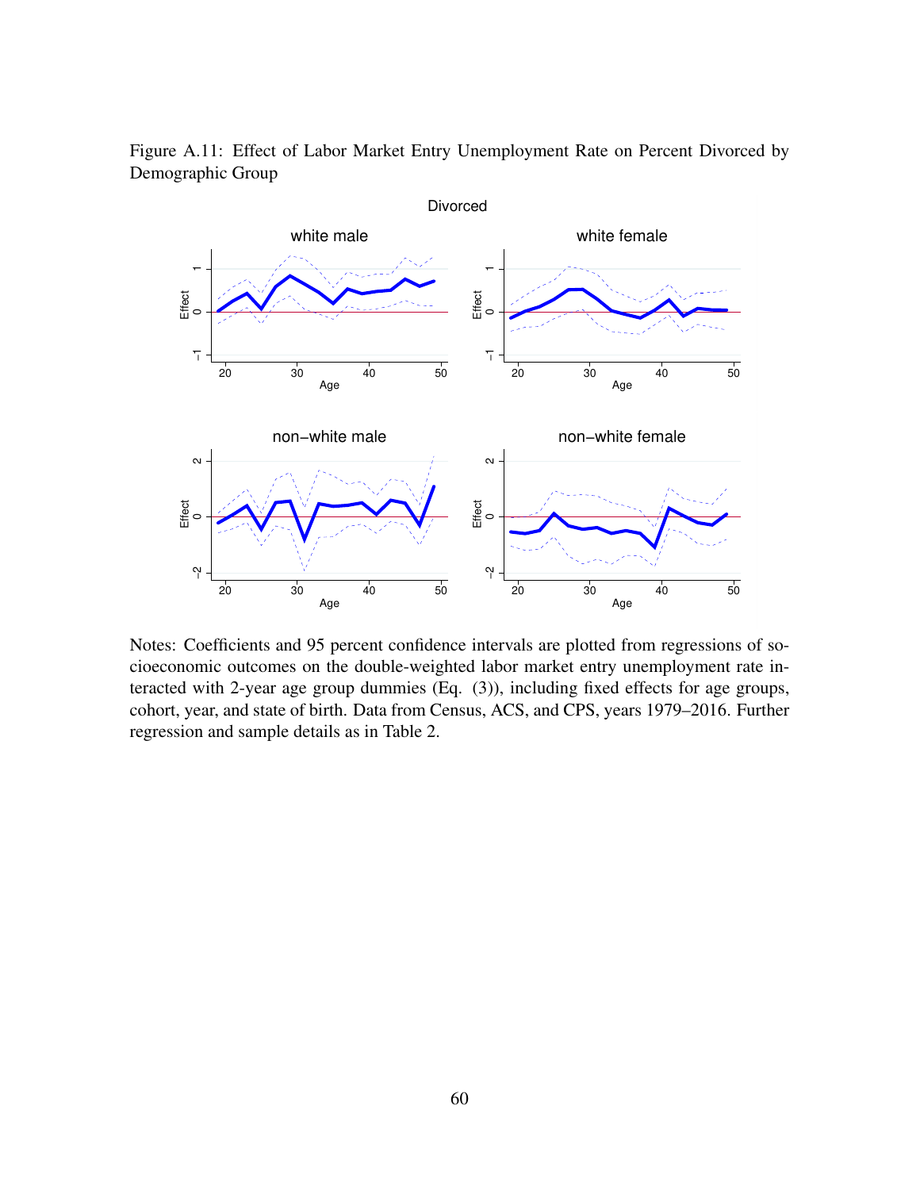Figure A.11: Effect of Labor Market Entry Unemployment Rate on Percent Divorced by Demographic Group

Notes: Coefficients and 95 percent confidence intervals are plotted from regressions of socioeconomic outcomes on the double-weighted labor market entry unemployment rate interacted with 2-year age group dummies (Eq. (3)), including fixed effects for age groups, cohort, year, and state of birth. Data from Census, ACS, and CPS, years 1979–2016. Further regression and sample details as in Table 2.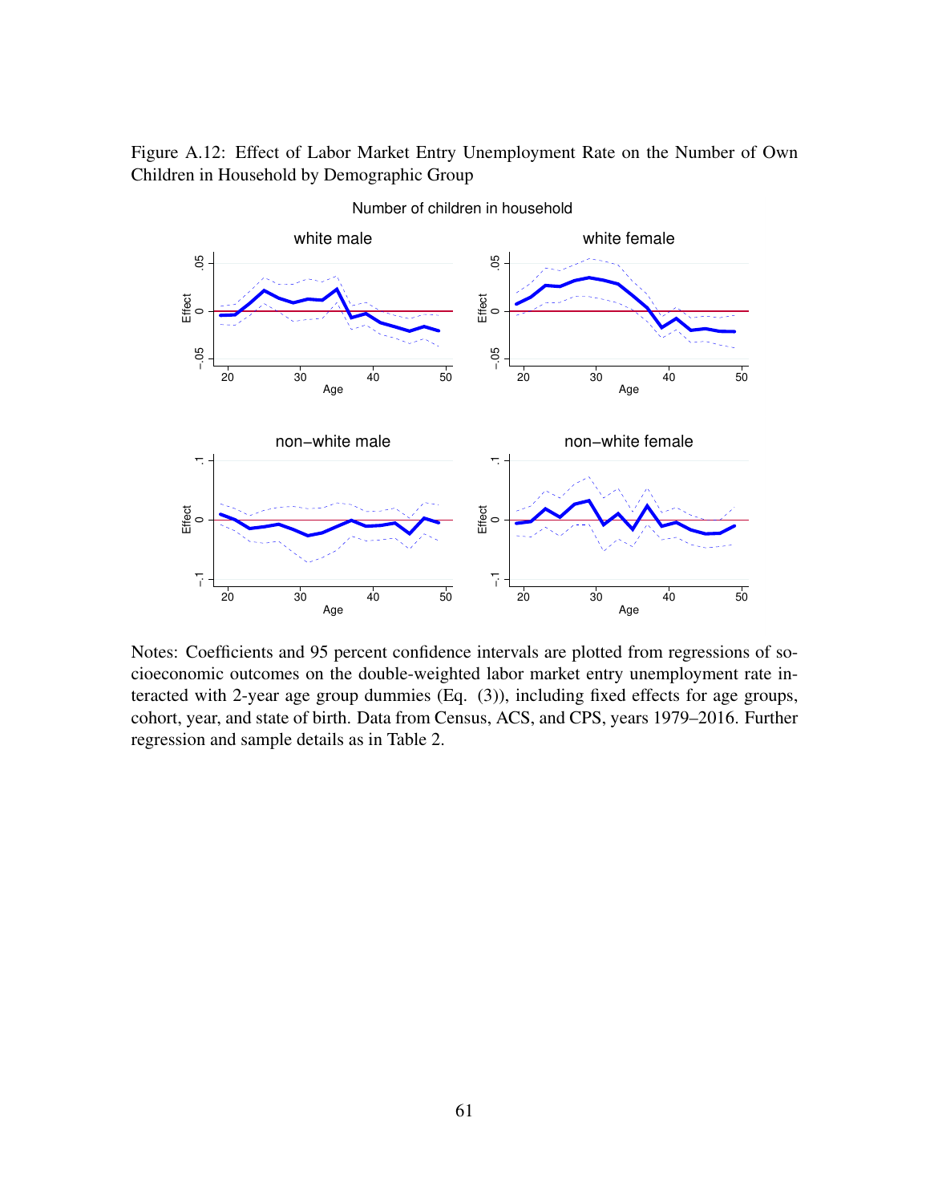Figure A.12: Effect of Labor Market Entry Unemployment Rate on the Number of Own Children in Household by Demographic Group

Notes: Coefficients and 95 percent confidence intervals are plotted from regressions of socioeconomic outcomes on the double-weighted labor market entry unemployment rate interacted with 2-year age group dummies (Eq. (3)), including fixed effects for age groups, cohort, year, and state of birth. Data from Census, ACS, and CPS, years 1979–2016. Further regression and sample details as in Table 2.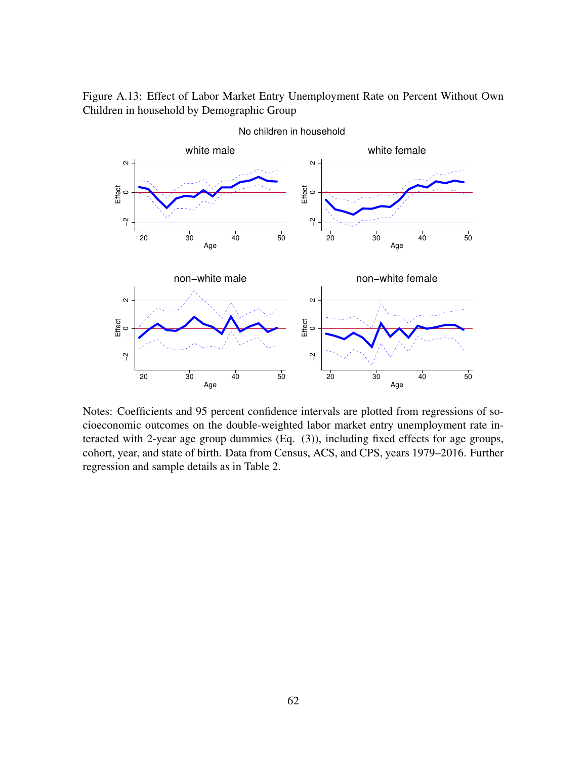Figure A.13: Effect of Labor Market Entry Unemployment Rate on Percent Without Own Children in household by Demographic Group

Notes: Coefficients and 95 percent confidence intervals are plotted from regressions of socioeconomic outcomes on the double-weighted labor market entry unemployment rate interacted with 2-year age group dummies (Eq. (3)), including fixed effects for age groups, cohort, year, and state of birth. Data from Census, ACS, and CPS, years 1979–2016. Further regression and sample details as in Table 2.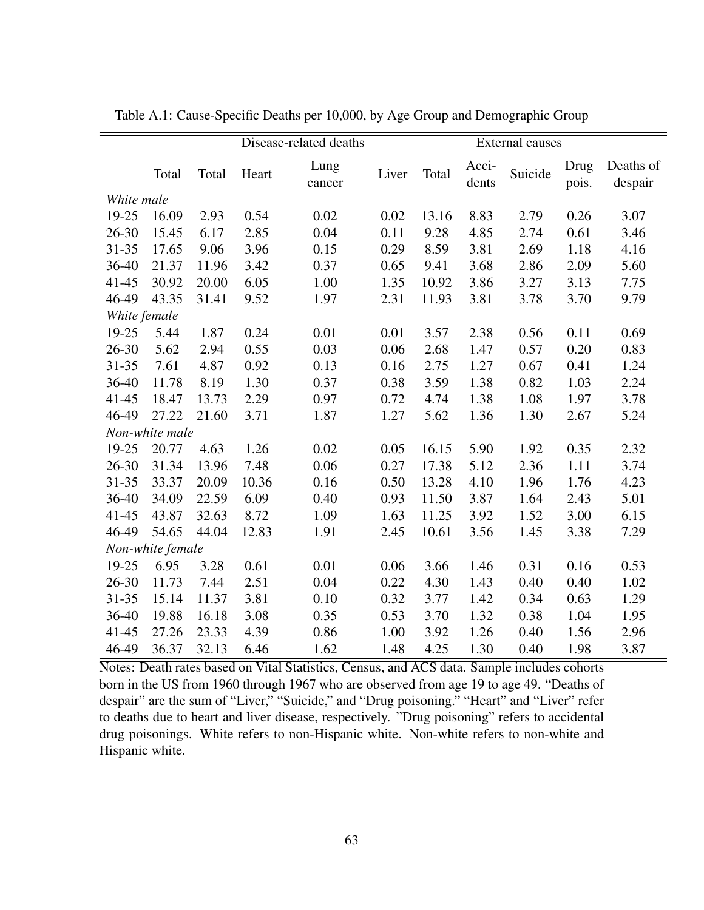Table A.1: Cause-Specific Deaths per 10,000, by Age Group and Demographic Group

| | | Disease-related deaths | | | | External causes | | | | |
|---|---|---|---|---|---|---|---|---|---|---|
| | Total | Total | Heart | Lung cancer | Liver | Total | Acci-dents | Suicide | Drug pois. | Deaths of despair |
| *White male* | | | | | | | | | | |
| 19-25 | 16.09 | 2.93 | 0.54 | 0.02 | 0.02 | 13.16 | 8.83 | 2.79 | 0.26 | 3.07 |
| 26-30 | 15.45 | 6.17 | 2.85 | 0.04 | 0.11 | 9.28 | 4.85 | 2.74 | 0.61 | 3.46 |
| 31-35 | 17.65 | 9.06 | 3.96 | 0.15 | 0.29 | 8.59 | 3.81 | 2.69 | 1.18 | 4.16 |
| 36-40 | 21.37 | 11.96 | 3.42 | 0.37 | 0.65 | 9.41 | 3.68 | 2.86 | 2.09 | 5.60 |
| 41-45 | 30.92 | 20.00 | 6.05 | 1.00 | 1.35 | 10.92 | 3.86 | 3.27 | 3.13 | 7.75 |
| 46-49 | 43.35 | 31.41 | 9.52 | 1.97 | 2.31 | 11.93 | 3.81 | 3.78 | 3.70 | 9.79 |
| *White female* | | | | | | | | | | |
| 19-25 | 5.44 | 1.87 | 0.24 | 0.01 | 0.01 | 3.57 | 2.38 | 0.56 | 0.11 | 0.69 |
| 26-30 | 5.62 | 2.94 | 0.55 | 0.03 | 0.06 | 2.68 | 1.47 | 0.57 | 0.20 | 0.83 |
| 31-35 | 7.61 | 4.87 | 0.92 | 0.13 | 0.16 | 2.75 | 1.27 | 0.67 | 0.41 | 1.24 |
| 36-40 | 11.78 | 8.19 | 1.30 | 0.37 | 0.38 | 3.59 | 1.38 | 0.82 | 1.03 | 2.24 |
| 41-45 | 18.47 | 13.73 | 2.29 | 0.97 | 0.72 | 4.74 | 1.38 | 1.08 | 1.97 | 3.78 |
| 46-49 | 27.22 | 21.60 | 3.71 | 1.87 | 1.27 | 5.62 | 1.36 | 1.30 | 2.67 | 5.24 |
| *Non-white male* | | | | | | | | | | |
| 19-25 | 20.77 | 4.63 | 1.26 | 0.02 | 0.05 | 16.15 | 5.90 | 1.92 | 0.35 | 2.32 |
| 26-30 | 31.34 | 13.96 | 7.48 | 0.06 | 0.27 | 17.38 | 5.12 | 2.36 | 1.11 | 3.74 |
| 31-35 | 33.37 | 20.09 | 10.36 | 0.16 | 0.50 | 13.28 | 4.10 | 1.96 | 1.76 | 4.23 |
| 36-40 | 34.09 | 22.59 | 6.09 | 0.40 | 0.93 | 11.50 | 3.87 | 1.64 | 2.43 | 5.01 |
| 41-45 | 43.87 | 32.63 | 8.72 | 1.09 | 1.63 | 11.25 | 3.92 | 1.52 | 3.00 | 6.15 |
| 46-49 | 54.65 | 44.04 | 12.83 | 1.91 | 2.45 | 10.61 | 3.56 | 1.45 | 3.38 | 7.29 |
| *Non-white female* | | | | | | | | | | |
| 19-25 | 6.95 | 3.28 | 0.61 | 0.01 | 0.06 | 3.66 | 1.46 | 0.31 | 0.16 | 0.53 |
| 26-30 | 11.73 | 7.44 | 2.51 | 0.04 | 0.22 | 4.30 | 1.43 | 0.40 | 0.40 | 1.02 |
| 31-35 | 15.14 | 11.37 | 3.81 | 0.10 | 0.32 | 3.77 | 1.42 | 0.34 | 0.63 | 1.29 |
| 36-40 | 19.88 | 16.18 | 3.08 | 0.35 | 0.53 | 3.70 | 1.32 | 0.38 | 1.04 | 1.95 |
| 41-45 | 27.26 | 23.33 | 4.39 | 0.86 | 1.00 | 3.92 | 1.26 | 0.40 | 1.56 | 2.96 |
| 46-49 | 36.37 | 32.13 | 6.46 | 1.62 | 1.48 | 4.25 | 1.30 | 0.40 | 1.98 | 3.87 |

Notes: Death rates based on Vital Statistics, Census, and ACS data. Sample includes cohorts born in the US from 1960 through 1967 who are observed from age 19 to age 49. "Deaths of despair" are the sum of "Liver," "Suicide," and "Drug poisoning." "Heart" and "Liver" refer to deaths due to heart and liver disease, respectively. "Drug poisoning" refers to accidental drug poisonings. White refers to non-Hispanic white. Non-white refers to non-white and Hispanic white.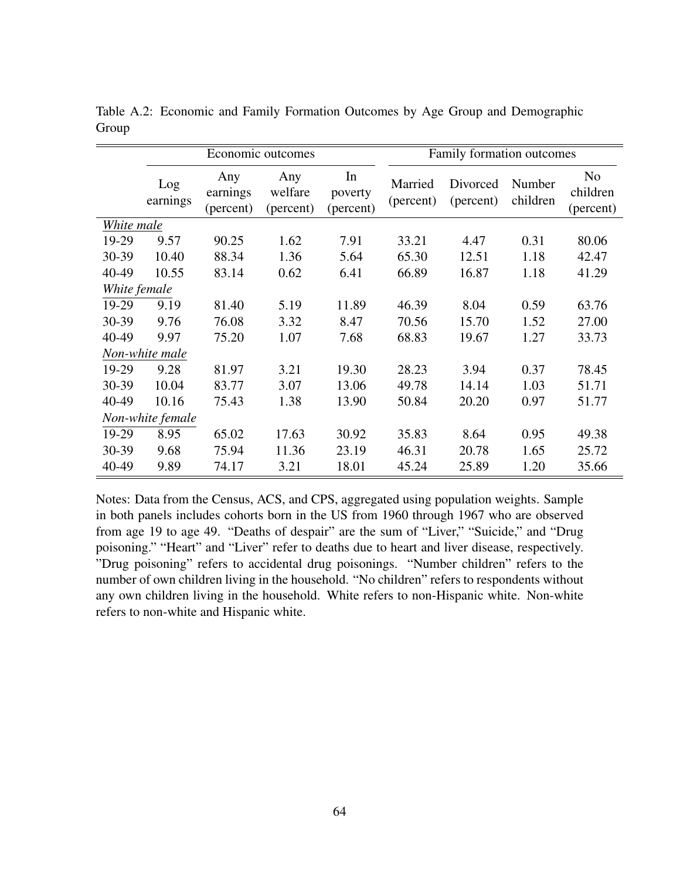Table A.2: Economic and Family Formation Outcomes by Age Group and Demographic Group

| | Economic outcomes | | | | Family formation outcomes | | | |
|---|---|---|---|---|---|---|---|---|
| | Log earnings | Any earnings (percent) | Any welfare (percent) | In poverty (percent) | Married (percent) | Divorced (percent) | Number children | No children (percent) |
| *White male* | | | | | | | | |
| 19-29 | 9.57 | 90.25 | 1.62 | 7.91 | 33.21 | 4.47 | 0.31 | 80.06 |
| 30-39 | 10.40 | 88.34 | 1.36 | 5.64 | 65.30 | 12.51 | 1.18 | 42.47 |
| 40-49 | 10.55 | 83.14 | 0.62 | 6.41 | 66.89 | 16.87 | 1.18 | 41.29 |
| *White female* | | | | | | | | |
| 19-29 | 9.19 | 81.40 | 5.19 | 11.89 | 46.39 | 8.04 | 0.59 | 63.76 |
| 30-39 | 9.76 | 76.08 | 3.32 | 8.47 | 70.56 | 15.70 | 1.52 | 27.00 |
| 40-49 | 9.97 | 75.20 | 1.07 | 7.68 | 68.83 | 19.67 | 1.27 | 33.73 |
| *Non-white male* | | | | | | | | |
| 19-29 | 9.28 | 81.97 | 3.21 | 19.30 | 28.23 | 3.94 | 0.37 | 78.45 |
| 30-39 | 10.04 | 83.77 | 3.07 | 13.06 | 49.78 | 14.14 | 1.03 | 51.71 |
| 40-49 | 10.16 | 75.43 | 1.38 | 13.90 | 50.84 | 20.20 | 0.97 | 51.77 |
| *Non-white female* | | | | | | | | |
| 19-29 | 8.95 | 65.02 | 17.63 | 30.92 | 35.83 | 8.64 | 0.95 | 49.38 |
| 30-39 | 9.68 | 75.94 | 11.36 | 23.19 | 46.31 | 20.78 | 1.65 | 25.72 |
| 40-49 | 9.89 | 74.17 | 3.21 | 18.01 | 45.24 | 25.89 | 1.20 | 35.66 |

Notes: Data from the Census, ACS, and CPS, aggregated using population weights. Sample in both panels includes cohorts born in the US from 1960 through 1967 who are observed from age 19 to age 49. "Deaths of despair" are the sum of "Liver," "Suicide," and "Drug poisoning." "Heart" and "Liver" refer to deaths due to heart and liver disease, respectively. "Drug poisoning" refers to accidental drug poisonings. "Number children" refers to the number of own children living in the household. "No children" refers to respondents without any own children living in the household. White refers to non-Hispanic white. Non-white refers to non-white and Hispanic white.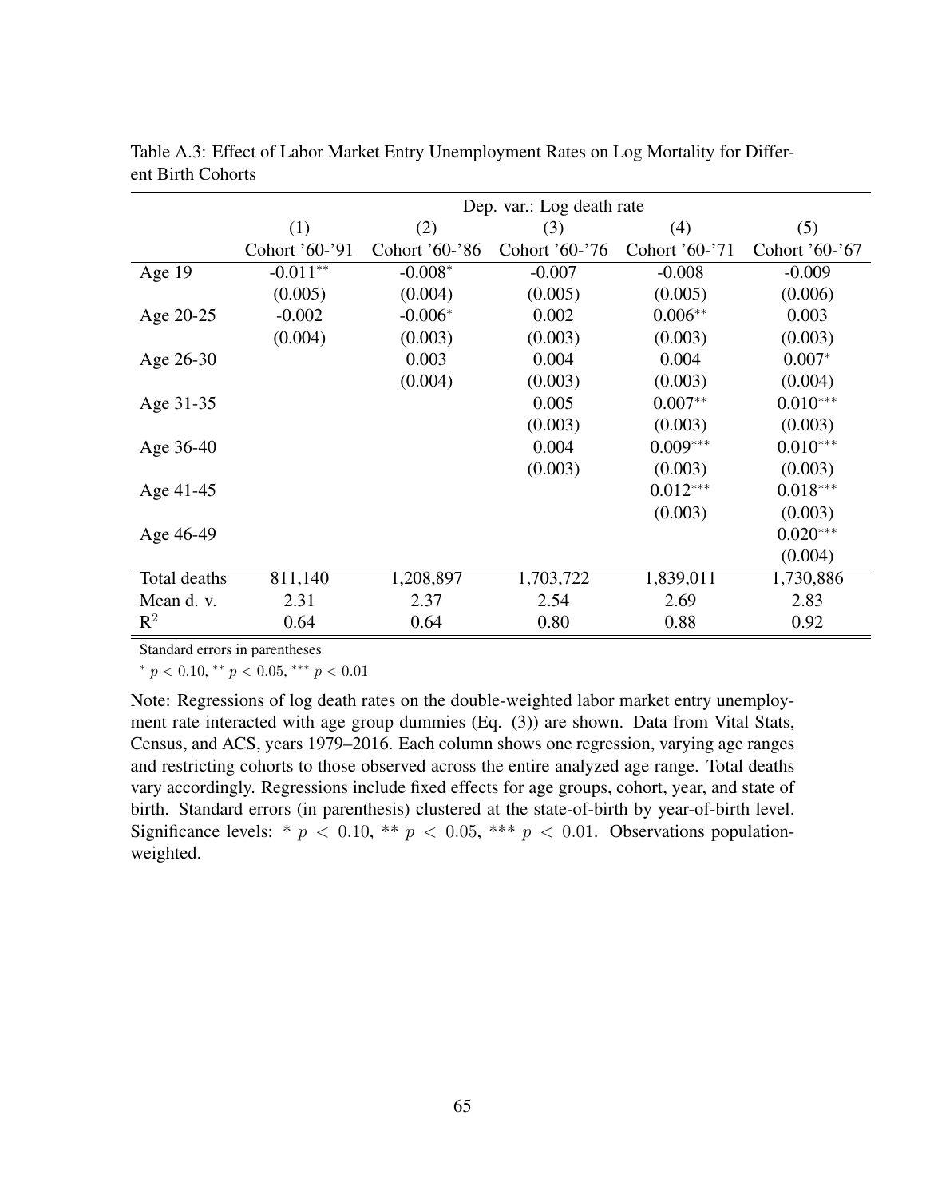Table A.3: Effect of Labor Market Entry Unemployment Rates on Log Mortality for Different Birth Cohorts

| | Dep. var.: Log death rate | | | | |
|---|---|---|---|---|---|
| | (1) | (2) | (3) | (4) | (5) |
| | Cohort '60-'91 | Cohort '60-'86 | Cohort '60-'76 | Cohort '60-'71 | Cohort '60-'67 |
| Age 19 | -0.011** | -0.008* | -0.007 | -0.008 | -0.009 |
| | (0.005) | (0.004) | (0.005) | (0.005) | (0.006) |
| Age 20-25 | -0.002 | -0.006* | 0.002 | 0.006** | 0.003 |
| | (0.004) | (0.003) | (0.003) | (0.003) | (0.003) |
| Age 26-30 | | 0.003 | 0.004 | 0.004 | 0.007* |
| | | (0.004) | (0.003) | (0.003) | (0.004) |
| Age 31-35 | | | 0.005 | 0.007** | 0.010*** |
| | | | (0.003) | (0.003) | (0.003) |
| Age 36-40 | | | 0.004 | 0.009*** | 0.010*** |
| | | | (0.003) | (0.003) | (0.003) |
| Age 41-45 | | | | 0.012*** | 0.018*** |
| | | | | (0.003) | (0.003) |
| Age 46-49 | | | | | 0.020*** |
| | | | | | (0.004) |
| Total deaths | 811,140 | 1,208,897 | 1,703,722 | 1,839,011 | 1,730,886 |
| Mean d. v. | 2.31 | 2.37 | 2.54 | 2.69 | 2.83 |
| $R^2$ | 0.64 | 0.64 | 0.80 | 0.88 | 0.92 |

Standard errors in parentheses

* $p < 0.10$, ** $p < 0.05$, *** $p < 0.01$

Note: Regressions of log death rates on the double-weighted labor market entry unemployment rate interacted with age group dummies (Eq. (3)) are shown. Data from Vital Stats, Census, and ACS, years 1979–2016. Each column shows one regression, varying age ranges and restricting cohorts to those observed across the entire analyzed age range. Total deaths vary accordingly. Regressions include fixed effects for age groups, cohort, year, and state of birth. Standard errors (in parenthesis) clustered at the state-of-birth by year-of-birth level. Significance levels: * $p < 0.10$, ** $p < 0.05$, *** $p < 0.01$. Observations population-weighted.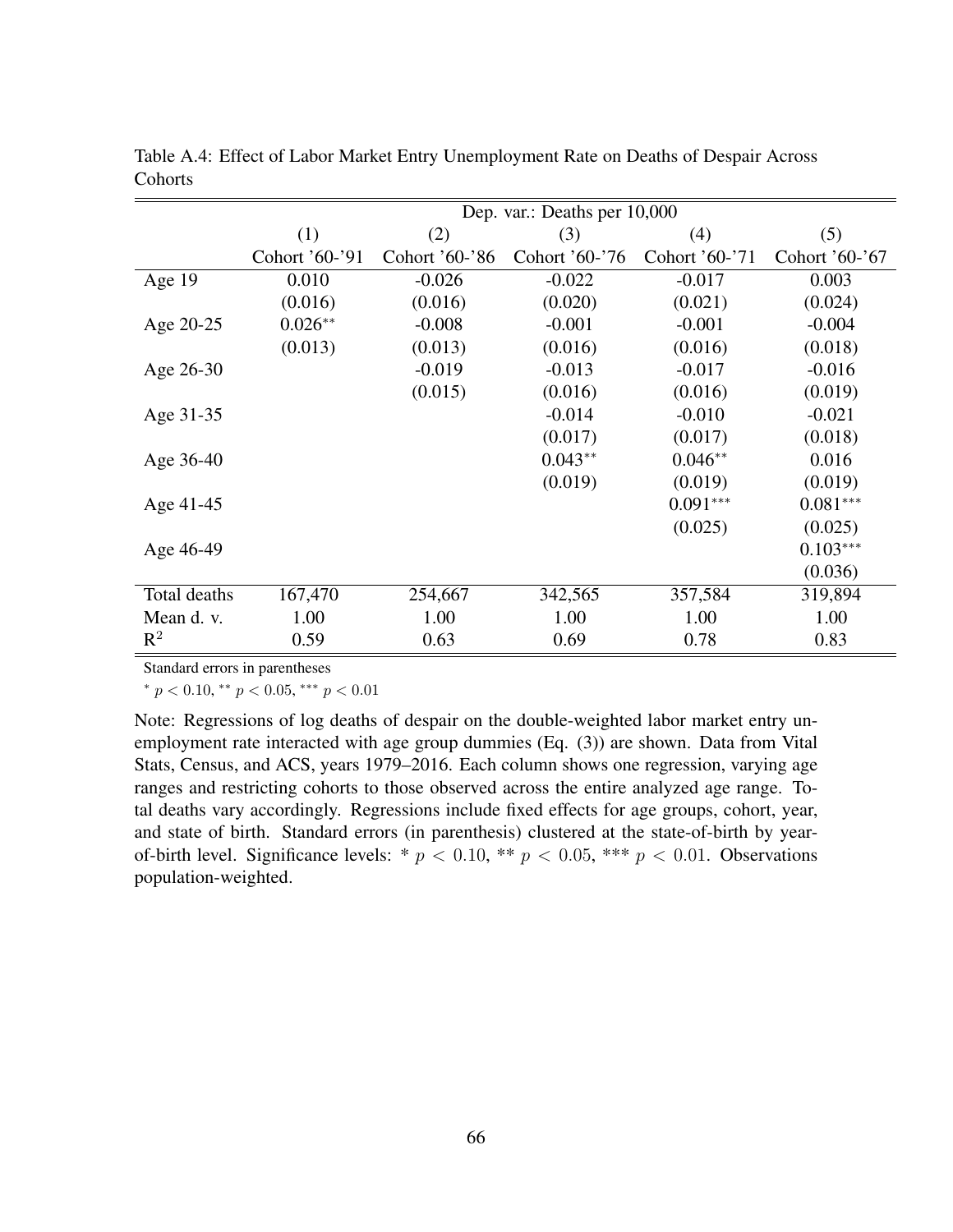Table A.4: Effect of Labor Market Entry Unemployment Rate on Deaths of Despair Across Cohorts

| | Dep. var.: Deaths per 10,000 | | | | |
|---|---|---|---|---|---|
| | (1) | (2) | (3) | (4) | (5) |
| | Cohort '60-'91 | Cohort '60-'86 | Cohort '60-'76 | Cohort '60-'71 | Cohort '60-'67 |
| Age 19 | 0.010 | -0.026 | -0.022 | -0.017 | 0.003 |
| | (0.016) | (0.016) | (0.020) | (0.021) | (0.024) |
| Age 20-25 | 0.026** | -0.008 | -0.001 | -0.001 | -0.004 |
| | (0.013) | (0.013) | (0.016) | (0.016) | (0.018) |
| Age 26-30 | | -0.019 | -0.013 | -0.017 | -0.016 |
| | | (0.015) | (0.016) | (0.016) | (0.019) |
| Age 31-35 | | | -0.014 | -0.010 | -0.021 |
| | | | (0.017) | (0.017) | (0.018) |
| Age 36-40 | | | 0.043** | 0.046** | 0.016 |
| | | | (0.019) | (0.019) | (0.019) |
| Age 41-45 | | | | 0.091*** | 0.081*** |
| | | | | (0.025) | (0.025) |
| Age 46-49 | | | | | 0.103*** |
| | | | | | (0.036) |
| Total deaths | 167,470 | 254,667 | 342,565 | 357,584 | 319,894 |
| Mean d. v. | 1.00 | 1.00 | 1.00 | 1.00 | 1.00 |
| $R^2$ | 0.59 | 0.63 | 0.69 | 0.78 | 0.83 |

Standard errors in parentheses

* $p < 0.10$, ** $p < 0.05$, *** $p < 0.01$

Note: Regressions of log deaths of despair on the double-weighted labor market entry unemployment rate interacted with age group dummies (Eq. (3)) are shown. Data from Vital Stats, Census, and ACS, years 1979–2016. Each column shows one regression, varying age ranges and restricting cohorts to those observed across the entire analyzed age range. Total deaths vary accordingly. Regressions include fixed effects for age groups, cohort, year, and state of birth. Standard errors (in parenthesis) clustered at the state-of-birth by year-of-birth level. Significance levels: * $p < 0.10$, ** $p < 0.05$, *** $p < 0.01$. Observations population-weighted.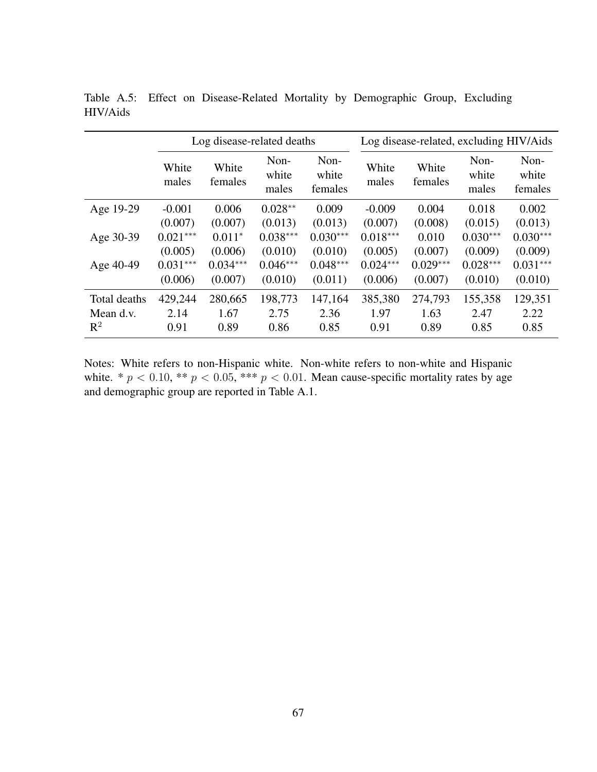Table A.5: Effect on Disease-Related Mortality by Demographic Group, Excluding HIV/Aids

| | Log disease-related deaths | | | | Log disease-related, excluding HIV/Aids | | | |
|---|---|---|---|---|---|---|---|---|
| | White males | White females | Non-white males | Non-white females | White males | White females | Non-white males | Non-white females |
| Age 19-29 | -0.001 | 0.006 | 0.028** | 0.009 | -0.009 | 0.004 | 0.018 | 0.002 |
| | (0.007) | (0.007) | (0.013) | (0.013) | (0.007) | (0.008) | (0.015) | (0.013) |
| Age 30-39 | 0.021*** | 0.011* | 0.038*** | 0.030*** | 0.018*** | 0.010 | 0.030*** | 0.030*** |
| | (0.005) | (0.006) | (0.010) | (0.010) | (0.005) | (0.007) | (0.009) | (0.009) |
| Age 40-49 | 0.031*** | 0.034*** | 0.046*** | 0.048*** | 0.024*** | 0.029*** | 0.028*** | 0.031*** |
| | (0.006) | (0.007) | (0.010) | (0.011) | (0.006) | (0.007) | (0.010) | (0.010) |
| Total deaths | 429,244 | 280,665 | 198,773 | 147,164 | 385,380 | 274,793 | 155,358 | 129,351 |
| Mean d.v. | 2.14 | 1.67 | 2.75 | 2.36 | 1.97 | 1.63 | 2.47 | 2.22 |
| $R^2$ | 0.91 | 0.89 | 0.86 | 0.85 | 0.91 | 0.89 | 0.85 | 0.85 |

Notes: White refers to non-Hispanic white. Non-white refers to non-white and Hispanic white. * $p < 0.10$, ** $p < 0.05$, *** $p < 0.01$. Mean cause-specific mortality rates by age and demographic group are reported in Table A.1.